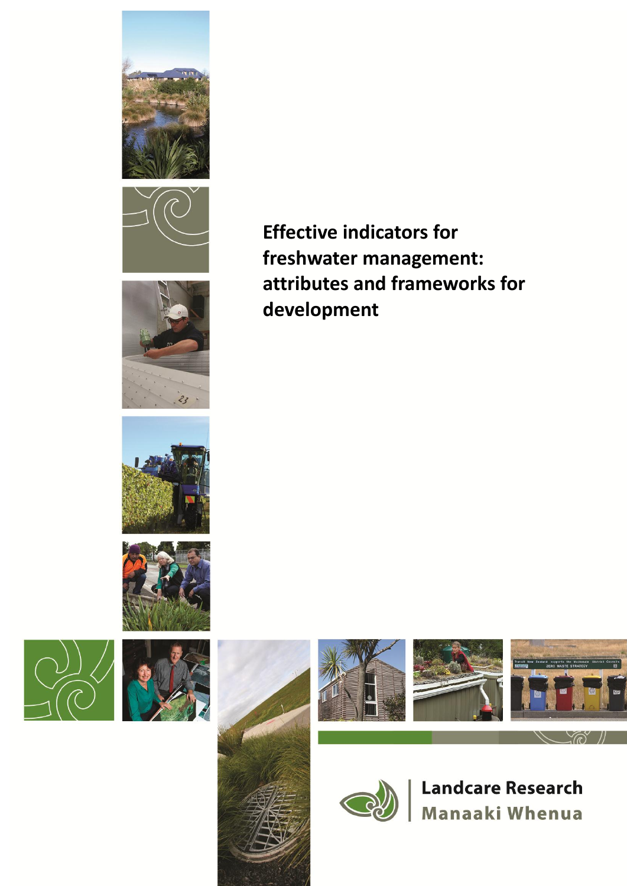# Effective indicators for freshwater management: attributes and frameworks for development

Landcare Research
Manaaki Whenua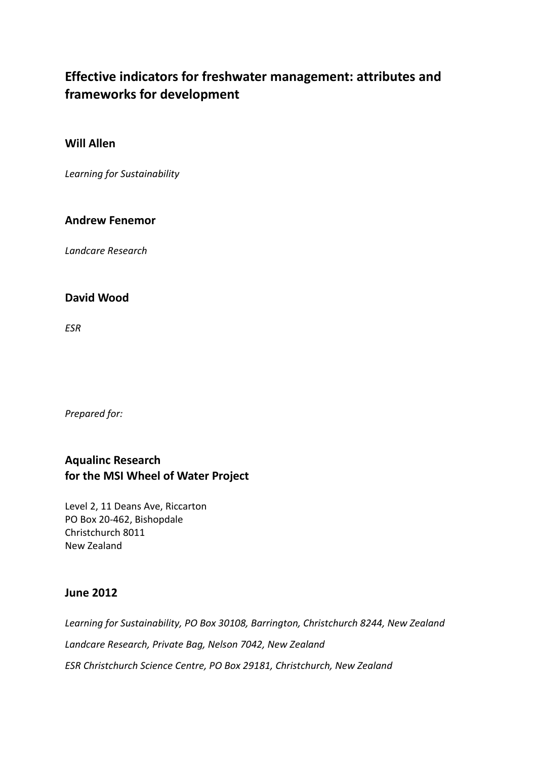# Effective indicators for freshwater management: attributes and frameworks for development

**Will Allen**

*Learning for Sustainability*

**Andrew Fenemor**

*Landcare Research*

**David Wood**

*ESR*

*Prepared for:*

**Aqualinc Research**
**for the MSI Wheel of Water Project**

Level 2, 11 Deans Ave, Riccarton
PO Box 20-462, Bishopdale
Christchurch 8011
New Zealand

**June 2012**

*Learning for Sustainability, PO Box 30108, Barrington, Christchurch 8244, New Zealand*

*Landcare Research, Private Bag, Nelson 7042, New Zealand*

*ESR Christchurch Science Centre, PO Box 29181, Christchurch, New Zealand*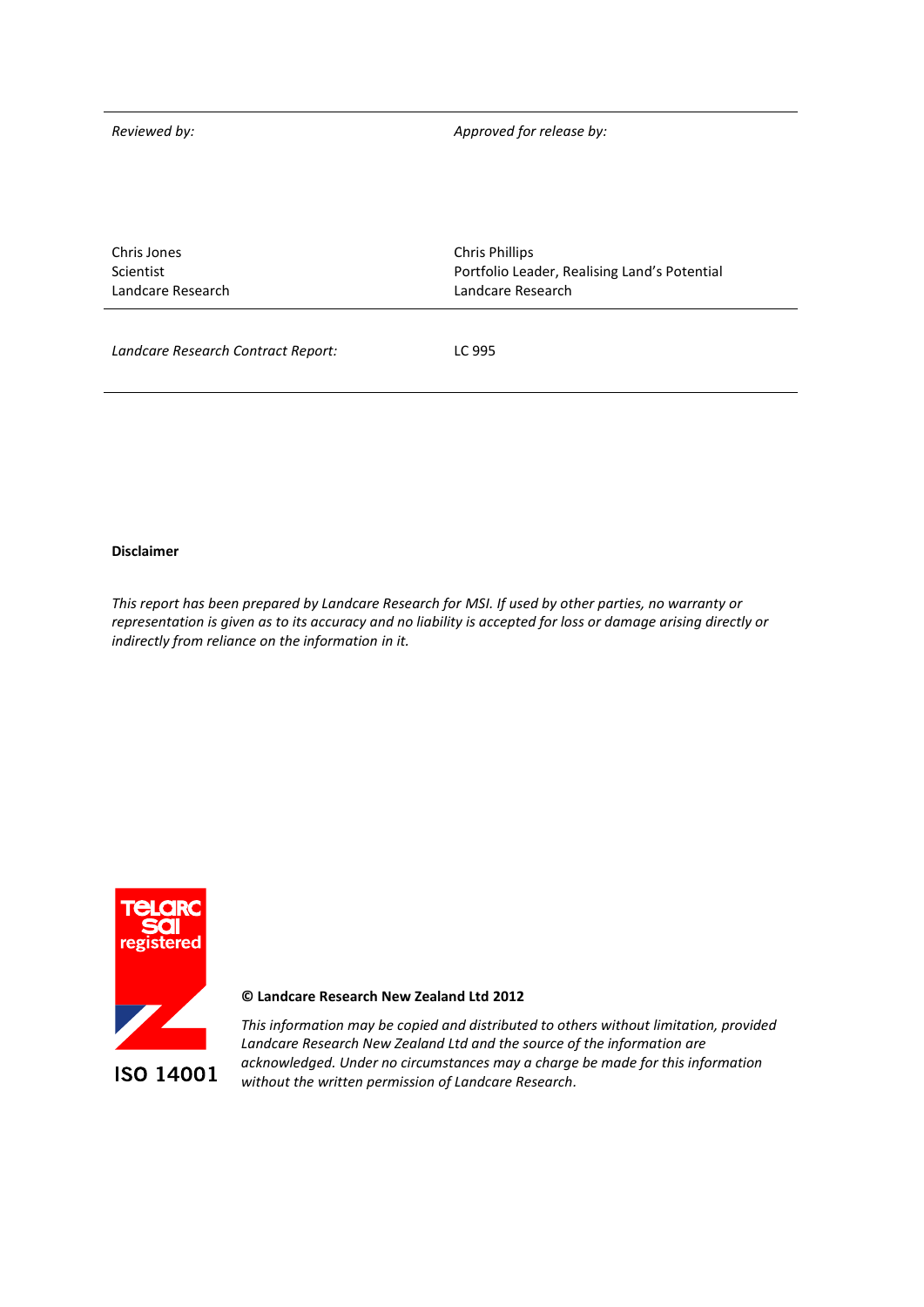| *Reviewed by:* | *Approved for release by:* |
|---|---|
| Chris Jones<br>Scientist<br>Landcare Research | Chris Phillips<br>Portfolio Leader, Realising Land's Potential<br>Landcare Research |
| *Landcare Research Contract Report:* | LC 995 |

**Disclaimer**

*This report has been prepared by Landcare Research for MSI. If used by other parties, no warranty or representation is given as to its accuracy and no liability is accepted for loss or damage arising directly or indirectly from reliance on the information in it.*

**© Landcare Research New Zealand Ltd 2012**

*This information may be copied and distributed to others without limitation, provided Landcare Research New Zealand Ltd and the source of the information are acknowledged. Under no circumstances may a charge be made for this information without the written permission of Landcare Research.*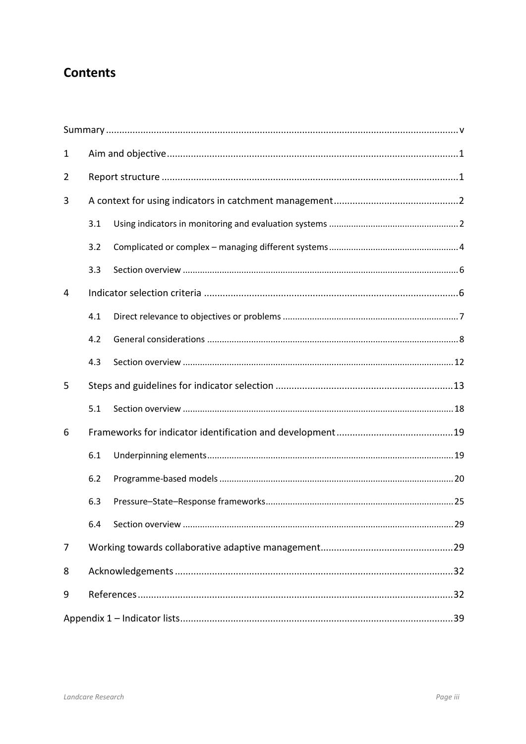# Contents

Summary .......... v

1 Aim and objective .......... 1

2 Report structure .......... 1

3 A context for using indicators in catchment management .......... 2

- 3.1 Using indicators in monitoring and evaluation systems .......... 2
- 3.2 Complicated or complex – managing different systems .......... 4
- 3.3 Section overview .......... 6

4 Indicator selection criteria .......... 6

- 4.1 Direct relevance to objectives or problems .......... 7
- 4.2 General considerations .......... 8
- 4.3 Section overview .......... 12

5 Steps and guidelines for indicator selection .......... 13

- 5.1 Section overview .......... 18

6 Frameworks for indicator identification and development .......... 19

- 6.1 Underpinning elements .......... 19
- 6.2 Programme-based models .......... 20
- 6.3 Pressure–State–Response frameworks .......... 25
- 6.4 Section overview .......... 29

7 Working towards collaborative adaptive management .......... 29

8 Acknowledgements .......... 32

9 References .......... 32

Appendix 1 – Indicator lists .......... 39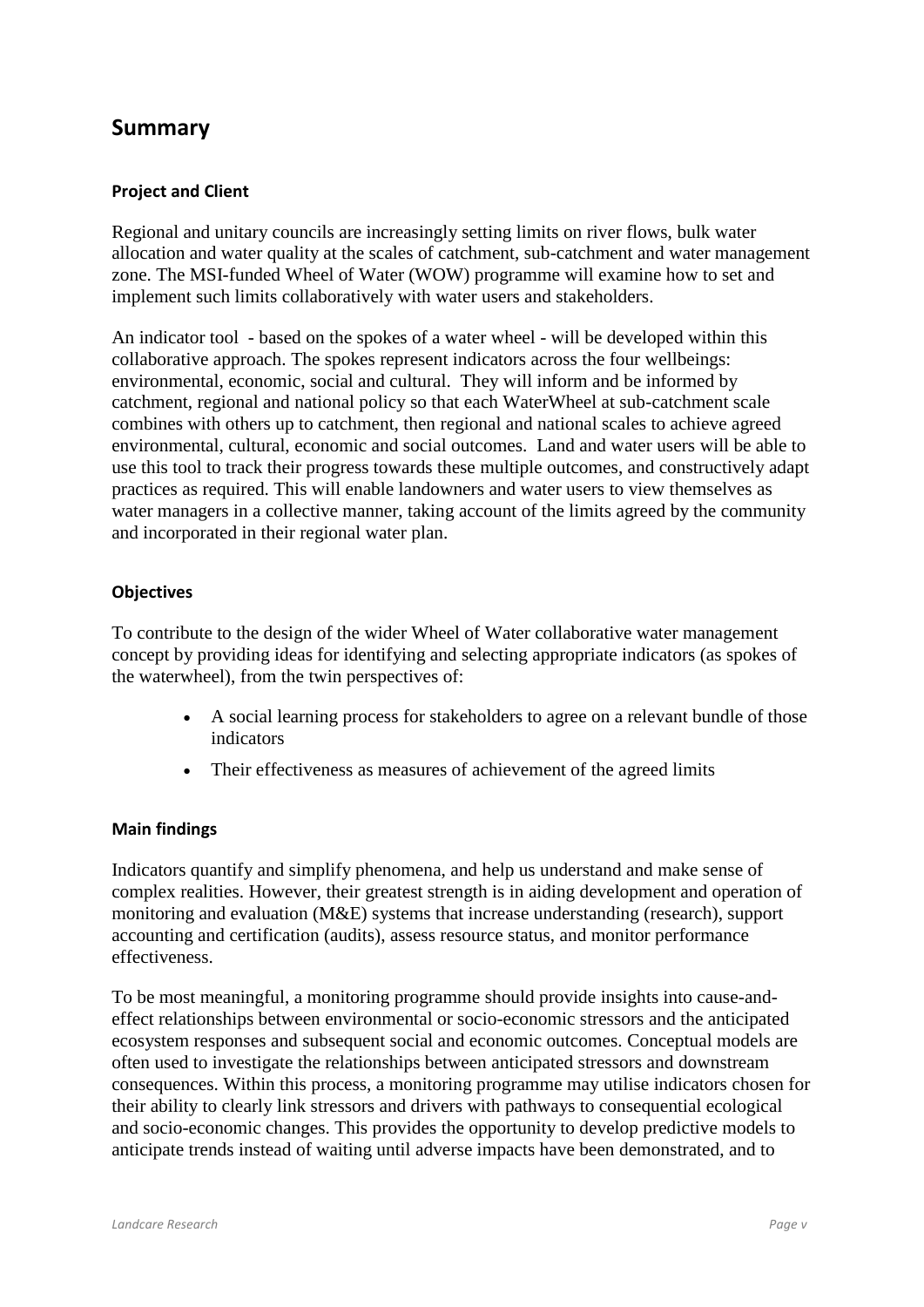## Summary

### Project and Client

Regional and unitary councils are increasingly setting limits on river flows, bulk water allocation and water quality at the scales of catchment, sub-catchment and water management zone. The MSI-funded Wheel of Water (WOW) programme will examine how to set and implement such limits collaboratively with water users and stakeholders.

An indicator tool - based on the spokes of a water wheel - will be developed within this collaborative approach. The spokes represent indicators across the four wellbeings: environmental, economic, social and cultural. They will inform and be informed by catchment, regional and national policy so that each WaterWheel at sub-catchment scale combines with others up to catchment, then regional and national scales to achieve agreed environmental, cultural, economic and social outcomes. Land and water users will be able to use this tool to track their progress towards these multiple outcomes, and constructively adapt practices as required. This will enable landowners and water users to view themselves as water managers in a collective manner, taking account of the limits agreed by the community and incorporated in their regional water plan.

### Objectives

To contribute to the design of the wider Wheel of Water collaborative water management concept by providing ideas for identifying and selecting appropriate indicators (as spokes of the waterwheel), from the twin perspectives of:

- A social learning process for stakeholders to agree on a relevant bundle of those indicators
- Their effectiveness as measures of achievement of the agreed limits

### Main findings

Indicators quantify and simplify phenomena, and help us understand and make sense of complex realities. However, their greatest strength is in aiding development and operation of monitoring and evaluation (M&E) systems that increase understanding (research), support accounting and certification (audits), assess resource status, and monitor performance effectiveness.

To be most meaningful, a monitoring programme should provide insights into cause-and-effect relationships between environmental or socio-economic stressors and the anticipated ecosystem responses and subsequent social and economic outcomes. Conceptual models are often used to investigate the relationships between anticipated stressors and downstream consequences. Within this process, a monitoring programme may utilise indicators chosen for their ability to clearly link stressors and drivers with pathways to consequential ecological and socio-economic changes. This provides the opportunity to develop predictive models to anticipate trends instead of waiting until adverse impacts have been demonstrated, and to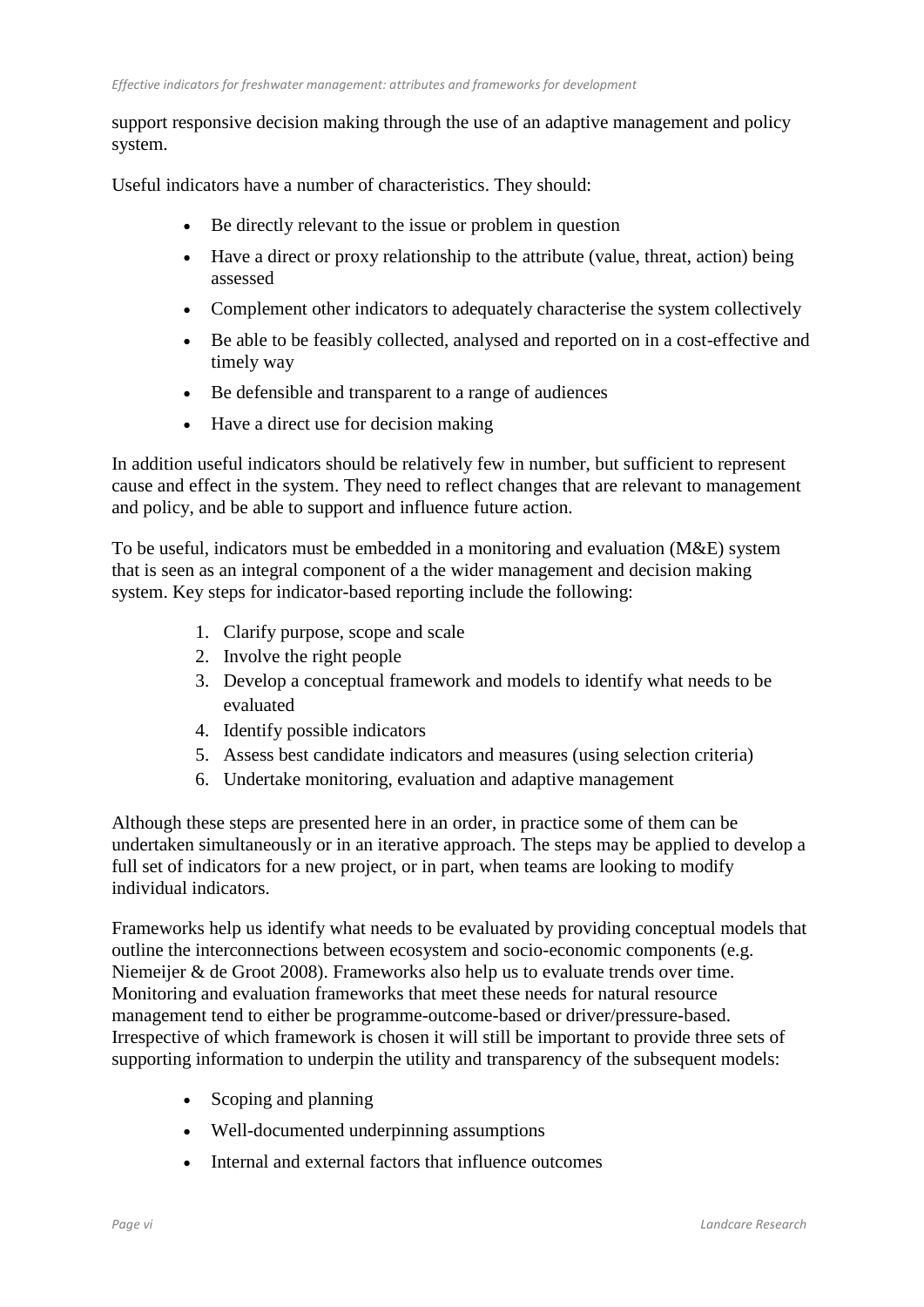support responsive decision making through the use of an adaptive management and policy system.

Useful indicators have a number of characteristics. They should:

- Be directly relevant to the issue or problem in question
- Have a direct or proxy relationship to the attribute (value, threat, action) being assessed
- Complement other indicators to adequately characterise the system collectively
- Be able to be feasibly collected, analysed and reported on in a cost-effective and timely way
- Be defensible and transparent to a range of audiences
- Have a direct use for decision making

In addition useful indicators should be relatively few in number, but sufficient to represent cause and effect in the system. They need to reflect changes that are relevant to management and policy, and be able to support and influence future action.

To be useful, indicators must be embedded in a monitoring and evaluation (M&E) system that is seen as an integral component of a the wider management and decision making system. Key steps for indicator-based reporting include the following:

1. Clarify purpose, scope and scale
2. Involve the right people
3. Develop a conceptual framework and models to identify what needs to be evaluated
4. Identify possible indicators
5. Assess best candidate indicators and measures (using selection criteria)
6. Undertake monitoring, evaluation and adaptive management

Although these steps are presented here in an order, in practice some of them can be undertaken simultaneously or in an iterative approach. The steps may be applied to develop a full set of indicators for a new project, or in part, when teams are looking to modify individual indicators.

Frameworks help us identify what needs to be evaluated by providing conceptual models that outline the interconnections between ecosystem and socio-economic components (e.g. Niemeijer & de Groot 2008). Frameworks also help us to evaluate trends over time. Monitoring and evaluation frameworks that meet these needs for natural resource management tend to either be programme-outcome-based or driver/pressure-based. Irrespective of which framework is chosen it will still be important to provide three sets of supporting information to underpin the utility and transparency of the subsequent models:

- Scoping and planning
- Well-documented underpinning assumptions
- Internal and external factors that influence outcomes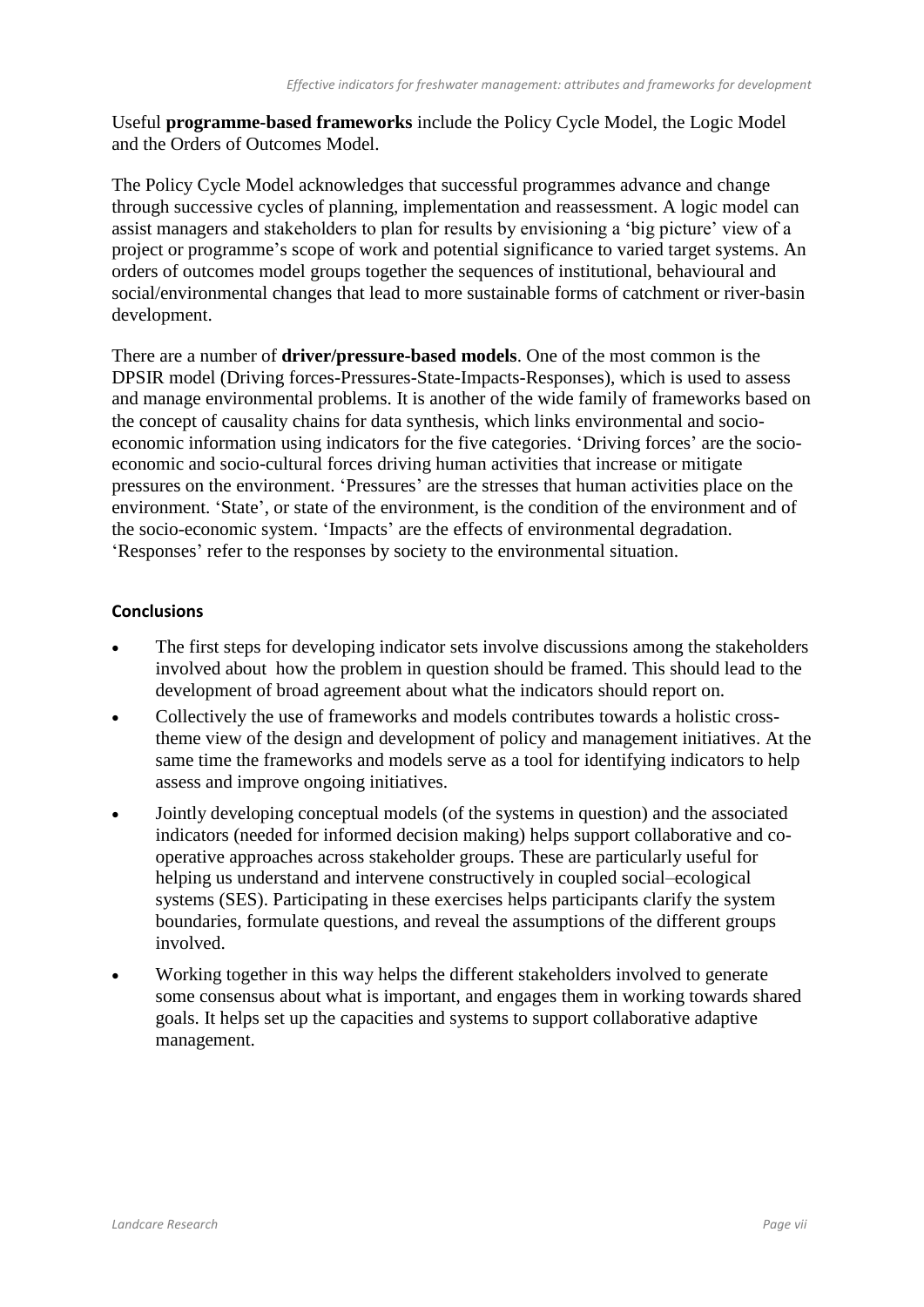Useful **programme-based frameworks** include the Policy Cycle Model, the Logic Model and the Orders of Outcomes Model.

The Policy Cycle Model acknowledges that successful programmes advance and change through successive cycles of planning, implementation and reassessment. A logic model can assist managers and stakeholders to plan for results by envisioning a 'big picture' view of a project or programme's scope of work and potential significance to varied target systems. An orders of outcomes model groups together the sequences of institutional, behavioural and social/environmental changes that lead to more sustainable forms of catchment or river-basin development.

There are a number of **driver/pressure-based models**. One of the most common is the DPSIR model (Driving forces-Pressures-State-Impacts-Responses), which is used to assess and manage environmental problems. It is another of the wide family of frameworks based on the concept of causality chains for data synthesis, which links environmental and socio-economic information using indicators for the five categories. 'Driving forces' are the socio-economic and socio-cultural forces driving human activities that increase or mitigate pressures on the environment. 'Pressures' are the stresses that human activities place on the environment. 'State', or state of the environment, is the condition of the environment and of the socio-economic system. 'Impacts' are the effects of environmental degradation. 'Responses' refer to the responses by society to the environmental situation.

### Conclusions

- The first steps for developing indicator sets involve discussions among the stakeholders involved about how the problem in question should be framed. This should lead to the development of broad agreement about what the indicators should report on.
- Collectively the use of frameworks and models contributes towards a holistic cross-theme view of the design and development of policy and management initiatives. At the same time the frameworks and models serve as a tool for identifying indicators to help assess and improve ongoing initiatives.
- Jointly developing conceptual models (of the systems in question) and the associated indicators (needed for informed decision making) helps support collaborative and co-operative approaches across stakeholder groups. These are particularly useful for helping us understand and intervene constructively in coupled social–ecological systems (SES). Participating in these exercises helps participants clarify the system boundaries, formulate questions, and reveal the assumptions of the different groups involved.
- Working together in this way helps the different stakeholders involved to generate some consensus about what is important, and engages them in working towards shared goals. It helps set up the capacities and systems to support collaborative adaptive management.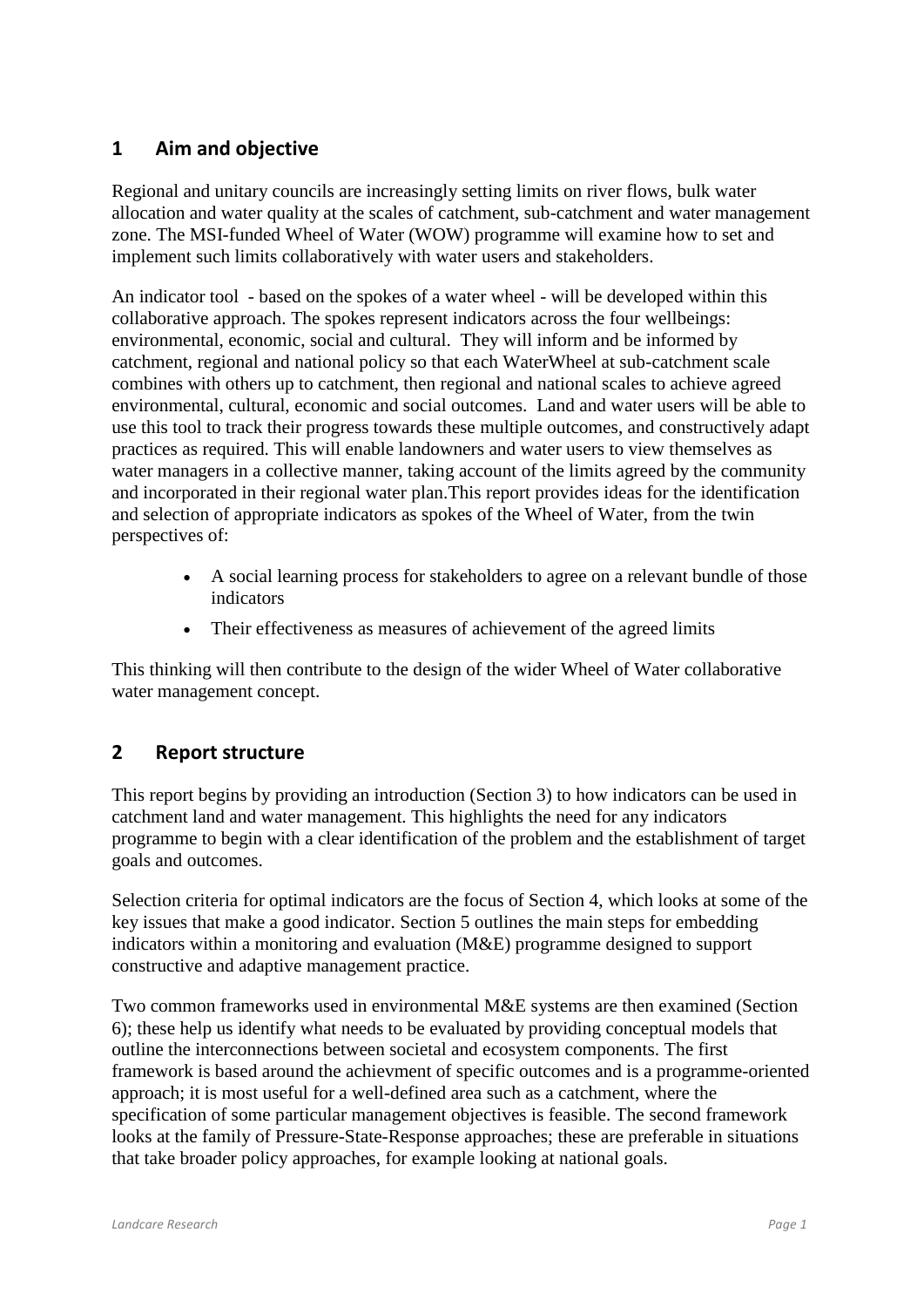## 1 Aim and objective

Regional and unitary councils are increasingly setting limits on river flows, bulk water allocation and water quality at the scales of catchment, sub-catchment and water management zone. The MSI-funded Wheel of Water (WOW) programme will examine how to set and implement such limits collaboratively with water users and stakeholders.

An indicator tool - based on the spokes of a water wheel - will be developed within this collaborative approach. The spokes represent indicators across the four wellbeings: environmental, economic, social and cultural. They will inform and be informed by catchment, regional and national policy so that each WaterWheel at sub-catchment scale combines with others up to catchment, then regional and national scales to achieve agreed environmental, cultural, economic and social outcomes. Land and water users will be able to use this tool to track their progress towards these multiple outcomes, and constructively adapt practices as required. This will enable landowners and water users to view themselves as water managers in a collective manner, taking account of the limits agreed by the community and incorporated in their regional water plan.This report provides ideas for the identification and selection of appropriate indicators as spokes of the Wheel of Water, from the twin perspectives of:

- A social learning process for stakeholders to agree on a relevant bundle of those indicators
- Their effectiveness as measures of achievement of the agreed limits

This thinking will then contribute to the design of the wider Wheel of Water collaborative water management concept.

## 2 Report structure

This report begins by providing an introduction (Section 3) to how indicators can be used in catchment land and water management. This highlights the need for any indicators programme to begin with a clear identification of the problem and the establishment of target goals and outcomes.

Selection criteria for optimal indicators are the focus of Section 4, which looks at some of the key issues that make a good indicator. Section 5 outlines the main steps for embedding indicators within a monitoring and evaluation (M&E) programme designed to support constructive and adaptive management practice.

Two common frameworks used in environmental M&E systems are then examined (Section 6); these help us identify what needs to be evaluated by providing conceptual models that outline the interconnections between societal and ecosystem components. The first framework is based around the achievment of specific outcomes and is a programme-oriented approach; it is most useful for a well-defined area such as a catchment, where the specification of some particular management objectives is feasible. The second framework looks at the family of Pressure-State-Response approaches; these are preferable in situations that take broader policy approaches, for example looking at national goals.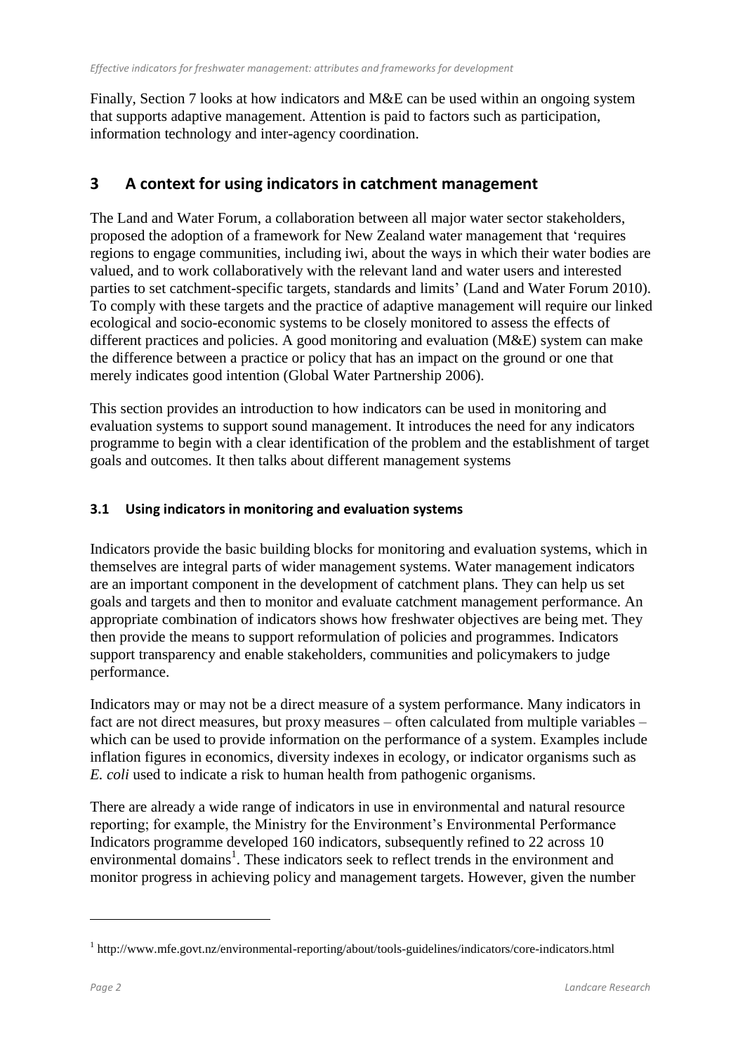Finally, Section 7 looks at how indicators and M&E can be used within an ongoing system that supports adaptive management. Attention is paid to factors such as participation, information technology and inter-agency coordination.

# 3 A context for using indicators in catchment management

The Land and Water Forum, a collaboration between all major water sector stakeholders, proposed the adoption of a framework for New Zealand water management that 'requires regions to engage communities, including iwi, about the ways in which their water bodies are valued, and to work collaboratively with the relevant land and water users and interested parties to set catchment-specific targets, standards and limits' (Land and Water Forum 2010). To comply with these targets and the practice of adaptive management will require our linked ecological and socio-economic systems to be closely monitored to assess the effects of different practices and policies. A good monitoring and evaluation (M&E) system can make the difference between a practice or policy that has an impact on the ground or one that merely indicates good intention (Global Water Partnership 2006).

This section provides an introduction to how indicators can be used in monitoring and evaluation systems to support sound management. It introduces the need for any indicators programme to begin with a clear identification of the problem and the establishment of target goals and outcomes. It then talks about different management systems

## 3.1 Using indicators in monitoring and evaluation systems

Indicators provide the basic building blocks for monitoring and evaluation systems, which in themselves are integral parts of wider management systems. Water management indicators are an important component in the development of catchment plans. They can help us set goals and targets and then to monitor and evaluate catchment management performance. An appropriate combination of indicators shows how freshwater objectives are being met. They then provide the means to support reformulation of policies and programmes. Indicators support transparency and enable stakeholders, communities and policymakers to judge performance.

Indicators may or may not be a direct measure of a system performance. Many indicators in fact are not direct measures, but proxy measures – often calculated from multiple variables – which can be used to provide information on the performance of a system. Examples include inflation figures in economics, diversity indexes in ecology, or indicator organisms such as *E. coli* used to indicate a risk to human health from pathogenic organisms.

There are already a wide range of indicators in use in environmental and natural resource reporting; for example, the Ministry for the Environment's Environmental Performance Indicators programme developed 160 indicators, subsequently refined to 22 across 10 environmental domains[1]. These indicators seek to reflect trends in the environment and monitor progress in achieving policy and management targets. However, given the number

[1] http://www.mfe.govt.nz/environmental-reporting/about/tools-guidelines/indicators/core-indicators.html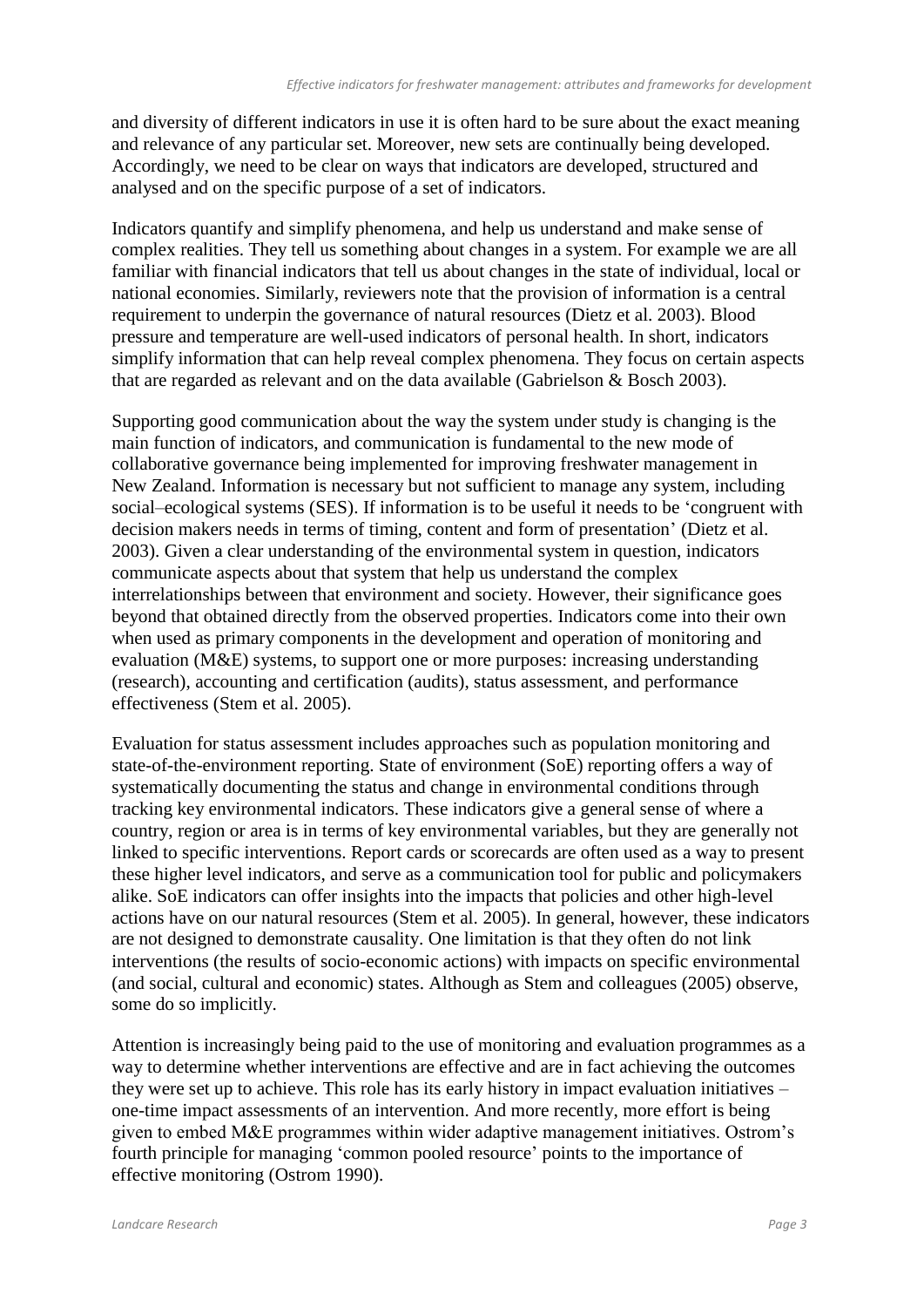and diversity of different indicators in use it is often hard to be sure about the exact meaning and relevance of any particular set. Moreover, new sets are continually being developed. Accordingly, we need to be clear on ways that indicators are developed, structured and analysed and on the specific purpose of a set of indicators.

Indicators quantify and simplify phenomena, and help us understand and make sense of complex realities. They tell us something about changes in a system. For example we are all familiar with financial indicators that tell us about changes in the state of individual, local or national economies. Similarly, reviewers note that the provision of information is a central requirement to underpin the governance of natural resources (Dietz et al. 2003). Blood pressure and temperature are well-used indicators of personal health. In short, indicators simplify information that can help reveal complex phenomena. They focus on certain aspects that are regarded as relevant and on the data available (Gabrielson & Bosch 2003).

Supporting good communication about the way the system under study is changing is the main function of indicators, and communication is fundamental to the new mode of collaborative governance being implemented for improving freshwater management in New Zealand. Information is necessary but not sufficient to manage any system, including social–ecological systems (SES). If information is to be useful it needs to be 'congruent with decision makers needs in terms of timing, content and form of presentation' (Dietz et al. 2003). Given a clear understanding of the environmental system in question, indicators communicate aspects about that system that help us understand the complex interrelationships between that environment and society. However, their significance goes beyond that obtained directly from the observed properties. Indicators come into their own when used as primary components in the development and operation of monitoring and evaluation (M&E) systems, to support one or more purposes: increasing understanding (research), accounting and certification (audits), status assessment, and performance effectiveness (Stem et al. 2005).

Evaluation for status assessment includes approaches such as population monitoring and state-of-the-environment reporting. State of environment (SoE) reporting offers a way of systematically documenting the status and change in environmental conditions through tracking key environmental indicators. These indicators give a general sense of where a country, region or area is in terms of key environmental variables, but they are generally not linked to specific interventions. Report cards or scorecards are often used as a way to present these higher level indicators, and serve as a communication tool for public and policymakers alike. SoE indicators can offer insights into the impacts that policies and other high-level actions have on our natural resources (Stem et al. 2005). In general, however, these indicators are not designed to demonstrate causality. One limitation is that they often do not link interventions (the results of socio-economic actions) with impacts on specific environmental (and social, cultural and economic) states. Although as Stem and colleagues (2005) observe, some do so implicitly.

Attention is increasingly being paid to the use of monitoring and evaluation programmes as a way to determine whether interventions are effective and are in fact achieving the outcomes they were set up to achieve. This role has its early history in impact evaluation initiatives – one-time impact assessments of an intervention. And more recently, more effort is being given to embed M&E programmes within wider adaptive management initiatives. Ostrom's fourth principle for managing 'common pooled resource' points to the importance of effective monitoring (Ostrom 1990).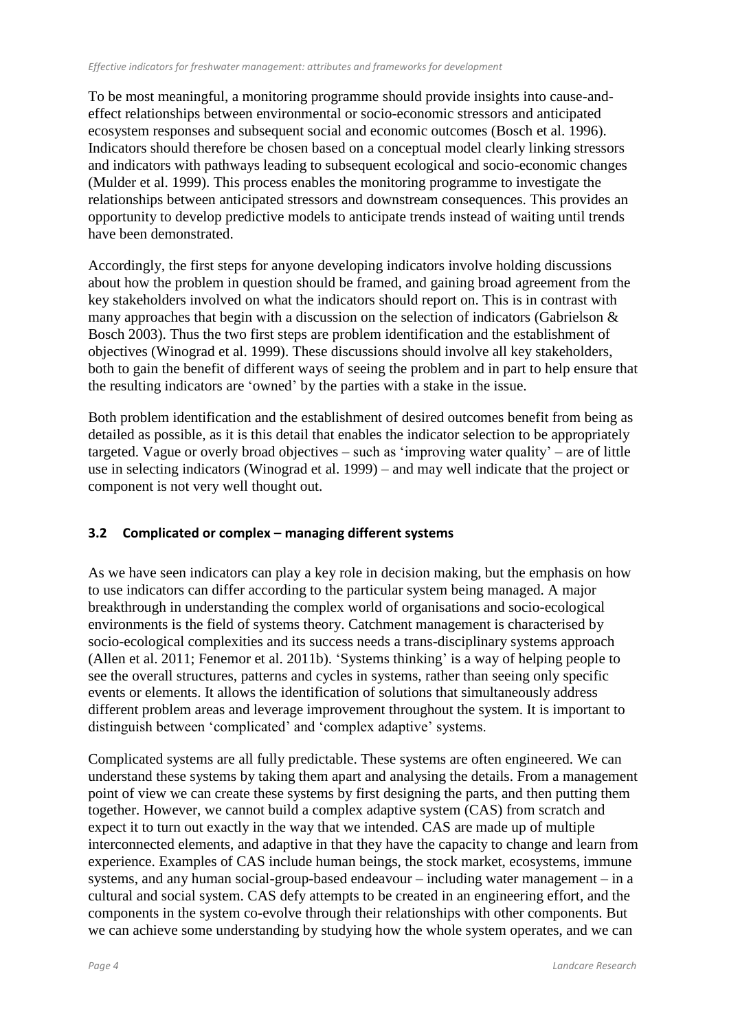To be most meaningful, a monitoring programme should provide insights into cause-and-effect relationships between environmental or socio-economic stressors and anticipated ecosystem responses and subsequent social and economic outcomes (Bosch et al. 1996). Indicators should therefore be chosen based on a conceptual model clearly linking stressors and indicators with pathways leading to subsequent ecological and socio-economic changes (Mulder et al. 1999). This process enables the monitoring programme to investigate the relationships between anticipated stressors and downstream consequences. This provides an opportunity to develop predictive models to anticipate trends instead of waiting until trends have been demonstrated.

Accordingly, the first steps for anyone developing indicators involve holding discussions about how the problem in question should be framed, and gaining broad agreement from the key stakeholders involved on what the indicators should report on. This is in contrast with many approaches that begin with a discussion on the selection of indicators (Gabrielson & Bosch 2003). Thus the two first steps are problem identification and the establishment of objectives (Winograd et al. 1999). These discussions should involve all key stakeholders, both to gain the benefit of different ways of seeing the problem and in part to help ensure that the resulting indicators are 'owned' by the parties with a stake in the issue.

Both problem identification and the establishment of desired outcomes benefit from being as detailed as possible, as it is this detail that enables the indicator selection to be appropriately targeted. Vague or overly broad objectives – such as 'improving water quality' – are of little use in selecting indicators (Winograd et al. 1999) – and may well indicate that the project or component is not very well thought out.

## 3.2 Complicated or complex – managing different systems

As we have seen indicators can play a key role in decision making, but the emphasis on how to use indicators can differ according to the particular system being managed. A major breakthrough in understanding the complex world of organisations and socio-ecological environments is the field of systems theory. Catchment management is characterised by socio-ecological complexities and its success needs a trans-disciplinary systems approach (Allen et al. 2011; Fenemor et al. 2011b). 'Systems thinking' is a way of helping people to see the overall structures, patterns and cycles in systems, rather than seeing only specific events or elements. It allows the identification of solutions that simultaneously address different problem areas and leverage improvement throughout the system. It is important to distinguish between 'complicated' and 'complex adaptive' systems.

Complicated systems are all fully predictable. These systems are often engineered. We can understand these systems by taking them apart and analysing the details. From a management point of view we can create these systems by first designing the parts, and then putting them together. However, we cannot build a complex adaptive system (CAS) from scratch and expect it to turn out exactly in the way that we intended. CAS are made up of multiple interconnected elements, and adaptive in that they have the capacity to change and learn from experience. Examples of CAS include human beings, the stock market, ecosystems, immune systems, and any human social-group-based endeavour – including water management – in a cultural and social system. CAS defy attempts to be created in an engineering effort, and the components in the system co-evolve through their relationships with other components. But we can achieve some understanding by studying how the whole system operates, and we can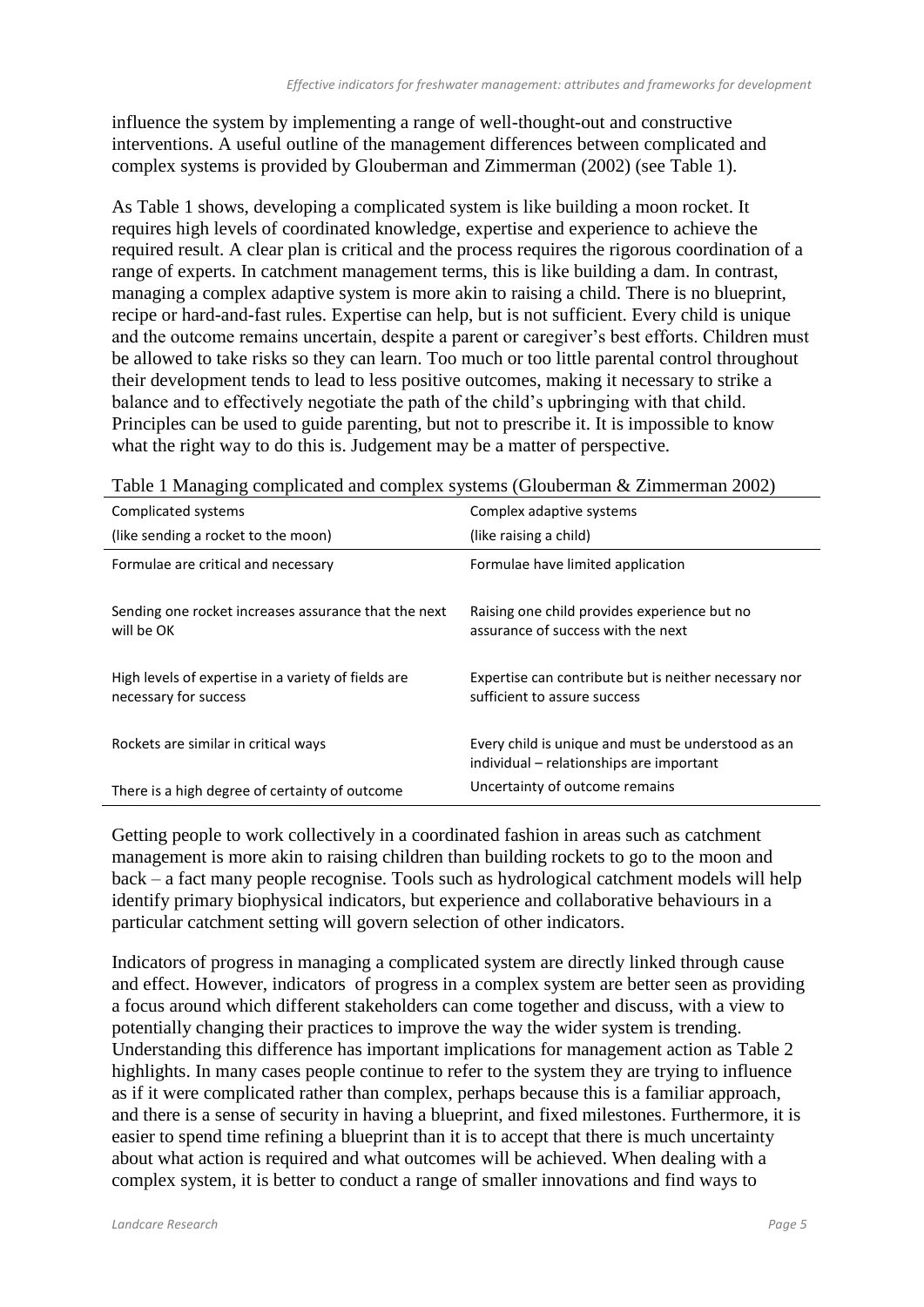influence the system by implementing a range of well-thought-out and constructive interventions. A useful outline of the management differences between complicated and complex systems is provided by Glouberman and Zimmerman (2002) (see Table 1).

As Table 1 shows, developing a complicated system is like building a moon rocket. It requires high levels of coordinated knowledge, expertise and experience to achieve the required result. A clear plan is critical and the process requires the rigorous coordination of a range of experts. In catchment management terms, this is like building a dam. In contrast, managing a complex adaptive system is more akin to raising a child. There is no blueprint, recipe or hard-and-fast rules. Expertise can help, but is not sufficient. Every child is unique and the outcome remains uncertain, despite a parent or caregiver's best efforts. Children must be allowed to take risks so they can learn. Too much or too little parental control throughout their development tends to lead to less positive outcomes, making it necessary to strike a balance and to effectively negotiate the path of the child's upbringing with that child. Principles can be used to guide parenting, but not to prescribe it. It is impossible to know what the right way to do this is. Judgement may be a matter of perspective.

Table 1 Managing complicated and complex systems (Glouberman & Zimmerman 2002)

| Complicated systems (like sending a rocket to the moon) | Complex adaptive systems (like raising a child) |
|---|---|
| Formulae are critical and necessary | Formulae have limited application |
| Sending one rocket increases assurance that the next will be OK | Raising one child provides experience but no assurance of success with the next |
| High levels of expertise in a variety of fields are necessary for success | Expertise can contribute but is neither necessary nor sufficient to assure success |
| Rockets are similar in critical ways | Every child is unique and must be understood as an individual – relationships are important |
| There is a high degree of certainty of outcome | Uncertainty of outcome remains |

Getting people to work collectively in a coordinated fashion in areas such as catchment management is more akin to raising children than building rockets to go to the moon and back – a fact many people recognise. Tools such as hydrological catchment models will help identify primary biophysical indicators, but experience and collaborative behaviours in a particular catchment setting will govern selection of other indicators.

Indicators of progress in managing a complicated system are directly linked through cause and effect. However, indicators of progress in a complex system are better seen as providing a focus around which different stakeholders can come together and discuss, with a view to potentially changing their practices to improve the way the wider system is trending. Understanding this difference has important implications for management action as Table 2 highlights. In many cases people continue to refer to the system they are trying to influence as if it were complicated rather than complex, perhaps because this is a familiar approach, and there is a sense of security in having a blueprint, and fixed milestones. Furthermore, it is easier to spend time refining a blueprint than it is to accept that there is much uncertainty about what action is required and what outcomes will be achieved. When dealing with a complex system, it is better to conduct a range of smaller innovations and find ways to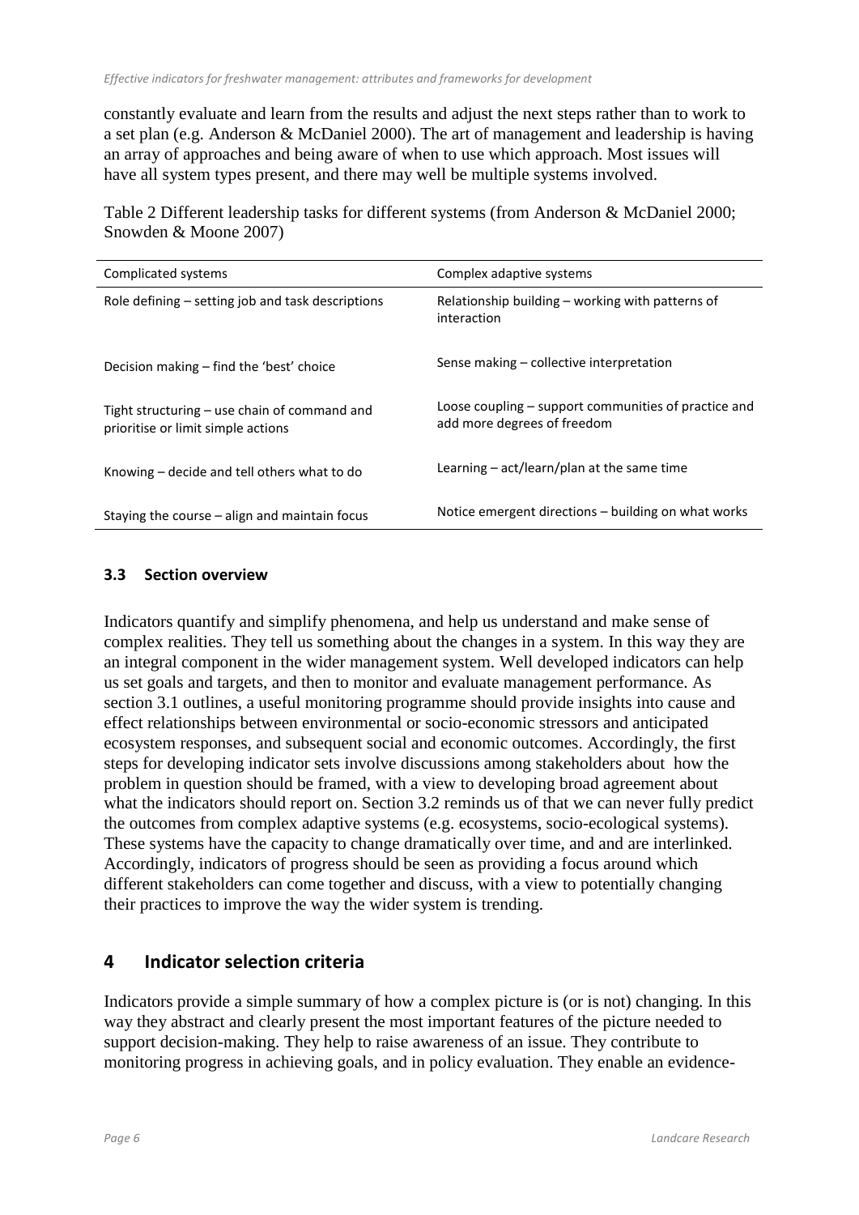constantly evaluate and learn from the results and adjust the next steps rather than to work to a set plan (e.g. Anderson & McDaniel 2000). The art of management and leadership is having an array of approaches and being aware of when to use which approach. Most issues will have all system types present, and there may well be multiple systems involved.

Table 2 Different leadership tasks for different systems (from Anderson & McDaniel 2000; Snowden & Moone 2007)

| Complicated systems | Complex adaptive systems |
|---|---|
| Role defining – setting job and task descriptions | Relationship building – working with patterns of interaction |
| Decision making – find the 'best' choice | Sense making – collective interpretation |
| Tight structuring – use chain of command and prioritise or limit simple actions | Loose coupling – support communities of practice and add more degrees of freedom |
| Knowing – decide and tell others what to do | Learning – act/learn/plan at the same time |
| Staying the course – align and maintain focus | Notice emergent directions – building on what works |

### 3.3 Section overview

Indicators quantify and simplify phenomena, and help us understand and make sense of complex realities. They tell us something about the changes in a system. In this way they are an integral component in the wider management system. Well developed indicators can help us set goals and targets, and then to monitor and evaluate management performance. As section 3.1 outlines, a useful monitoring programme should provide insights into cause and effect relationships between environmental or socio-economic stressors and anticipated ecosystem responses, and subsequent social and economic outcomes. Accordingly, the first steps for developing indicator sets involve discussions among stakeholders about how the problem in question should be framed, with a view to developing broad agreement about what the indicators should report on. Section 3.2 reminds us of that we can never fully predict the outcomes from complex adaptive systems (e.g. ecosystems, socio-ecological systems). These systems have the capacity to change dramatically over time, and and are interlinked. Accordingly, indicators of progress should be seen as providing a focus around which different stakeholders can come together and discuss, with a view to potentially changing their practices to improve the way the wider system is trending.

## 4 Indicator selection criteria

Indicators provide a simple summary of how a complex picture is (or is not) changing. In this way they abstract and clearly present the most important features of the picture needed to support decision-making. They help to raise awareness of an issue. They contribute to monitoring progress in achieving goals, and in policy evaluation. They enable an evidence-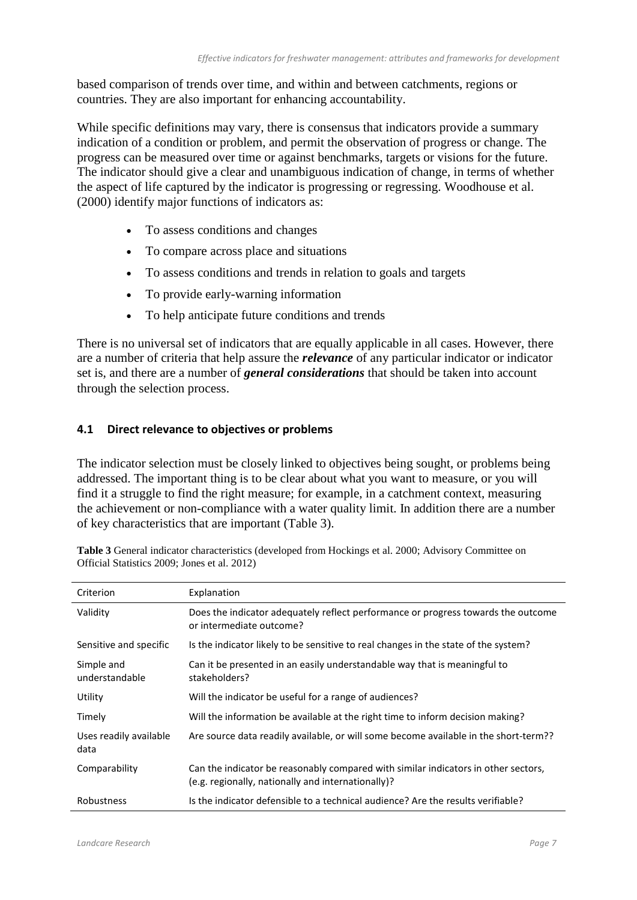based comparison of trends over time, and within and between catchments, regions or countries. They are also important for enhancing accountability.

While specific definitions may vary, there is consensus that indicators provide a summary indication of a condition or problem, and permit the observation of progress or change. The progress can be measured over time or against benchmarks, targets or visions for the future. The indicator should give a clear and unambiguous indication of change, in terms of whether the aspect of life captured by the indicator is progressing or regressing. Woodhouse et al. (2000) identify major functions of indicators as:

- To assess conditions and changes
- To compare across place and situations
- To assess conditions and trends in relation to goals and targets
- To provide early-warning information
- To help anticipate future conditions and trends

There is no universal set of indicators that are equally applicable in all cases. However, there are a number of criteria that help assure the ***relevance*** of any particular indicator or indicator set is, and there are a number of ***general considerations*** that should be taken into account through the selection process.

### 4.1 Direct relevance to objectives or problems

The indicator selection must be closely linked to objectives being sought, or problems being addressed. The important thing is to be clear about what you want to measure, or you will find it a struggle to find the right measure; for example, in a catchment context, measuring the achievement or non-compliance with a water quality limit. In addition there are a number of key characteristics that are important (Table 3).

**Table 3** General indicator characteristics (developed from Hockings et al. 2000; Advisory Committee on Official Statistics 2009; Jones et al. 2012)

| Criterion | Explanation |
|---|---|
| Validity | Does the indicator adequately reflect performance or progress towards the outcome or intermediate outcome? |
| Sensitive and specific | Is the indicator likely to be sensitive to real changes in the state of the system? |
| Simple and understandable | Can it be presented in an easily understandable way that is meaningful to stakeholders? |
| Utility | Will the indicator be useful for a range of audiences? |
| Timely | Will the information be available at the right time to inform decision making? |
| Uses readily available data | Are source data readily available, or will some become available in the short-term?? |
| Comparability | Can the indicator be reasonably compared with similar indicators in other sectors, (e.g. regionally, nationally and internationally)? |
| Robustness | Is the indicator defensible to a technical audience? Are the results verifiable? |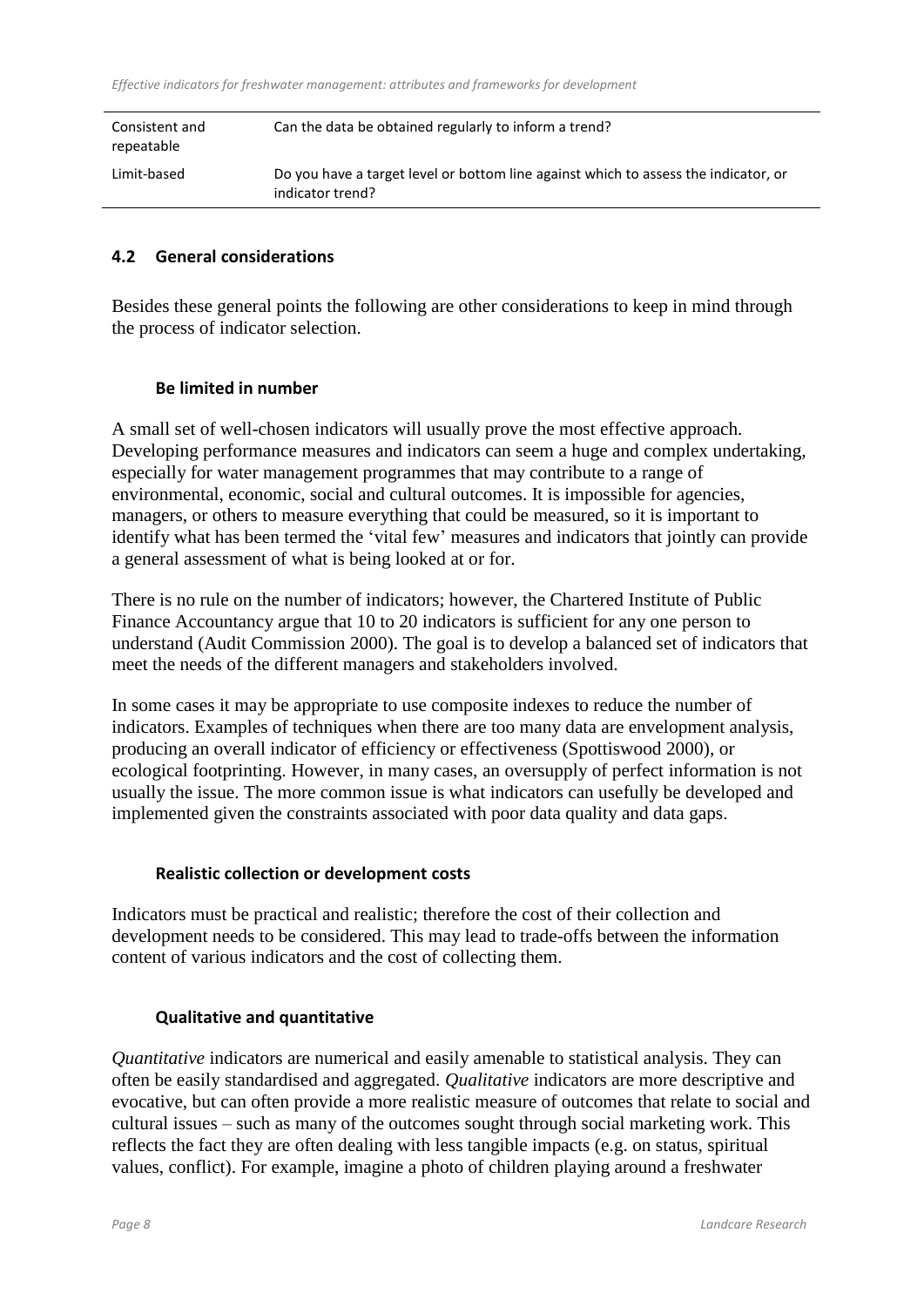| | |
|---|---|
| Consistent and repeatable | Can the data be obtained regularly to inform a trend? |
| Limit-based | Do you have a target level or bottom line against which to assess the indicator, or indicator trend? |

## 4.2 General considerations

Besides these general points the following are other considerations to keep in mind through the process of indicator selection.

### Be limited in number

A small set of well-chosen indicators will usually prove the most effective approach. Developing performance measures and indicators can seem a huge and complex undertaking, especially for water management programmes that may contribute to a range of environmental, economic, social and cultural outcomes. It is impossible for agencies, managers, or others to measure everything that could be measured, so it is important to identify what has been termed the 'vital few' measures and indicators that jointly can provide a general assessment of what is being looked at or for.

There is no rule on the number of indicators; however, the Chartered Institute of Public Finance Accountancy argue that 10 to 20 indicators is sufficient for any one person to understand (Audit Commission 2000). The goal is to develop a balanced set of indicators that meet the needs of the different managers and stakeholders involved.

In some cases it may be appropriate to use composite indexes to reduce the number of indicators. Examples of techniques when there are too many data are envelopment analysis, producing an overall indicator of efficiency or effectiveness (Spottiswood 2000), or ecological footprinting. However, in many cases, an oversupply of perfect information is not usually the issue. The more common issue is what indicators can usefully be developed and implemented given the constraints associated with poor data quality and data gaps.

### Realistic collection or development costs

Indicators must be practical and realistic; therefore the cost of their collection and development needs to be considered. This may lead to trade-offs between the information content of various indicators and the cost of collecting them.

### Qualitative and quantitative

*Quantitative* indicators are numerical and easily amenable to statistical analysis. They can often be easily standardised and aggregated. *Qualitative* indicators are more descriptive and evocative, but can often provide a more realistic measure of outcomes that relate to social and cultural issues – such as many of the outcomes sought through social marketing work. This reflects the fact they are often dealing with less tangible impacts (e.g. on status, spiritual values, conflict). For example, imagine a photo of children playing around a freshwater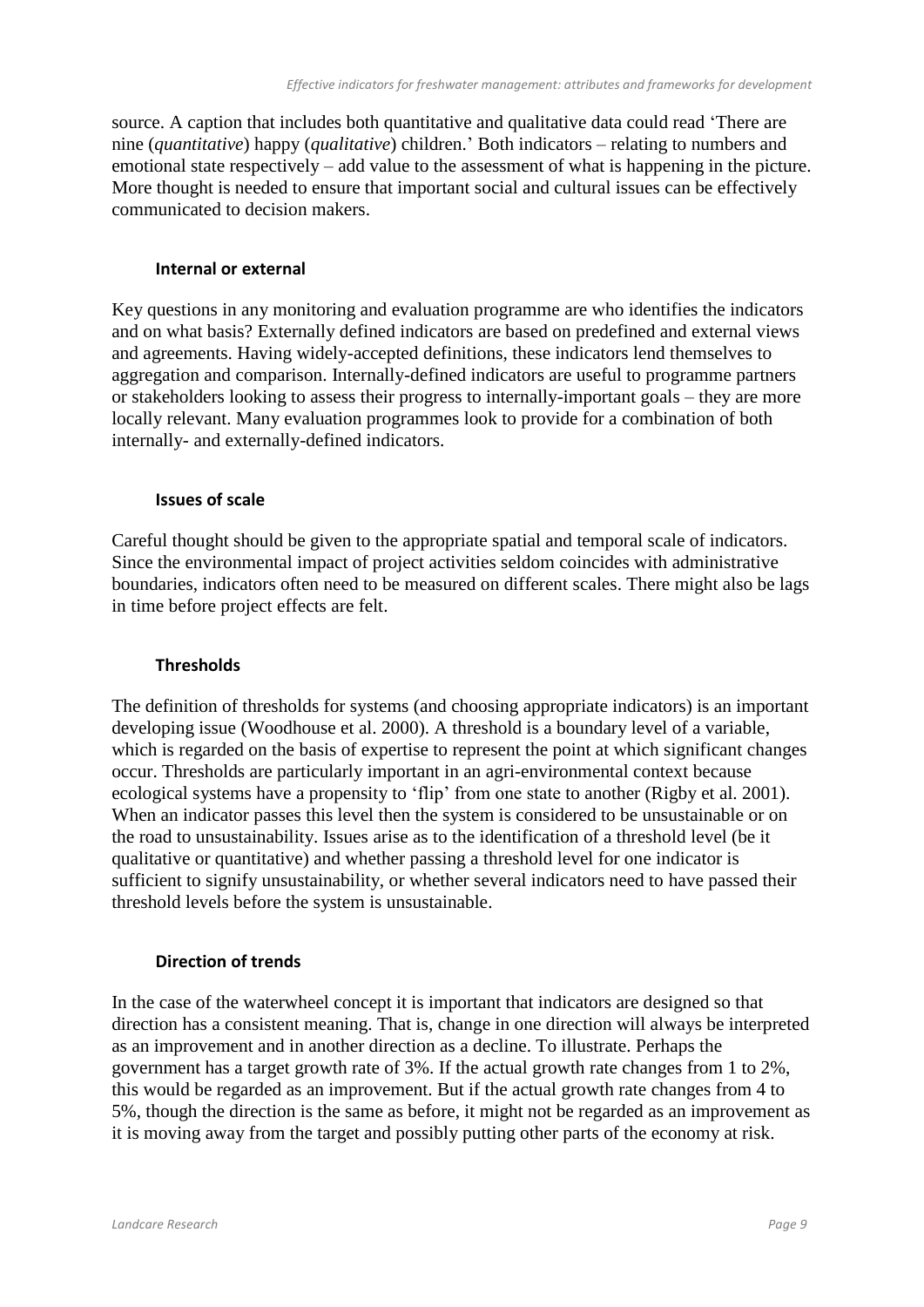source. A caption that includes both quantitative and qualitative data could read 'There are nine (*quantitative*) happy (*qualitative*) children.' Both indicators – relating to numbers and emotional state respectively – add value to the assessment of what is happening in the picture. More thought is needed to ensure that important social and cultural issues can be effectively communicated to decision makers.

#### Internal or external

Key questions in any monitoring and evaluation programme are who identifies the indicators and on what basis? Externally defined indicators are based on predefined and external views and agreements. Having widely-accepted definitions, these indicators lend themselves to aggregation and comparison. Internally-defined indicators are useful to programme partners or stakeholders looking to assess their progress to internally-important goals – they are more locally relevant. Many evaluation programmes look to provide for a combination of both internally- and externally-defined indicators.

#### Issues of scale

Careful thought should be given to the appropriate spatial and temporal scale of indicators. Since the environmental impact of project activities seldom coincides with administrative boundaries, indicators often need to be measured on different scales. There might also be lags in time before project effects are felt.

#### Thresholds

The definition of thresholds for systems (and choosing appropriate indicators) is an important developing issue (Woodhouse et al. 2000). A threshold is a boundary level of a variable, which is regarded on the basis of expertise to represent the point at which significant changes occur. Thresholds are particularly important in an agri-environmental context because ecological systems have a propensity to 'flip' from one state to another (Rigby et al. 2001). When an indicator passes this level then the system is considered to be unsustainable or on the road to unsustainability. Issues arise as to the identification of a threshold level (be it qualitative or quantitative) and whether passing a threshold level for one indicator is sufficient to signify unsustainability, or whether several indicators need to have passed their threshold levels before the system is unsustainable.

#### Direction of trends

In the case of the waterwheel concept it is important that indicators are designed so that direction has a consistent meaning. That is, change in one direction will always be interpreted as an improvement and in another direction as a decline. To illustrate. Perhaps the government has a target growth rate of 3%. If the actual growth rate changes from 1 to 2%, this would be regarded as an improvement. But if the actual growth rate changes from 4 to 5%, though the direction is the same as before, it might not be regarded as an improvement as it is moving away from the target and possibly putting other parts of the economy at risk.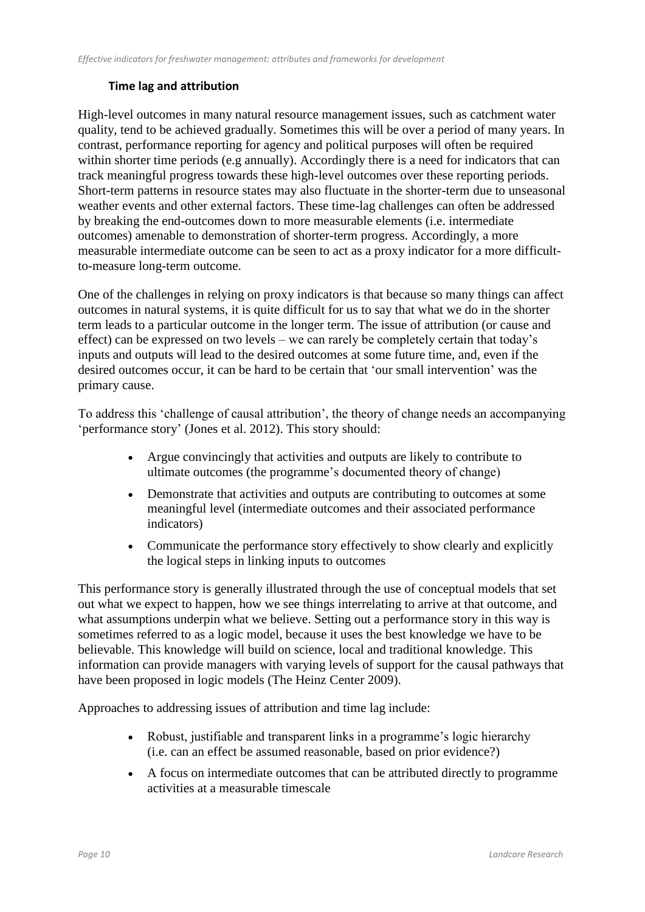### Time lag and attribution

High-level outcomes in many natural resource management issues, such as catchment water quality, tend to be achieved gradually. Sometimes this will be over a period of many years. In contrast, performance reporting for agency and political purposes will often be required within shorter time periods (e.g annually). Accordingly there is a need for indicators that can track meaningful progress towards these high-level outcomes over these reporting periods. Short-term patterns in resource states may also fluctuate in the shorter-term due to unseasonal weather events and other external factors. These time-lag challenges can often be addressed by breaking the end-outcomes down to more measurable elements (i.e. intermediate outcomes) amenable to demonstration of shorter-term progress. Accordingly, a more measurable intermediate outcome can be seen to act as a proxy indicator for a more difficult-to-measure long-term outcome.

One of the challenges in relying on proxy indicators is that because so many things can affect outcomes in natural systems, it is quite difficult for us to say that what we do in the shorter term leads to a particular outcome in the longer term. The issue of attribution (or cause and effect) can be expressed on two levels – we can rarely be completely certain that today's inputs and outputs will lead to the desired outcomes at some future time, and, even if the desired outcomes occur, it can be hard to be certain that 'our small intervention' was the primary cause.

To address this 'challenge of causal attribution', the theory of change needs an accompanying 'performance story' (Jones et al. 2012). This story should:

- Argue convincingly that activities and outputs are likely to contribute to ultimate outcomes (the programme's documented theory of change)
- Demonstrate that activities and outputs are contributing to outcomes at some meaningful level (intermediate outcomes and their associated performance indicators)
- Communicate the performance story effectively to show clearly and explicitly the logical steps in linking inputs to outcomes

This performance story is generally illustrated through the use of conceptual models that set out what we expect to happen, how we see things interrelating to arrive at that outcome, and what assumptions underpin what we believe. Setting out a performance story in this way is sometimes referred to as a logic model, because it uses the best knowledge we have to be believable. This knowledge will build on science, local and traditional knowledge. This information can provide managers with varying levels of support for the causal pathways that have been proposed in logic models (The Heinz Center 2009).

Approaches to addressing issues of attribution and time lag include:

- Robust, justifiable and transparent links in a programme's logic hierarchy (i.e. can an effect be assumed reasonable, based on prior evidence?)
- A focus on intermediate outcomes that can be attributed directly to programme activities at a measurable timescale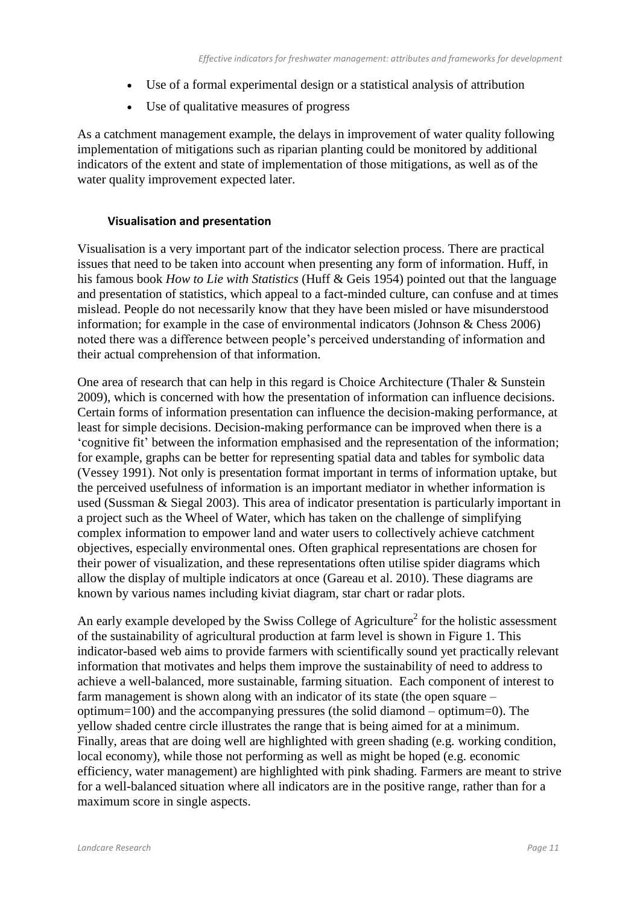- Use of a formal experimental design or a statistical analysis of attribution
- Use of qualitative measures of progress

As a catchment management example, the delays in improvement of water quality following implementation of mitigations such as riparian planting could be monitored by additional indicators of the extent and state of implementation of those mitigations, as well as of the water quality improvement expected later.

### Visualisation and presentation

Visualisation is a very important part of the indicator selection process. There are practical issues that need to be taken into account when presenting any form of information. Huff, in his famous book *How to Lie with Statistics* (Huff & Geis 1954) pointed out that the language and presentation of statistics, which appeal to a fact-minded culture, can confuse and at times mislead. People do not necessarily know that they have been misled or have misunderstood information; for example in the case of environmental indicators (Johnson & Chess 2006) noted there was a difference between people's perceived understanding of information and their actual comprehension of that information.

One area of research that can help in this regard is Choice Architecture (Thaler & Sunstein 2009), which is concerned with how the presentation of information can influence decisions. Certain forms of information presentation can influence the decision-making performance, at least for simple decisions. Decision-making performance can be improved when there is a 'cognitive fit' between the information emphasised and the representation of the information; for example, graphs can be better for representing spatial data and tables for symbolic data (Vessey 1991). Not only is presentation format important in terms of information uptake, but the perceived usefulness of information is an important mediator in whether information is used (Sussman & Siegal 2003). This area of indicator presentation is particularly important in a project such as the Wheel of Water, which has taken on the challenge of simplifying complex information to empower land and water users to collectively achieve catchment objectives, especially environmental ones. Often graphical representations are chosen for their power of visualization, and these representations often utilise spider diagrams which allow the display of multiple indicators at once (Gareau et al. 2010). These diagrams are known by various names including kiviat diagram, star chart or radar plots.

An early example developed by the Swiss College of Agriculture[2] for the holistic assessment of the sustainability of agricultural production at farm level is shown in Figure 1. This indicator-based web aims to provide farmers with scientifically sound yet practically relevant information that motivates and helps them improve the sustainability of need to address to achieve a well-balanced, more sustainable, farming situation. Each component of interest to farm management is shown along with an indicator of its state (the open square – optimum=100) and the accompanying pressures (the solid diamond – optimum=0). The yellow shaded centre circle illustrates the range that is being aimed for at a minimum. Finally, areas that are doing well are highlighted with green shading (e.g. working condition, local economy), while those not performing as well as might be hoped (e.g. economic efficiency, water management) are highlighted with pink shading. Farmers are meant to strive for a well-balanced situation where all indicators are in the positive range, rather than for a maximum score in single aspects.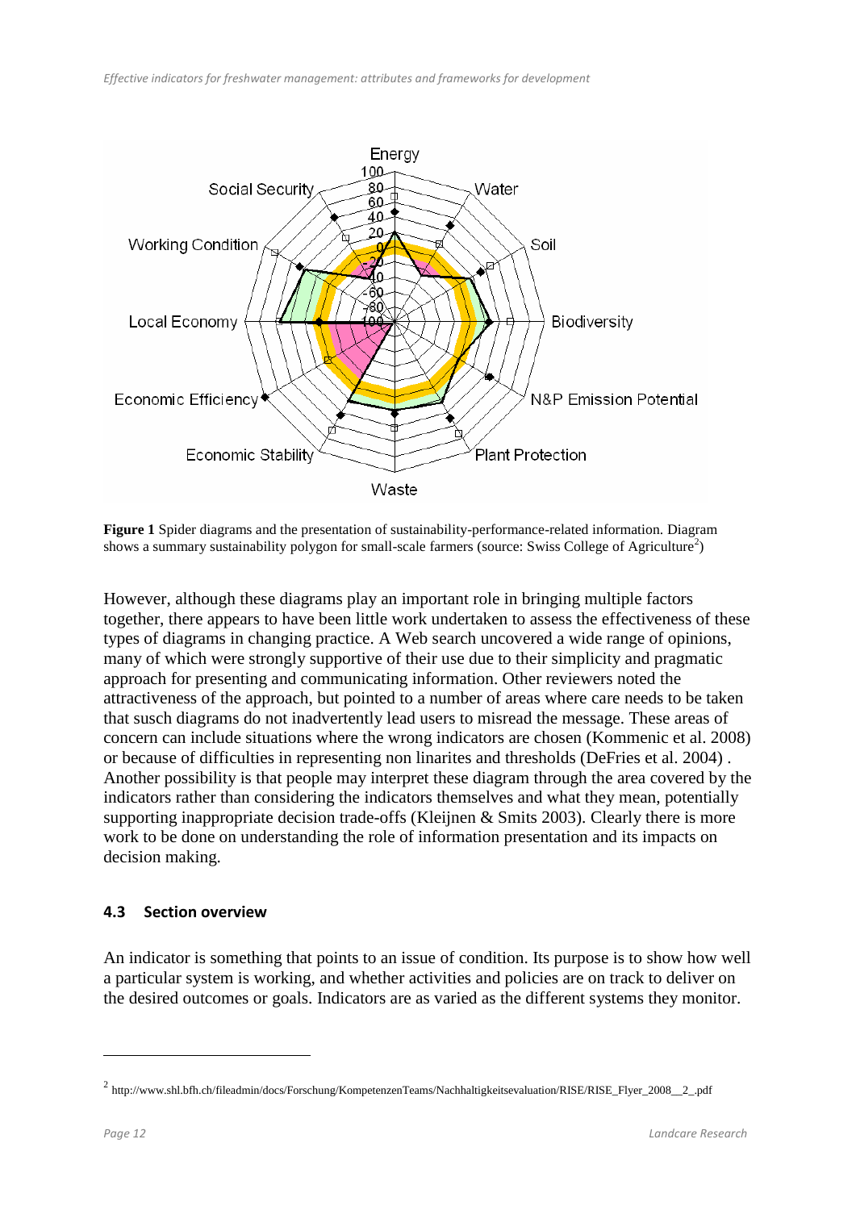**Figure 1** Spider diagrams and the presentation of sustainability-performance-related information. Diagram shows a summary sustainability polygon for small-scale farmers (source: Swiss College of Agriculture[2])

However, although these diagrams play an important role in bringing multiple factors together, there appears to have been little work undertaken to assess the effectiveness of these types of diagrams in changing practice. A Web search uncovered a wide range of opinions, many of which were strongly supportive of their use due to their simplicity and pragmatic approach for presenting and communicating information. Other reviewers noted the attractiveness of the approach, but pointed to a number of areas where care needs to be taken that susch diagrams do not inadvertently lead users to misread the message. These areas of concern can include situations where the wrong indicators are chosen (Kommenic et al. 2008) or because of difficulties in representing non linarites and thresholds (DeFries et al. 2004) . Another possibility is that people may interpret these diagram through the area covered by the indicators rather than considering the indicators themselves and what they mean, potentially supporting inappropriate decision trade-offs (Kleijnen & Smits 2003). Clearly there is more work to be done on understanding the role of information presentation and its impacts on decision making.

### 4.3 Section overview

An indicator is something that points to an issue of condition. Its purpose is to show how well a particular system is working, and whether activities and policies are on track to deliver on the desired outcomes or goals. Indicators are as varied as the different systems they monitor.

[2] http://www.shl.bfh.ch/fileadmin/docs/Forschung/KompetenzenTeams/Nachhaltigkeitsevaluation/RISE/RISE_Flyer_2008__2_.pdf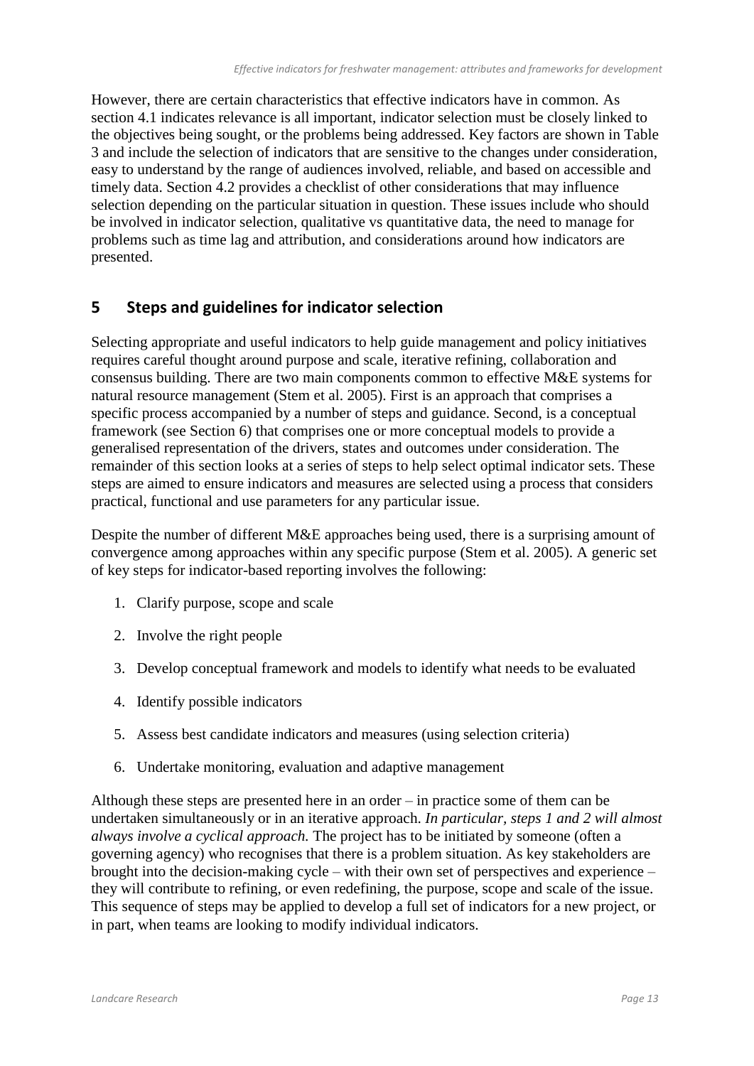However, there are certain characteristics that effective indicators have in common. As section 4.1 indicates relevance is all important, indicator selection must be closely linked to the objectives being sought, or the problems being addressed. Key factors are shown in Table 3 and include the selection of indicators that are sensitive to the changes under consideration, easy to understand by the range of audiences involved, reliable, and based on accessible and timely data. Section 4.2 provides a checklist of other considerations that may influence selection depending on the particular situation in question. These issues include who should be involved in indicator selection, qualitative vs quantitative data, the need to manage for problems such as time lag and attribution, and considerations around how indicators are presented.

# 5 Steps and guidelines for indicator selection

Selecting appropriate and useful indicators to help guide management and policy initiatives requires careful thought around purpose and scale, iterative refining, collaboration and consensus building. There are two main components common to effective M&E systems for natural resource management (Stem et al. 2005). First is an approach that comprises a specific process accompanied by a number of steps and guidance. Second, is a conceptual framework (see Section 6) that comprises one or more conceptual models to provide a generalised representation of the drivers, states and outcomes under consideration. The remainder of this section looks at a series of steps to help select optimal indicator sets. These steps are aimed to ensure indicators and measures are selected using a process that considers practical, functional and use parameters for any particular issue.

Despite the number of different M&E approaches being used, there is a surprising amount of convergence among approaches within any specific purpose (Stem et al. 2005). A generic set of key steps for indicator-based reporting involves the following:

1. Clarify purpose, scope and scale
2. Involve the right people
3. Develop conceptual framework and models to identify what needs to be evaluated
4. Identify possible indicators
5. Assess best candidate indicators and measures (using selection criteria)
6. Undertake monitoring, evaluation and adaptive management

Although these steps are presented here in an order – in practice some of them can be undertaken simultaneously or in an iterative approach. *In particular, steps 1 and 2 will almost always involve a cyclical approach.* The project has to be initiated by someone (often a governing agency) who recognises that there is a problem situation. As key stakeholders are brought into the decision-making cycle – with their own set of perspectives and experience – they will contribute to refining, or even redefining, the purpose, scope and scale of the issue. This sequence of steps may be applied to develop a full set of indicators for a new project, or in part, when teams are looking to modify individual indicators.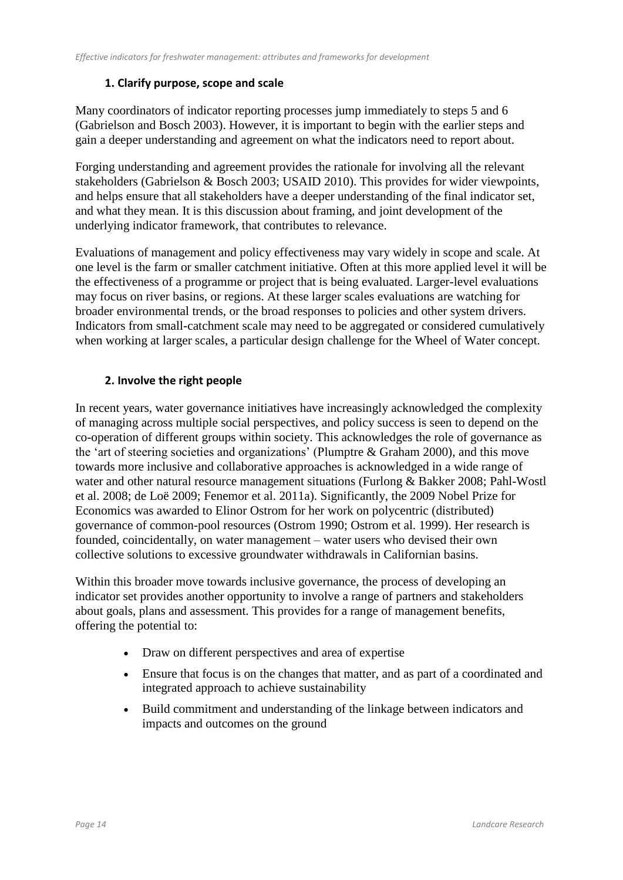### 1. Clarify purpose, scope and scale

Many coordinators of indicator reporting processes jump immediately to steps 5 and 6 (Gabrielson and Bosch 2003). However, it is important to begin with the earlier steps and gain a deeper understanding and agreement on what the indicators need to report about.

Forging understanding and agreement provides the rationale for involving all the relevant stakeholders (Gabrielson & Bosch 2003; USAID 2010). This provides for wider viewpoints, and helps ensure that all stakeholders have a deeper understanding of the final indicator set, and what they mean. It is this discussion about framing, and joint development of the underlying indicator framework, that contributes to relevance.

Evaluations of management and policy effectiveness may vary widely in scope and scale. At one level is the farm or smaller catchment initiative. Often at this more applied level it will be the effectiveness of a programme or project that is being evaluated. Larger-level evaluations may focus on river basins, or regions. At these larger scales evaluations are watching for broader environmental trends, or the broad responses to policies and other system drivers. Indicators from small-catchment scale may need to be aggregated or considered cumulatively when working at larger scales, a particular design challenge for the Wheel of Water concept.

### 2. Involve the right people

In recent years, water governance initiatives have increasingly acknowledged the complexity of managing across multiple social perspectives, and policy success is seen to depend on the co-operation of different groups within society. This acknowledges the role of governance as the 'art of steering societies and organizations' (Plumptre & Graham 2000), and this move towards more inclusive and collaborative approaches is acknowledged in a wide range of water and other natural resource management situations (Furlong & Bakker 2008; Pahl-Wostl et al. 2008; de Loë 2009; Fenemor et al. 2011a). Significantly, the 2009 Nobel Prize for Economics was awarded to Elinor Ostrom for her work on polycentric (distributed) governance of common-pool resources (Ostrom 1990; Ostrom et al. 1999). Her research is founded, coincidentally, on water management – water users who devised their own collective solutions to excessive groundwater withdrawals in Californian basins.

Within this broader move towards inclusive governance, the process of developing an indicator set provides another opportunity to involve a range of partners and stakeholders about goals, plans and assessment. This provides for a range of management benefits, offering the potential to:

- Draw on different perspectives and area of expertise
- Ensure that focus is on the changes that matter, and as part of a coordinated and integrated approach to achieve sustainability
- Build commitment and understanding of the linkage between indicators and impacts and outcomes on the ground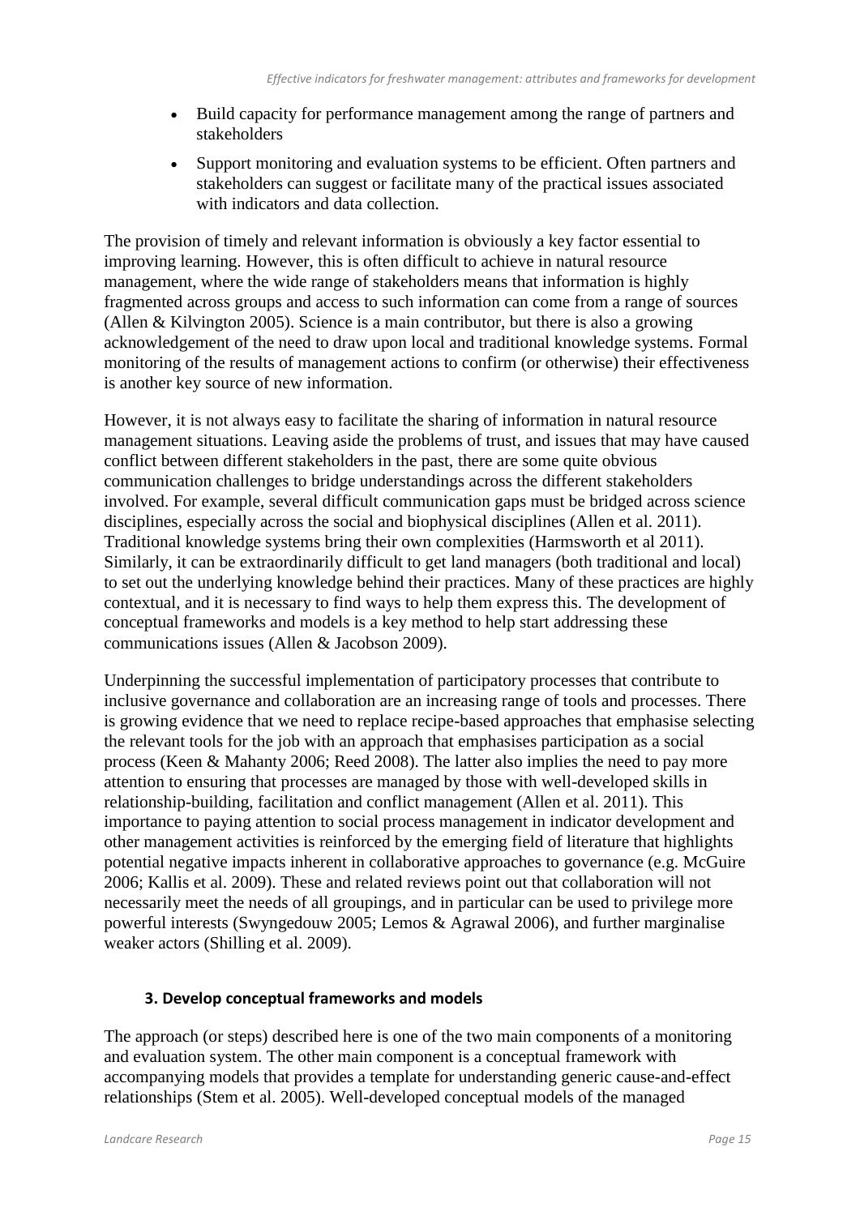- Build capacity for performance management among the range of partners and stakeholders
- Support monitoring and evaluation systems to be efficient. Often partners and stakeholders can suggest or facilitate many of the practical issues associated with indicators and data collection.

The provision of timely and relevant information is obviously a key factor essential to improving learning. However, this is often difficult to achieve in natural resource management, where the wide range of stakeholders means that information is highly fragmented across groups and access to such information can come from a range of sources (Allen & Kilvington 2005). Science is a main contributor, but there is also a growing acknowledgement of the need to draw upon local and traditional knowledge systems. Formal monitoring of the results of management actions to confirm (or otherwise) their effectiveness is another key source of new information.

However, it is not always easy to facilitate the sharing of information in natural resource management situations. Leaving aside the problems of trust, and issues that may have caused conflict between different stakeholders in the past, there are some quite obvious communication challenges to bridge understandings across the different stakeholders involved. For example, several difficult communication gaps must be bridged across science disciplines, especially across the social and biophysical disciplines (Allen et al. 2011). Traditional knowledge systems bring their own complexities (Harmsworth et al 2011). Similarly, it can be extraordinarily difficult to get land managers (both traditional and local) to set out the underlying knowledge behind their practices. Many of these practices are highly contextual, and it is necessary to find ways to help them express this. The development of conceptual frameworks and models is a key method to help start addressing these communications issues (Allen & Jacobson 2009).

Underpinning the successful implementation of participatory processes that contribute to inclusive governance and collaboration are an increasing range of tools and processes. There is growing evidence that we need to replace recipe-based approaches that emphasise selecting the relevant tools for the job with an approach that emphasises participation as a social process (Keen & Mahanty 2006; Reed 2008). The latter also implies the need to pay more attention to ensuring that processes are managed by those with well-developed skills in relationship-building, facilitation and conflict management (Allen et al. 2011). This importance to paying attention to social process management in indicator development and other management activities is reinforced by the emerging field of literature that highlights potential negative impacts inherent in collaborative approaches to governance (e.g. McGuire 2006; Kallis et al. 2009). These and related reviews point out that collaboration will not necessarily meet the needs of all groupings, and in particular can be used to privilege more powerful interests (Swyngedouw 2005; Lemos & Agrawal 2006), and further marginalise weaker actors (Shilling et al. 2009).

### 3. Develop conceptual frameworks and models

The approach (or steps) described here is one of the two main components of a monitoring and evaluation system. The other main component is a conceptual framework with accompanying models that provides a template for understanding generic cause-and-effect relationships (Stem et al. 2005). Well-developed conceptual models of the managed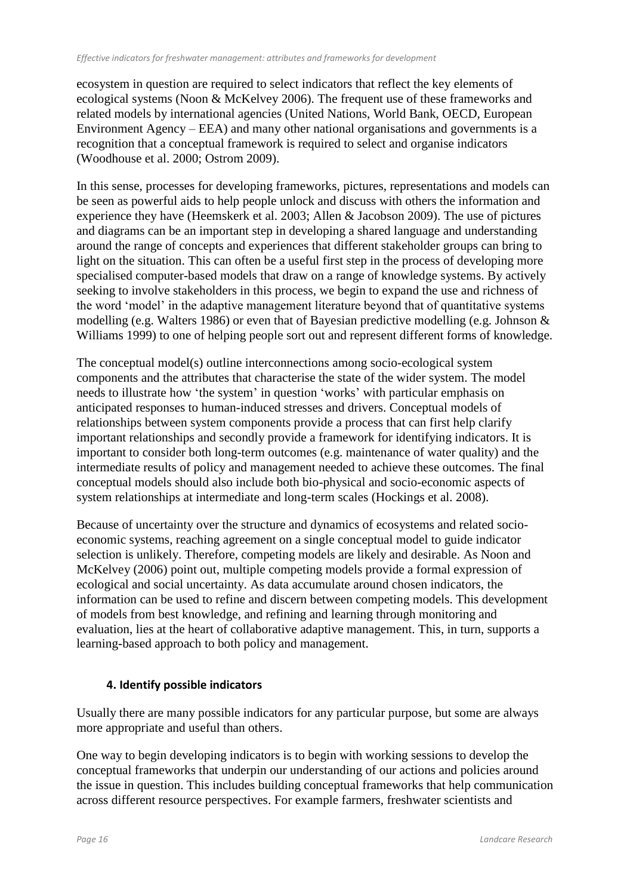ecosystem in question are required to select indicators that reflect the key elements of ecological systems (Noon & McKelvey 2006). The frequent use of these frameworks and related models by international agencies (United Nations, World Bank, OECD, European Environment Agency – EEA) and many other national organisations and governments is a recognition that a conceptual framework is required to select and organise indicators (Woodhouse et al. 2000; Ostrom 2009).

In this sense, processes for developing frameworks, pictures, representations and models can be seen as powerful aids to help people unlock and discuss with others the information and experience they have (Heemskerk et al. 2003; Allen & Jacobson 2009). The use of pictures and diagrams can be an important step in developing a shared language and understanding around the range of concepts and experiences that different stakeholder groups can bring to light on the situation. This can often be a useful first step in the process of developing more specialised computer-based models that draw on a range of knowledge systems. By actively seeking to involve stakeholders in this process, we begin to expand the use and richness of the word 'model' in the adaptive management literature beyond that of quantitative systems modelling (e.g. Walters 1986) or even that of Bayesian predictive modelling (e.g. Johnson & Williams 1999) to one of helping people sort out and represent different forms of knowledge.

The conceptual model(s) outline interconnections among socio-ecological system components and the attributes that characterise the state of the wider system. The model needs to illustrate how 'the system' in question 'works' with particular emphasis on anticipated responses to human-induced stresses and drivers. Conceptual models of relationships between system components provide a process that can first help clarify important relationships and secondly provide a framework for identifying indicators. It is important to consider both long-term outcomes (e.g. maintenance of water quality) and the intermediate results of policy and management needed to achieve these outcomes. The final conceptual models should also include both bio-physical and socio-economic aspects of system relationships at intermediate and long-term scales (Hockings et al. 2008).

Because of uncertainty over the structure and dynamics of ecosystems and related socio-economic systems, reaching agreement on a single conceptual model to guide indicator selection is unlikely. Therefore, competing models are likely and desirable. As Noon and McKelvey (2006) point out, multiple competing models provide a formal expression of ecological and social uncertainty. As data accumulate around chosen indicators, the information can be used to refine and discern between competing models. This development of models from best knowledge, and refining and learning through monitoring and evaluation, lies at the heart of collaborative adaptive management. This, in turn, supports a learning-based approach to both policy and management.

### 4. Identify possible indicators

Usually there are many possible indicators for any particular purpose, but some are always more appropriate and useful than others.

One way to begin developing indicators is to begin with working sessions to develop the conceptual frameworks that underpin our understanding of our actions and policies around the issue in question. This includes building conceptual frameworks that help communication across different resource perspectives. For example farmers, freshwater scientists and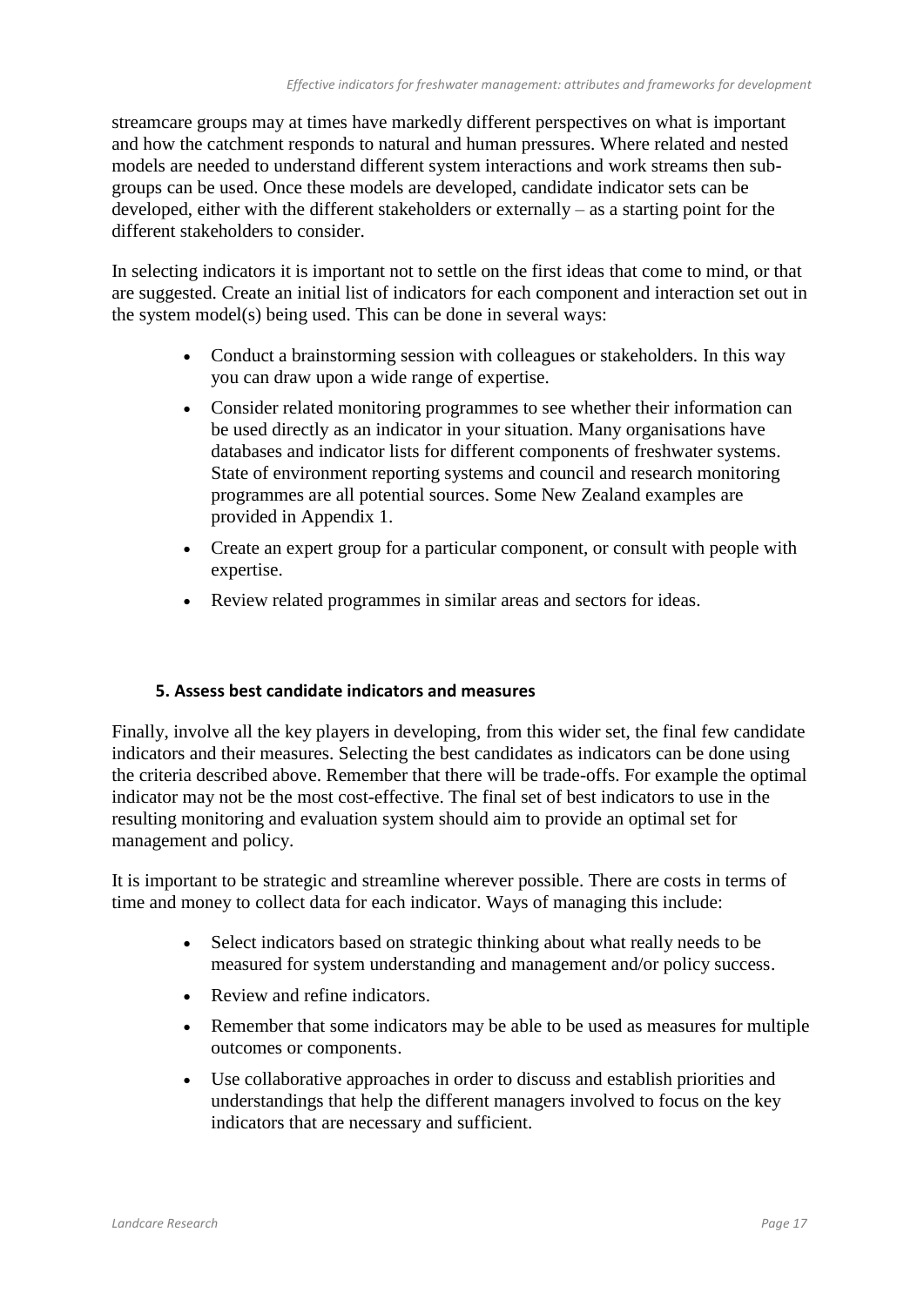streamcare groups may at times have markedly different perspectives on what is important and how the catchment responds to natural and human pressures. Where related and nested models are needed to understand different system interactions and work streams then sub-groups can be used. Once these models are developed, candidate indicator sets can be developed, either with the different stakeholders or externally – as a starting point for the different stakeholders to consider.

In selecting indicators it is important not to settle on the first ideas that come to mind, or that are suggested. Create an initial list of indicators for each component and interaction set out in the system model(s) being used. This can be done in several ways:

- Conduct a brainstorming session with colleagues or stakeholders. In this way you can draw upon a wide range of expertise.
- Consider related monitoring programmes to see whether their information can be used directly as an indicator in your situation. Many organisations have databases and indicator lists for different components of freshwater systems. State of environment reporting systems and council and research monitoring programmes are all potential sources. Some New Zealand examples are provided in Appendix 1.
- Create an expert group for a particular component, or consult with people with expertise.
- Review related programmes in similar areas and sectors for ideas.

#### 5. Assess best candidate indicators and measures

Finally, involve all the key players in developing, from this wider set, the final few candidate indicators and their measures. Selecting the best candidates as indicators can be done using the criteria described above. Remember that there will be trade-offs. For example the optimal indicator may not be the most cost-effective. The final set of best indicators to use in the resulting monitoring and evaluation system should aim to provide an optimal set for management and policy.

It is important to be strategic and streamline wherever possible. There are costs in terms of time and money to collect data for each indicator. Ways of managing this include:

- Select indicators based on strategic thinking about what really needs to be measured for system understanding and management and/or policy success.
- Review and refine indicators.
- Remember that some indicators may be able to be used as measures for multiple outcomes or components.
- Use collaborative approaches in order to discuss and establish priorities and understandings that help the different managers involved to focus on the key indicators that are necessary and sufficient.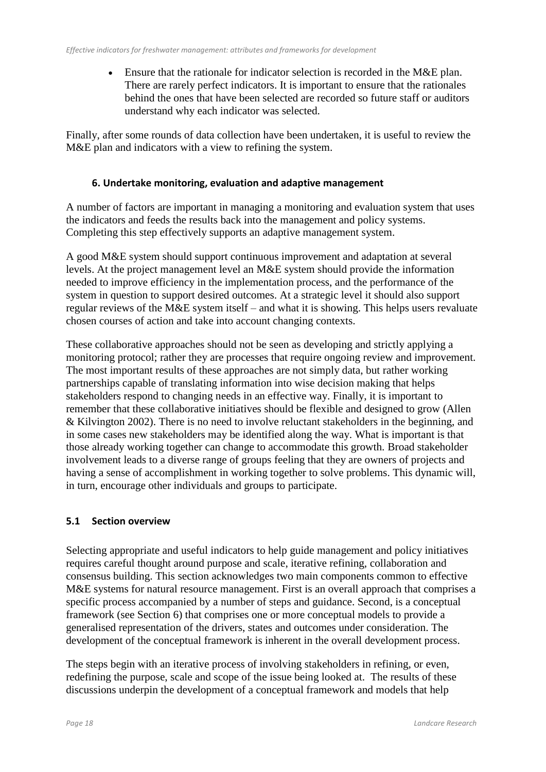- Ensure that the rationale for indicator selection is recorded in the M&E plan. There are rarely perfect indicators. It is important to ensure that the rationales behind the ones that have been selected are recorded so future staff or auditors understand why each indicator was selected.

Finally, after some rounds of data collection have been undertaken, it is useful to review the M&E plan and indicators with a view to refining the system.

#### 6. Undertake monitoring, evaluation and adaptive management

A number of factors are important in managing a monitoring and evaluation system that uses the indicators and feeds the results back into the management and policy systems. Completing this step effectively supports an adaptive management system.

A good M&E system should support continuous improvement and adaptation at several levels. At the project management level an M&E system should provide the information needed to improve efficiency in the implementation process, and the performance of the system in question to support desired outcomes. At a strategic level it should also support regular reviews of the M&E system itself – and what it is showing. This helps users revaluate chosen courses of action and take into account changing contexts.

These collaborative approaches should not be seen as developing and strictly applying a monitoring protocol; rather they are processes that require ongoing review and improvement. The most important results of these approaches are not simply data, but rather working partnerships capable of translating information into wise decision making that helps stakeholders respond to changing needs in an effective way. Finally, it is important to remember that these collaborative initiatives should be flexible and designed to grow (Allen & Kilvington 2002). There is no need to involve reluctant stakeholders in the beginning, and in some cases new stakeholders may be identified along the way. What is important is that those already working together can change to accommodate this growth. Broad stakeholder involvement leads to a diverse range of groups feeling that they are owners of projects and having a sense of accomplishment in working together to solve problems. This dynamic will, in turn, encourage other individuals and groups to participate.

### 5.1 Section overview

Selecting appropriate and useful indicators to help guide management and policy initiatives requires careful thought around purpose and scale, iterative refining, collaboration and consensus building. This section acknowledges two main components common to effective M&E systems for natural resource management. First is an overall approach that comprises a specific process accompanied by a number of steps and guidance. Second, is a conceptual framework (see Section 6) that comprises one or more conceptual models to provide a generalised representation of the drivers, states and outcomes under consideration. The development of the conceptual framework is inherent in the overall development process.

The steps begin with an iterative process of involving stakeholders in refining, or even, redefining the purpose, scale and scope of the issue being looked at. The results of these discussions underpin the development of a conceptual framework and models that help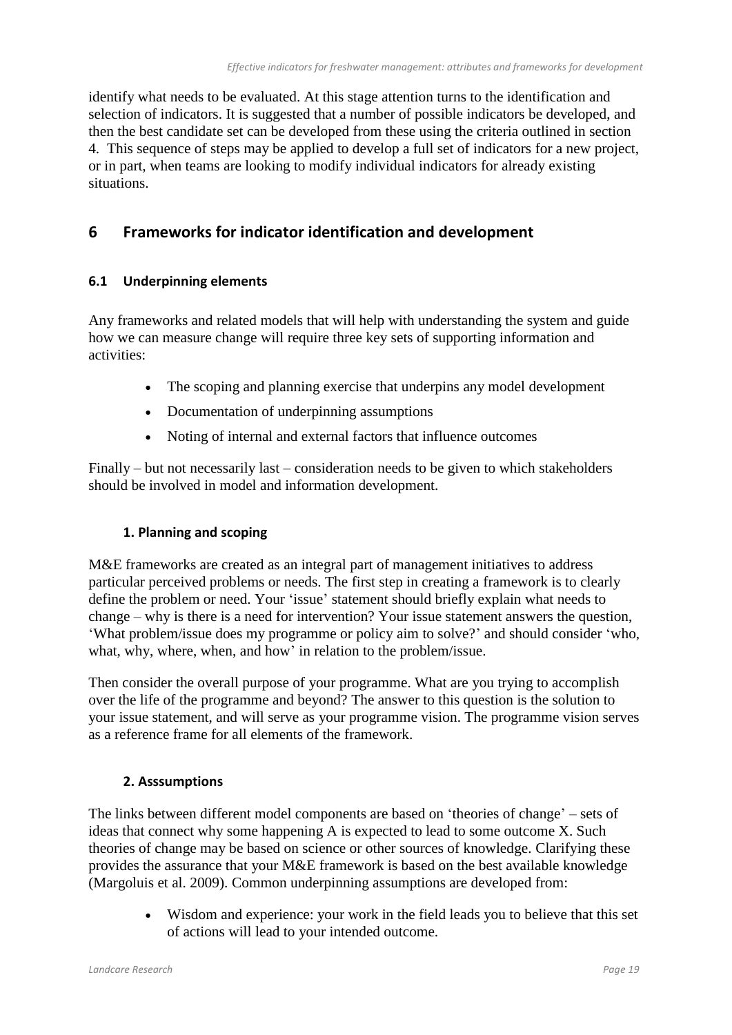identify what needs to be evaluated. At this stage attention turns to the identification and selection of indicators. It is suggested that a number of possible indicators be developed, and then the best candidate set can be developed from these using the criteria outlined in section 4. This sequence of steps may be applied to develop a full set of indicators for a new project, or in part, when teams are looking to modify individual indicators for already existing situations.

# 6 Frameworks for indicator identification and development

## 6.1 Underpinning elements

Any frameworks and related models that will help with understanding the system and guide how we can measure change will require three key sets of supporting information and activities:

- The scoping and planning exercise that underpins any model development
- Documentation of underpinning assumptions
- Noting of internal and external factors that influence outcomes

Finally – but not necessarily last – consideration needs to be given to which stakeholders should be involved in model and information development.

### 1. Planning and scoping

M&E frameworks are created as an integral part of management initiatives to address particular perceived problems or needs. The first step in creating a framework is to clearly define the problem or need. Your 'issue' statement should briefly explain what needs to change – why is there is a need for intervention? Your issue statement answers the question, 'What problem/issue does my programme or policy aim to solve?' and should consider 'who, what, why, where, when, and how' in relation to the problem/issue.

Then consider the overall purpose of your programme. What are you trying to accomplish over the life of the programme and beyond? The answer to this question is the solution to your issue statement, and will serve as your programme vision. The programme vision serves as a reference frame for all elements of the framework.

### 2. Asssumptions

The links between different model components are based on 'theories of change' – sets of ideas that connect why some happening A is expected to lead to some outcome X. Such theories of change may be based on science or other sources of knowledge. Clarifying these provides the assurance that your M&E framework is based on the best available knowledge (Margoluis et al. 2009). Common underpinning assumptions are developed from:

- Wisdom and experience: your work in the field leads you to believe that this set of actions will lead to your intended outcome.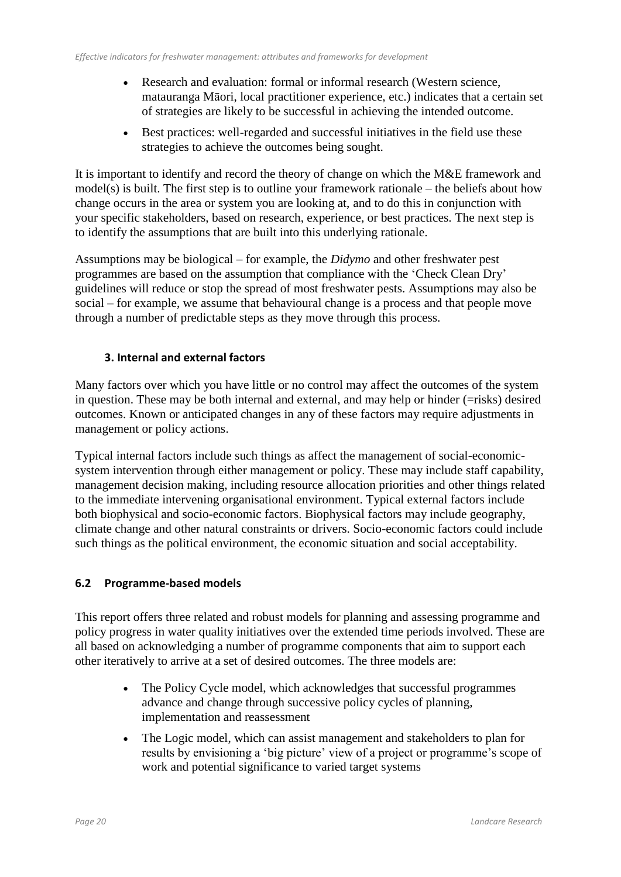- Research and evaluation: formal or informal research (Western science, matauranga Māori, local practitioner experience, etc.) indicates that a certain set of strategies are likely to be successful in achieving the intended outcome.
- Best practices: well-regarded and successful initiatives in the field use these strategies to achieve the outcomes being sought.

It is important to identify and record the theory of change on which the M&E framework and model(s) is built. The first step is to outline your framework rationale – the beliefs about how change occurs in the area or system you are looking at, and to do this in conjunction with your specific stakeholders, based on research, experience, or best practices. The next step is to identify the assumptions that are built into this underlying rationale.

Assumptions may be biological – for example, the *Didymo* and other freshwater pest programmes are based on the assumption that compliance with the 'Check Clean Dry' guidelines will reduce or stop the spread of most freshwater pests. Assumptions may also be social – for example, we assume that behavioural change is a process and that people move through a number of predictable steps as they move through this process.

#### 3. Internal and external factors

Many factors over which you have little or no control may affect the outcomes of the system in question. These may be both internal and external, and may help or hinder (=risks) desired outcomes. Known or anticipated changes in any of these factors may require adjustments in management or policy actions.

Typical internal factors include such things as affect the management of social-economic-system intervention through either management or policy. These may include staff capability, management decision making, including resource allocation priorities and other things related to the immediate intervening organisational environment. Typical external factors include both biophysical and socio-economic factors. Biophysical factors may include geography, climate change and other natural constraints or drivers. Socio-economic factors could include such things as the political environment, the economic situation and social acceptability.

### 6.2 Programme-based models

This report offers three related and robust models for planning and assessing programme and policy progress in water quality initiatives over the extended time periods involved. These are all based on acknowledging a number of programme components that aim to support each other iteratively to arrive at a set of desired outcomes. The three models are:

- The Policy Cycle model, which acknowledges that successful programmes advance and change through successive policy cycles of planning, implementation and reassessment
- The Logic model, which can assist management and stakeholders to plan for results by envisioning a 'big picture' view of a project or programme's scope of work and potential significance to varied target systems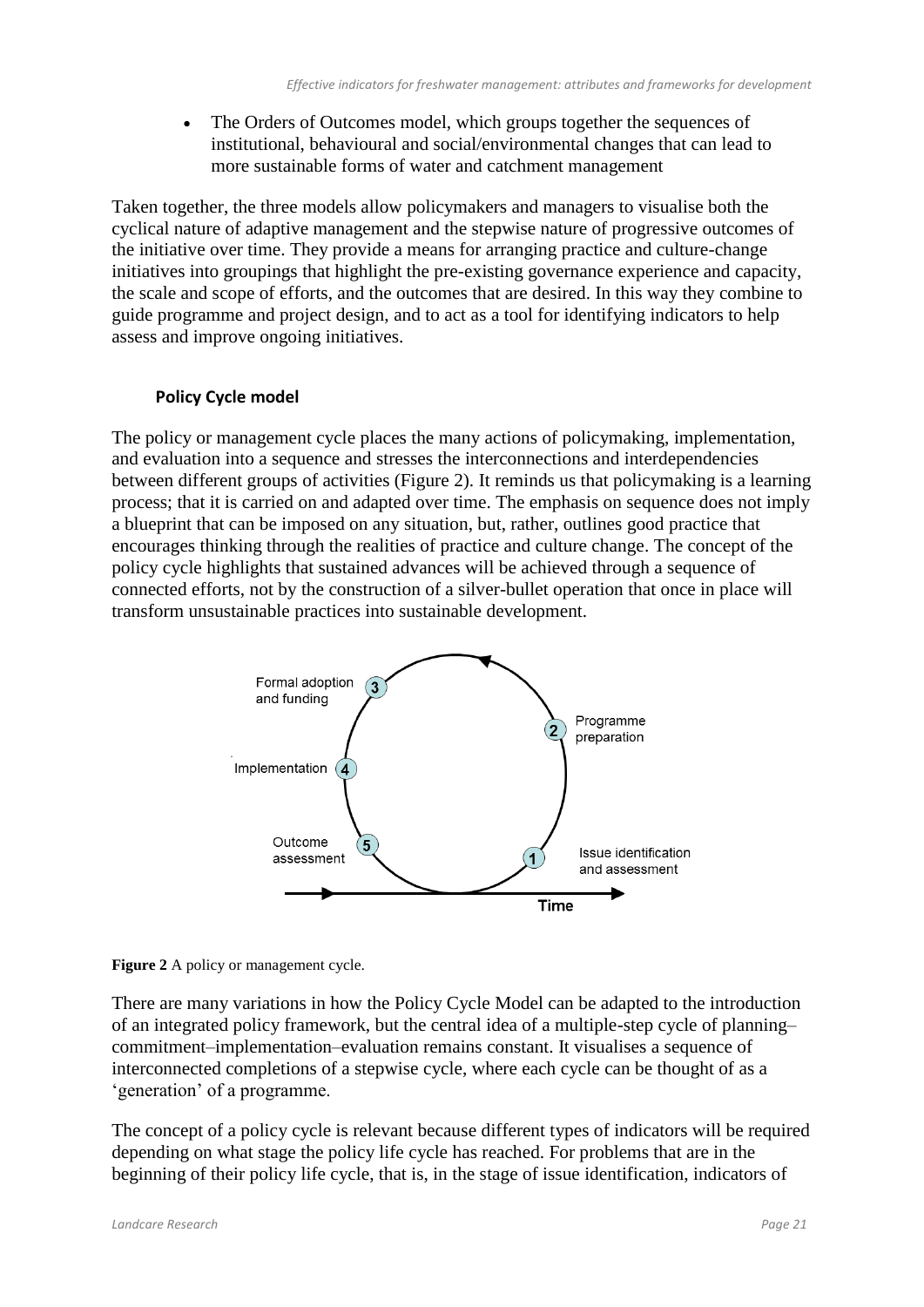- The Orders of Outcomes model, which groups together the sequences of institutional, behavioural and social/environmental changes that can lead to more sustainable forms of water and catchment management

Taken together, the three models allow policymakers and managers to visualise both the cyclical nature of adaptive management and the stepwise nature of progressive outcomes of the initiative over time. They provide a means for arranging practice and culture-change initiatives into groupings that highlight the pre-existing governance experience and capacity, the scale and scope of efforts, and the outcomes that are desired. In this way they combine to guide programme and project design, and to act as a tool for identifying indicators to help assess and improve ongoing initiatives.

### Policy Cycle model

The policy or management cycle places the many actions of policymaking, implementation, and evaluation into a sequence and stresses the interconnections and interdependencies between different groups of activities (Figure 2). It reminds us that policymaking is a learning process; that it is carried on and adapted over time. The emphasis on sequence does not imply a blueprint that can be imposed on any situation, but, rather, outlines good practice that encourages thinking through the realities of practice and culture change. The concept of the policy cycle highlights that sustained advances will be achieved through a sequence of connected efforts, not by the construction of a silver-bullet operation that once in place will transform unsustainable practices into sustainable development.

**Figure 2** A policy or management cycle.

There are many variations in how the Policy Cycle Model can be adapted to the introduction of an integrated policy framework, but the central idea of a multiple-step cycle of planning–commitment–implementation–evaluation remains constant. It visualises a sequence of interconnected completions of a stepwise cycle, where each cycle can be thought of as a 'generation' of a programme.

The concept of a policy cycle is relevant because different types of indicators will be required depending on what stage the policy life cycle has reached. For problems that are in the beginning of their policy life cycle, that is, in the stage of issue identification, indicators of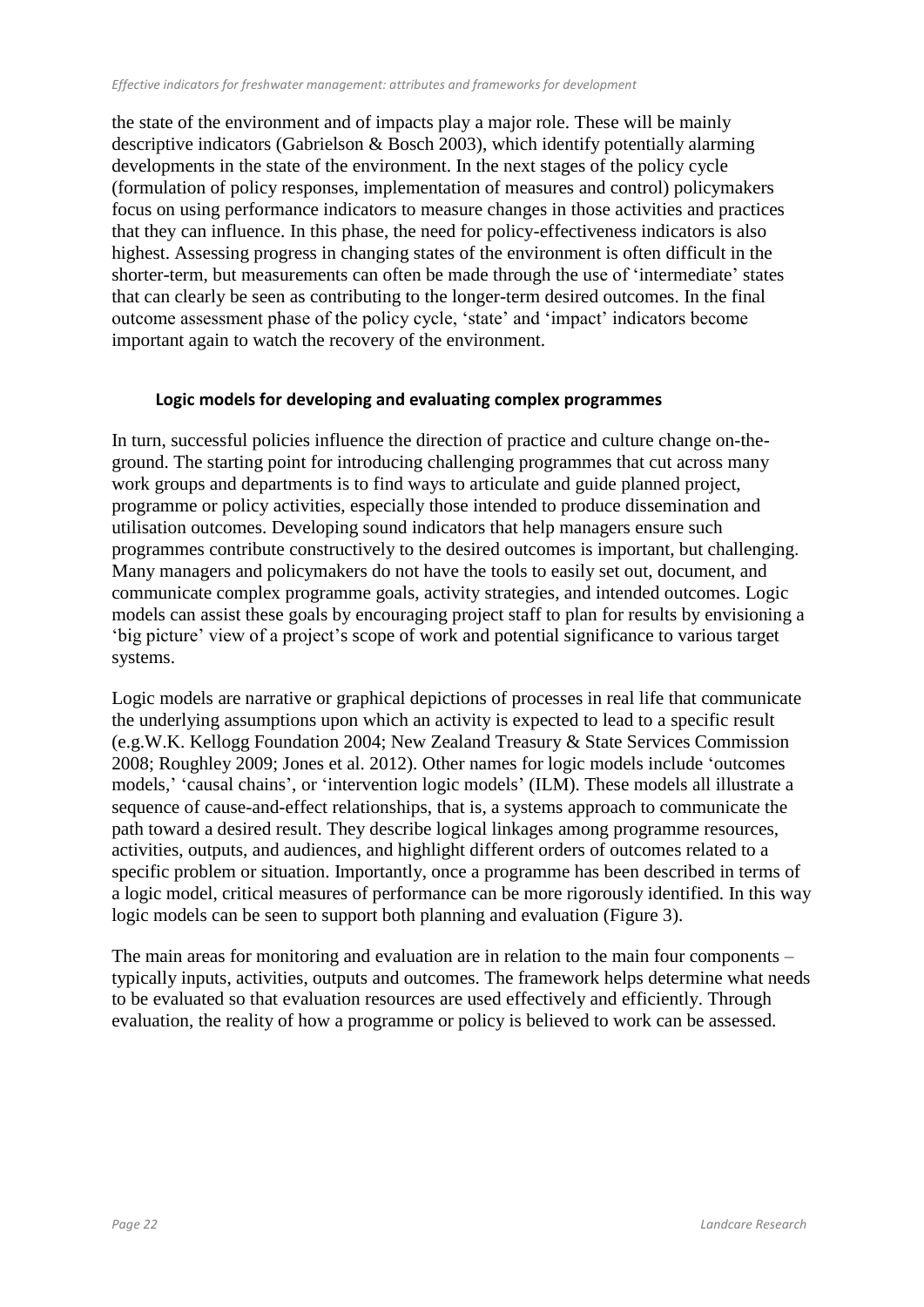the state of the environment and of impacts play a major role. These will be mainly descriptive indicators (Gabrielson & Bosch 2003), which identify potentially alarming developments in the state of the environment. In the next stages of the policy cycle (formulation of policy responses, implementation of measures and control) policymakers focus on using performance indicators to measure changes in those activities and practices that they can influence. In this phase, the need for policy-effectiveness indicators is also highest. Assessing progress in changing states of the environment is often difficult in the shorter-term, but measurements can often be made through the use of 'intermediate' states that can clearly be seen as contributing to the longer-term desired outcomes. In the final outcome assessment phase of the policy cycle, 'state' and 'impact' indicators become important again to watch the recovery of the environment.

### Logic models for developing and evaluating complex programmes

In turn, successful policies influence the direction of practice and culture change on-the-ground. The starting point for introducing challenging programmes that cut across many work groups and departments is to find ways to articulate and guide planned project, programme or policy activities, especially those intended to produce dissemination and utilisation outcomes. Developing sound indicators that help managers ensure such programmes contribute constructively to the desired outcomes is important, but challenging. Many managers and policymakers do not have the tools to easily set out, document, and communicate complex programme goals, activity strategies, and intended outcomes. Logic models can assist these goals by encouraging project staff to plan for results by envisioning a 'big picture' view of a project's scope of work and potential significance to various target systems.

Logic models are narrative or graphical depictions of processes in real life that communicate the underlying assumptions upon which an activity is expected to lead to a specific result (e.g.W.K. Kellogg Foundation 2004; New Zealand Treasury & State Services Commission 2008; Roughley 2009; Jones et al. 2012). Other names for logic models include 'outcomes models,' 'causal chains', or 'intervention logic models' (ILM). These models all illustrate a sequence of cause-and-effect relationships, that is, a systems approach to communicate the path toward a desired result. They describe logical linkages among programme resources, activities, outputs, and audiences, and highlight different orders of outcomes related to a specific problem or situation. Importantly, once a programme has been described in terms of a logic model, critical measures of performance can be more rigorously identified. In this way logic models can be seen to support both planning and evaluation (Figure 3).

The main areas for monitoring and evaluation are in relation to the main four components – typically inputs, activities, outputs and outcomes. The framework helps determine what needs to be evaluated so that evaluation resources are used effectively and efficiently. Through evaluation, the reality of how a programme or policy is believed to work can be assessed.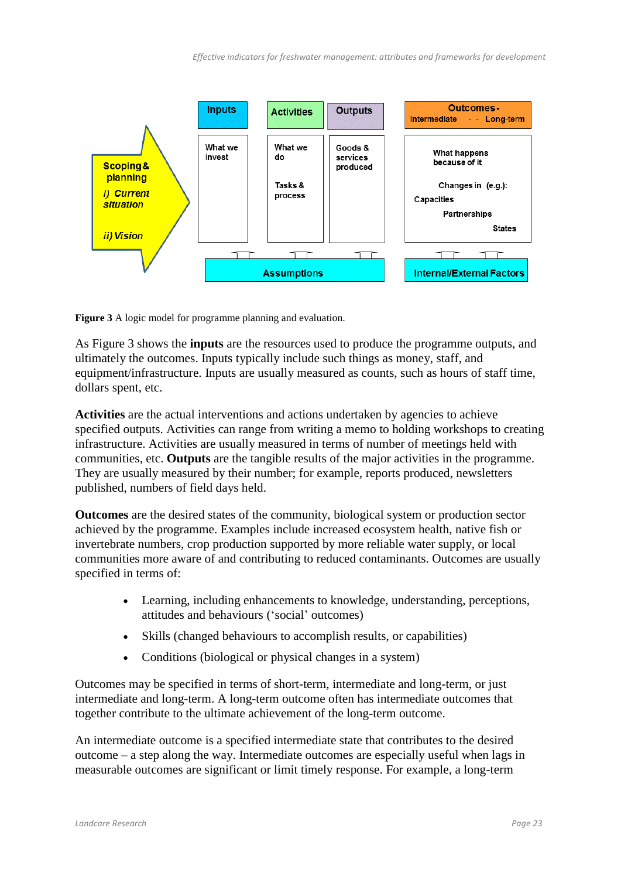**Figure 3** A logic model for programme planning and evaluation.

As Figure 3 shows the **inputs** are the resources used to produce the programme outputs, and ultimately the outcomes. Inputs typically include such things as money, staff, and equipment/infrastructure. Inputs are usually measured as counts, such as hours of staff time, dollars spent, etc.

**Activities** are the actual interventions and actions undertaken by agencies to achieve specified outputs. Activities can range from writing a memo to holding workshops to creating infrastructure. Activities are usually measured in terms of number of meetings held with communities, etc. **Outputs** are the tangible results of the major activities in the programme. They are usually measured by their number; for example, reports produced, newsletters published, numbers of field days held.

**Outcomes** are the desired states of the community, biological system or production sector achieved by the programme. Examples include increased ecosystem health, native fish or invertebrate numbers, crop production supported by more reliable water supply, or local communities more aware of and contributing to reduced contaminants. Outcomes are usually specified in terms of:

- Learning, including enhancements to knowledge, understanding, perceptions, attitudes and behaviours ('social' outcomes)
- Skills (changed behaviours to accomplish results, or capabilities)
- Conditions (biological or physical changes in a system)

Outcomes may be specified in terms of short-term, intermediate and long-term, or just intermediate and long-term. A long-term outcome often has intermediate outcomes that together contribute to the ultimate achievement of the long-term outcome.

An intermediate outcome is a specified intermediate state that contributes to the desired outcome – a step along the way. Intermediate outcomes are especially useful when lags in measurable outcomes are significant or limit timely response. For example, a long-term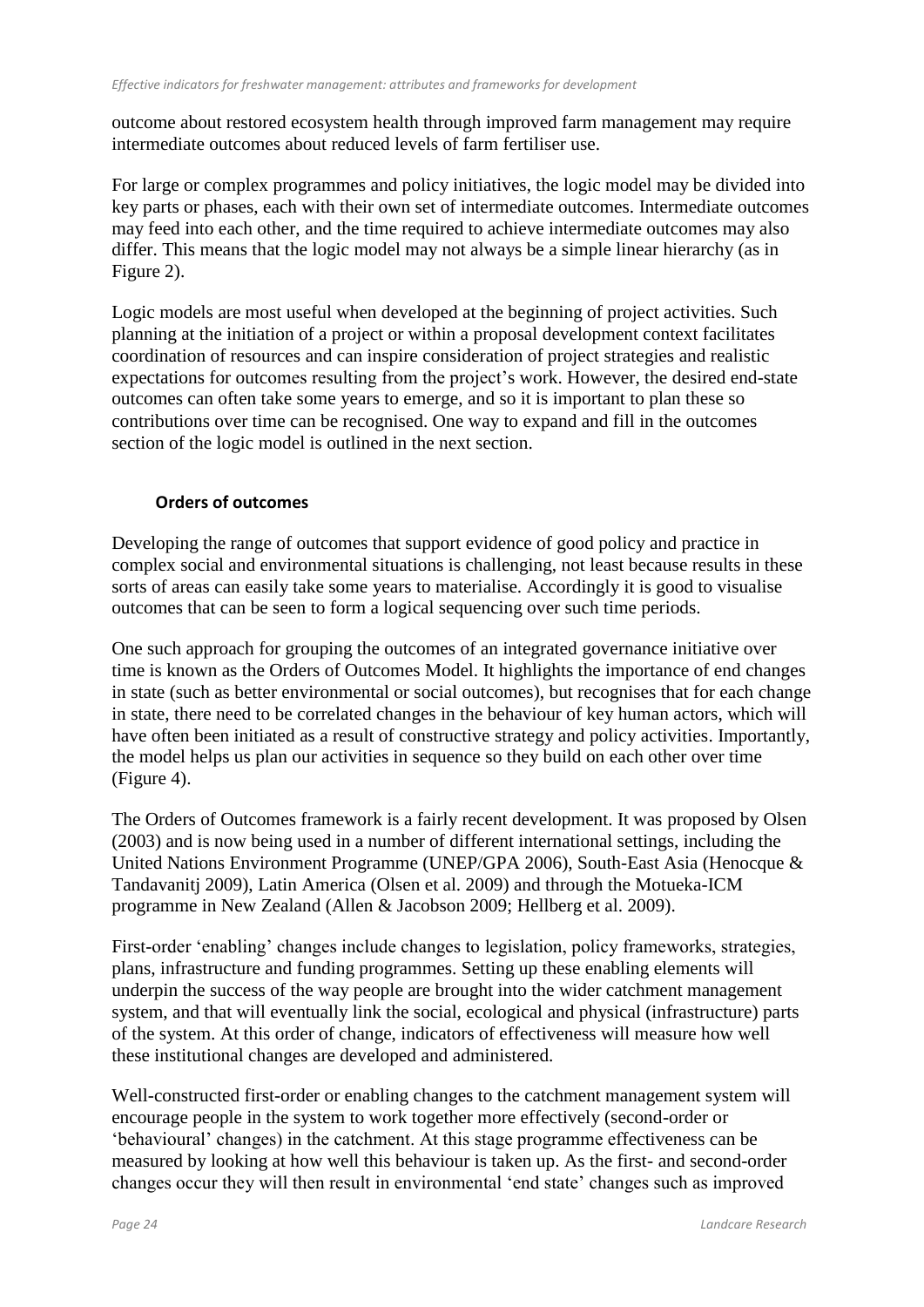outcome about restored ecosystem health through improved farm management may require intermediate outcomes about reduced levels of farm fertiliser use.

For large or complex programmes and policy initiatives, the logic model may be divided into key parts or phases, each with their own set of intermediate outcomes. Intermediate outcomes may feed into each other, and the time required to achieve intermediate outcomes may also differ. This means that the logic model may not always be a simple linear hierarchy (as in Figure 2).

Logic models are most useful when developed at the beginning of project activities. Such planning at the initiation of a project or within a proposal development context facilitates coordination of resources and can inspire consideration of project strategies and realistic expectations for outcomes resulting from the project's work. However, the desired end-state outcomes can often take some years to emerge, and so it is important to plan these so contributions over time can be recognised. One way to expand and fill in the outcomes section of the logic model is outlined in the next section.

### Orders of outcomes

Developing the range of outcomes that support evidence of good policy and practice in complex social and environmental situations is challenging, not least because results in these sorts of areas can easily take some years to materialise. Accordingly it is good to visualise outcomes that can be seen to form a logical sequencing over such time periods.

One such approach for grouping the outcomes of an integrated governance initiative over time is known as the Orders of Outcomes Model. It highlights the importance of end changes in state (such as better environmental or social outcomes), but recognises that for each change in state, there need to be correlated changes in the behaviour of key human actors, which will have often been initiated as a result of constructive strategy and policy activities. Importantly, the model helps us plan our activities in sequence so they build on each other over time (Figure 4).

The Orders of Outcomes framework is a fairly recent development. It was proposed by Olsen (2003) and is now being used in a number of different international settings, including the United Nations Environment Programme (UNEP/GPA 2006), South-East Asia (Henocque & Tandavanitj 2009), Latin America (Olsen et al. 2009) and through the Motueka-ICM programme in New Zealand (Allen & Jacobson 2009; Hellberg et al. 2009).

First-order 'enabling' changes include changes to legislation, policy frameworks, strategies, plans, infrastructure and funding programmes. Setting up these enabling elements will underpin the success of the way people are brought into the wider catchment management system, and that will eventually link the social, ecological and physical (infrastructure) parts of the system. At this order of change, indicators of effectiveness will measure how well these institutional changes are developed and administered.

Well-constructed first-order or enabling changes to the catchment management system will encourage people in the system to work together more effectively (second-order or 'behavioural' changes) in the catchment. At this stage programme effectiveness can be measured by looking at how well this behaviour is taken up. As the first- and second-order changes occur they will then result in environmental 'end state' changes such as improved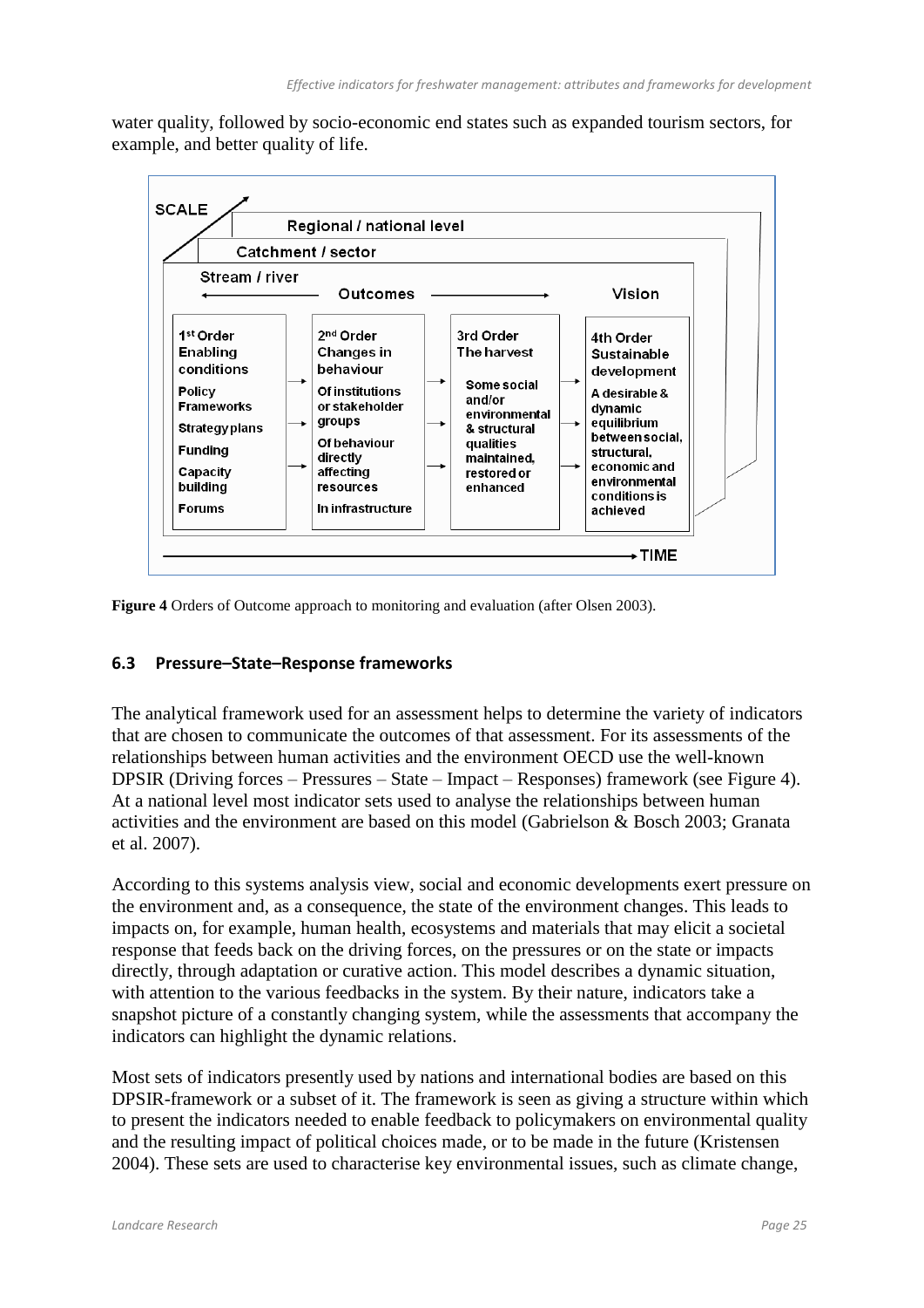water quality, followed by socio-economic end states such as expanded tourism sectors, for example, and better quality of life.

SCALE

Regional / national level

Catchment / sector

Stream / river

Outcomes → Vision

| 1st Order Enabling conditions | 2nd Order Changes in behaviour | 3rd Order The harvest | 4th Order Sustainable development |
|---|---|---|---|
| Policy Frameworks<br>Strategy plans<br>Funding<br>Capacity building<br>Forums | Of institutions or stakeholder groups<br>Of behaviour directly affecting resources<br>In infrastructure | Some social and/or environmental & structural qualities maintained, restored or enhanced | A desirable & dynamic equilibrium between social, structural, economic and environmental conditions is achieved |

→ TIME

**Figure 4** Orders of Outcome approach to monitoring and evaluation (after Olsen 2003).

### 6.3 Pressure–State–Response frameworks

The analytical framework used for an assessment helps to determine the variety of indicators that are chosen to communicate the outcomes of that assessment. For its assessments of the relationships between human activities and the environment OECD use the well-known DPSIR (Driving forces – Pressures – State – Impact – Responses) framework (see Figure 4). At a national level most indicator sets used to analyse the relationships between human activities and the environment are based on this model (Gabrielson & Bosch 2003; Granata et al. 2007).

According to this systems analysis view, social and economic developments exert pressure on the environment and, as a consequence, the state of the environment changes. This leads to impacts on, for example, human health, ecosystems and materials that may elicit a societal response that feeds back on the driving forces, on the pressures or on the state or impacts directly, through adaptation or curative action. This model describes a dynamic situation, with attention to the various feedbacks in the system. By their nature, indicators take a snapshot picture of a constantly changing system, while the assessments that accompany the indicators can highlight the dynamic relations.

Most sets of indicators presently used by nations and international bodies are based on this DPSIR-framework or a subset of it. The framework is seen as giving a structure within which to present the indicators needed to enable feedback to policymakers on environmental quality and the resulting impact of political choices made, or to be made in the future (Kristensen 2004). These sets are used to characterise key environmental issues, such as climate change,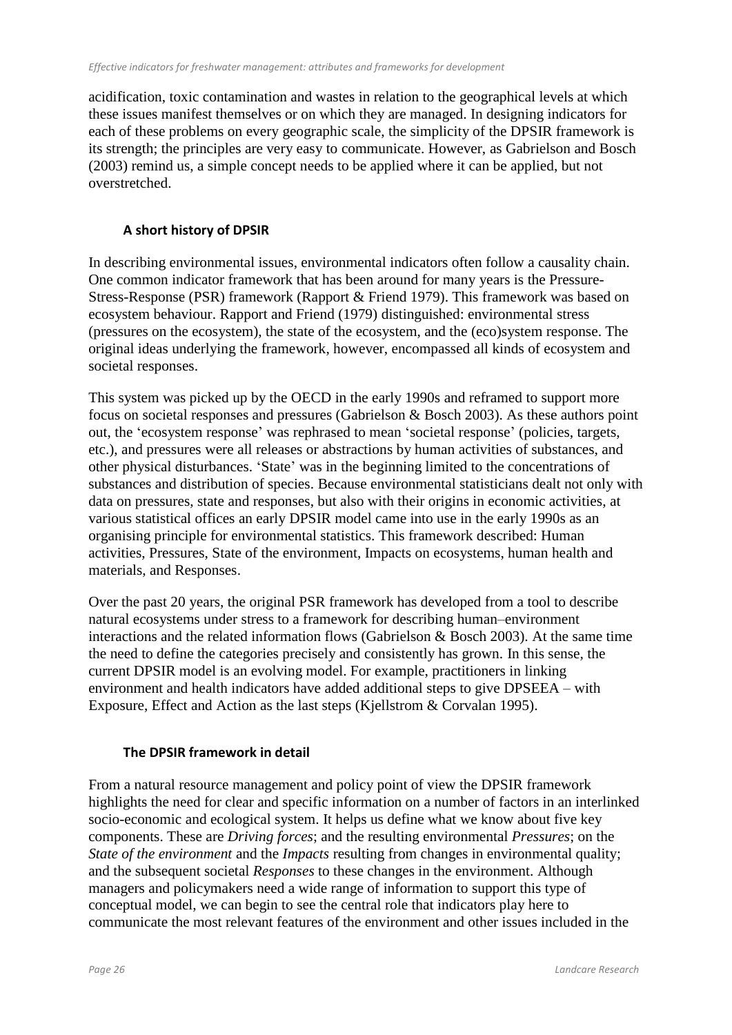acidification, toxic contamination and wastes in relation to the geographical levels at which these issues manifest themselves or on which they are managed. In designing indicators for each of these problems on every geographic scale, the simplicity of the DPSIR framework is its strength; the principles are very easy to communicate. However, as Gabrielson and Bosch (2003) remind us, a simple concept needs to be applied where it can be applied, but not overstretched.

### A short history of DPSIR

In describing environmental issues, environmental indicators often follow a causality chain. One common indicator framework that has been around for many years is the Pressure-Stress-Response (PSR) framework (Rapport & Friend 1979). This framework was based on ecosystem behaviour. Rapport and Friend (1979) distinguished: environmental stress (pressures on the ecosystem), the state of the ecosystem, and the (eco)system response. The original ideas underlying the framework, however, encompassed all kinds of ecosystem and societal responses.

This system was picked up by the OECD in the early 1990s and reframed to support more focus on societal responses and pressures (Gabrielson & Bosch 2003). As these authors point out, the 'ecosystem response' was rephrased to mean 'societal response' (policies, targets, etc.), and pressures were all releases or abstractions by human activities of substances, and other physical disturbances. 'State' was in the beginning limited to the concentrations of substances and distribution of species. Because environmental statisticians dealt not only with data on pressures, state and responses, but also with their origins in economic activities, at various statistical offices an early DPSIR model came into use in the early 1990s as an organising principle for environmental statistics. This framework described: Human activities, Pressures, State of the environment, Impacts on ecosystems, human health and materials, and Responses.

Over the past 20 years, the original PSR framework has developed from a tool to describe natural ecosystems under stress to a framework for describing human–environment interactions and the related information flows (Gabrielson & Bosch 2003). At the same time the need to define the categories precisely and consistently has grown. In this sense, the current DPSIR model is an evolving model. For example, practitioners in linking environment and health indicators have added additional steps to give DPSEEA – with Exposure, Effect and Action as the last steps (Kjellstrom & Corvalan 1995).

### The DPSIR framework in detail

From a natural resource management and policy point of view the DPSIR framework highlights the need for clear and specific information on a number of factors in an interlinked socio-economic and ecological system. It helps us define what we know about five key components. These are *Driving forces*; and the resulting environmental *Pressures*; on the *State of the environment* and the *Impacts* resulting from changes in environmental quality; and the subsequent societal *Responses* to these changes in the environment. Although managers and policymakers need a wide range of information to support this type of conceptual model, we can begin to see the central role that indicators play here to communicate the most relevant features of the environment and other issues included in the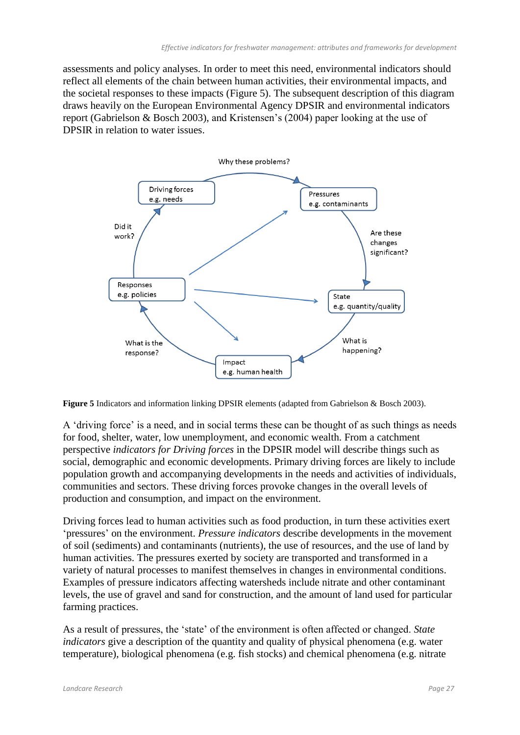assessments and policy analyses. In order to meet this need, environmental indicators should reflect all elements of the chain between human activities, their environmental impacts, and the societal responses to these impacts (Figure 5). The subsequent description of this diagram draws heavily on the European Environmental Agency DPSIR and environmental indicators report (Gabrielson & Bosch 2003), and Kristensen's (2004) paper looking at the use of DPSIR in relation to water issues.

Why these problems?

Driving forces
e.g. needs

Pressures
e.g. contaminants

Did it work?

Are these changes significant?

Responses
e.g. policies

State
e.g. quantity/quality

What is the response?

What is happening?

Impact
e.g. human health

**Figure 5** Indicators and information linking DPSIR elements (adapted from Gabrielson & Bosch 2003).

A 'driving force' is a need, and in social terms these can be thought of as such things as needs for food, shelter, water, low unemployment, and economic wealth. From a catchment perspective *indicators for Driving forces* in the DPSIR model will describe things such as social, demographic and economic developments. Primary driving forces are likely to include population growth and accompanying developments in the needs and activities of individuals, communities and sectors. These driving forces provoke changes in the overall levels of production and consumption, and impact on the environment.

Driving forces lead to human activities such as food production, in turn these activities exert 'pressures' on the environment. *Pressure indicators* describe developments in the movement of soil (sediments) and contaminants (nutrients), the use of resources, and the use of land by human activities. The pressures exerted by society are transported and transformed in a variety of natural processes to manifest themselves in changes in environmental conditions. Examples of pressure indicators affecting watersheds include nitrate and other contaminant levels, the use of gravel and sand for construction, and the amount of land used for particular farming practices.

As a result of pressures, the 'state' of the environment is often affected or changed. *State indicators* give a description of the quantity and quality of physical phenomena (e.g. water temperature), biological phenomena (e.g. fish stocks) and chemical phenomena (e.g. nitrate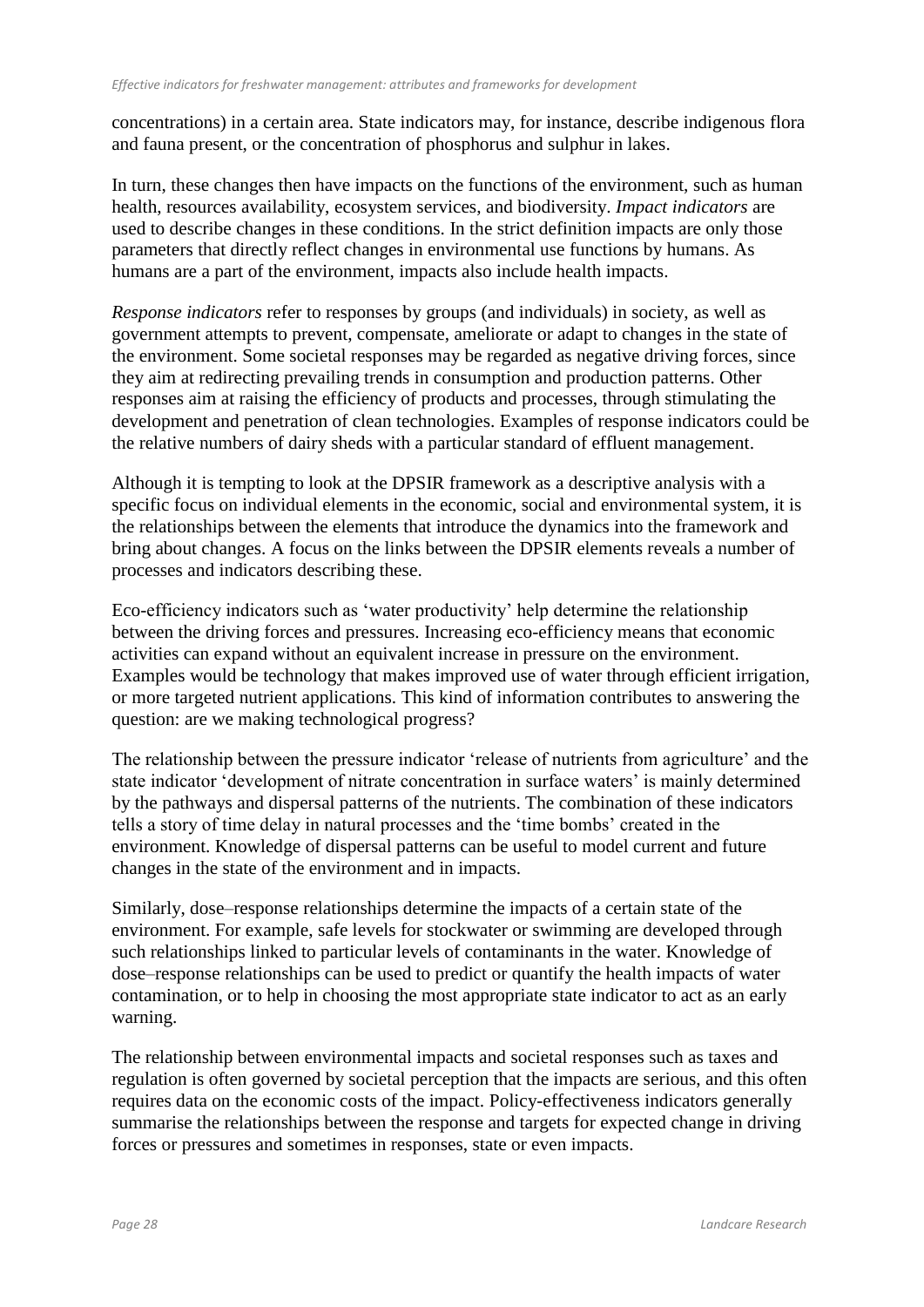concentrations) in a certain area. State indicators may, for instance, describe indigenous flora and fauna present, or the concentration of phosphorus and sulphur in lakes.

In turn, these changes then have impacts on the functions of the environment, such as human health, resources availability, ecosystem services, and biodiversity. *Impact indicators* are used to describe changes in these conditions. In the strict definition impacts are only those parameters that directly reflect changes in environmental use functions by humans. As humans are a part of the environment, impacts also include health impacts.

*Response indicators* refer to responses by groups (and individuals) in society, as well as government attempts to prevent, compensate, ameliorate or adapt to changes in the state of the environment. Some societal responses may be regarded as negative driving forces, since they aim at redirecting prevailing trends in consumption and production patterns. Other responses aim at raising the efficiency of products and processes, through stimulating the development and penetration of clean technologies. Examples of response indicators could be the relative numbers of dairy sheds with a particular standard of effluent management.

Although it is tempting to look at the DPSIR framework as a descriptive analysis with a specific focus on individual elements in the economic, social and environmental system, it is the relationships between the elements that introduce the dynamics into the framework and bring about changes. A focus on the links between the DPSIR elements reveals a number of processes and indicators describing these.

Eco-efficiency indicators such as 'water productivity' help determine the relationship between the driving forces and pressures. Increasing eco-efficiency means that economic activities can expand without an equivalent increase in pressure on the environment. Examples would be technology that makes improved use of water through efficient irrigation, or more targeted nutrient applications. This kind of information contributes to answering the question: are we making technological progress?

The relationship between the pressure indicator 'release of nutrients from agriculture' and the state indicator 'development of nitrate concentration in surface waters' is mainly determined by the pathways and dispersal patterns of the nutrients. The combination of these indicators tells a story of time delay in natural processes and the 'time bombs' created in the environment. Knowledge of dispersal patterns can be useful to model current and future changes in the state of the environment and in impacts.

Similarly, dose–response relationships determine the impacts of a certain state of the environment. For example, safe levels for stockwater or swimming are developed through such relationships linked to particular levels of contaminants in the water. Knowledge of dose–response relationships can be used to predict or quantify the health impacts of water contamination, or to help in choosing the most appropriate state indicator to act as an early warning.

The relationship between environmental impacts and societal responses such as taxes and regulation is often governed by societal perception that the impacts are serious, and this often requires data on the economic costs of the impact. Policy-effectiveness indicators generally summarise the relationships between the response and targets for expected change in driving forces or pressures and sometimes in responses, state or even impacts.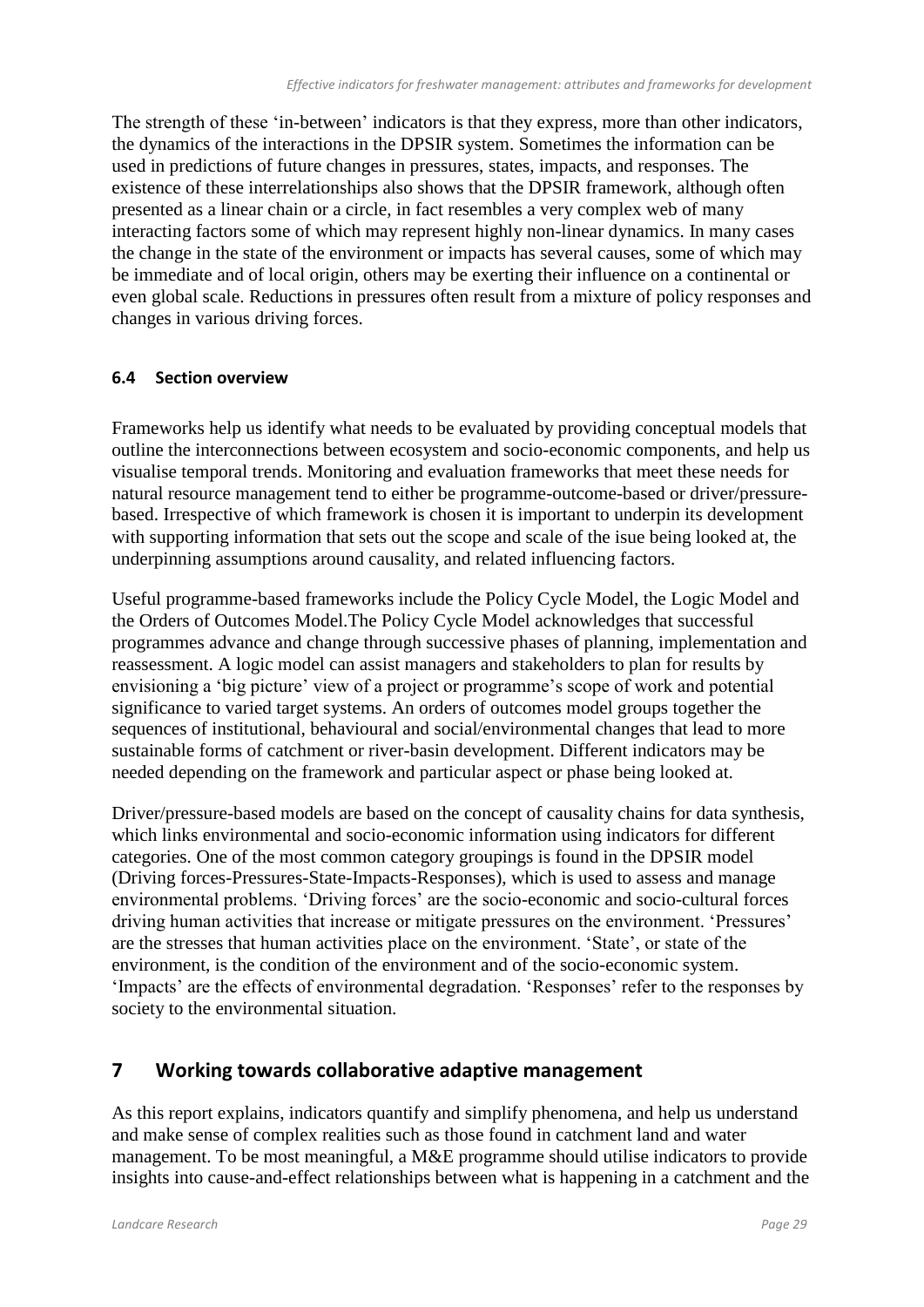The strength of these 'in-between' indicators is that they express, more than other indicators, the dynamics of the interactions in the DPSIR system. Sometimes the information can be used in predictions of future changes in pressures, states, impacts, and responses. The existence of these interrelationships also shows that the DPSIR framework, although often presented as a linear chain or a circle, in fact resembles a very complex web of many interacting factors some of which may represent highly non-linear dynamics. In many cases the change in the state of the environment or impacts has several causes, some of which may be immediate and of local origin, others may be exerting their influence on a continental or even global scale. Reductions in pressures often result from a mixture of policy responses and changes in various driving forces.

### 6.4 Section overview

Frameworks help us identify what needs to be evaluated by providing conceptual models that outline the interconnections between ecosystem and socio-economic components, and help us visualise temporal trends. Monitoring and evaluation frameworks that meet these needs for natural resource management tend to either be programme-outcome-based or driver/pressure-based. Irrespective of which framework is chosen it is important to underpin its development with supporting information that sets out the scope and scale of the isue being looked at, the underpinning assumptions around causality, and related influencing factors.

Useful programme-based frameworks include the Policy Cycle Model, the Logic Model and the Orders of Outcomes Model.The Policy Cycle Model acknowledges that successful programmes advance and change through successive phases of planning, implementation and reassessment. A logic model can assist managers and stakeholders to plan for results by envisioning a 'big picture' view of a project or programme's scope of work and potential significance to varied target systems. An orders of outcomes model groups together the sequences of institutional, behavioural and social/environmental changes that lead to more sustainable forms of catchment or river-basin development. Different indicators may be needed depending on the framework and particular aspect or phase being looked at.

Driver/pressure-based models are based on the concept of causality chains for data synthesis, which links environmental and socio-economic information using indicators for different categories. One of the most common category groupings is found in the DPSIR model (Driving forces-Pressures-State-Impacts-Responses), which is used to assess and manage environmental problems. 'Driving forces' are the socio-economic and socio-cultural forces driving human activities that increase or mitigate pressures on the environment. 'Pressures' are the stresses that human activities place on the environment. 'State', or state of the environment, is the condition of the environment and of the socio-economic system. 'Impacts' are the effects of environmental degradation. 'Responses' refer to the responses by society to the environmental situation.

## 7 Working towards collaborative adaptive management

As this report explains, indicators quantify and simplify phenomena, and help us understand and make sense of complex realities such as those found in catchment land and water management. To be most meaningful, a M&E programme should utilise indicators to provide insights into cause-and-effect relationships between what is happening in a catchment and the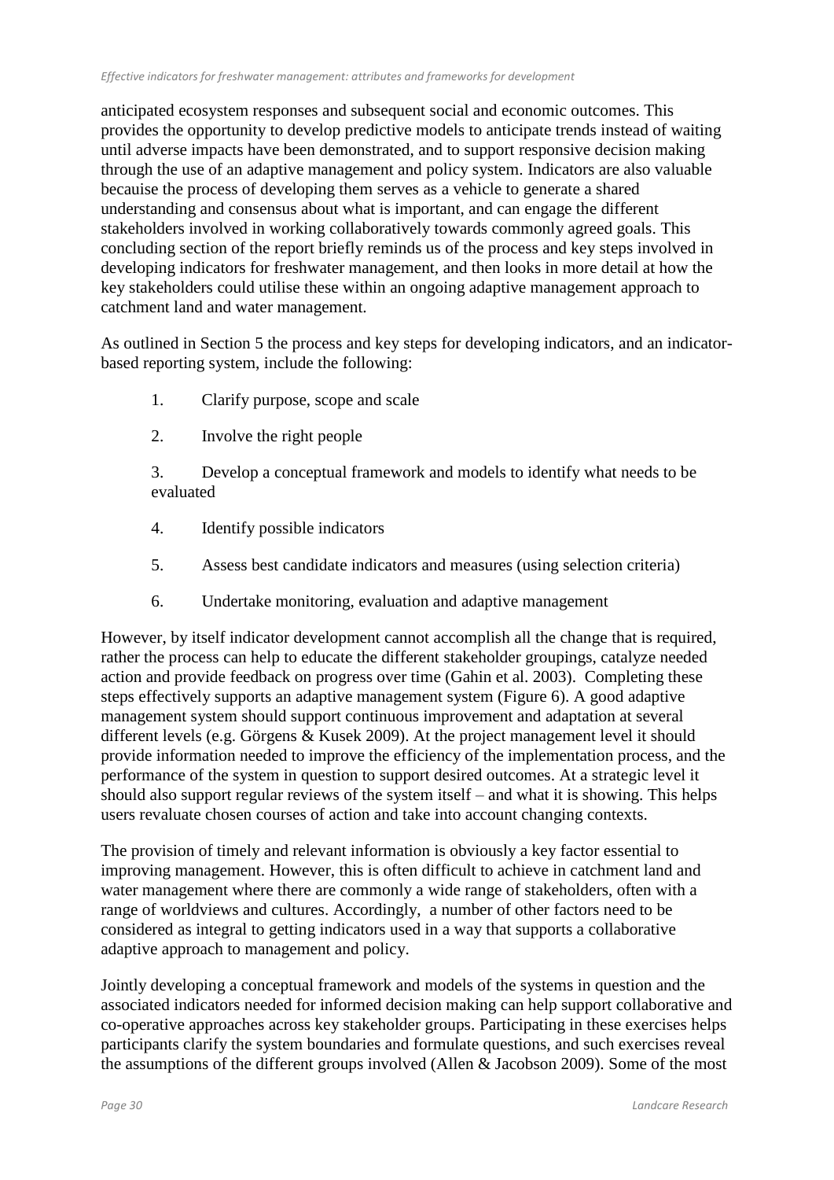anticipated ecosystem responses and subsequent social and economic outcomes. This provides the opportunity to develop predictive models to anticipate trends instead of waiting until adverse impacts have been demonstrated, and to support responsive decision making through the use of an adaptive management and policy system. Indicators are also valuable becauise the process of developing them serves as a vehicle to generate a shared understanding and consensus about what is important, and can engage the different stakeholders involved in working collaboratively towards commonly agreed goals. This concluding section of the report briefly reminds us of the process and key steps involved in developing indicators for freshwater management, and then looks in more detail at how the key stakeholders could utilise these within an ongoing adaptive management approach to catchment land and water management.

As outlined in Section 5 the process and key steps for developing indicators, and an indicator-based reporting system, include the following:

1. Clarify purpose, scope and scale
2. Involve the right people
3. Develop a conceptual framework and models to identify what needs to be evaluated
4. Identify possible indicators
5. Assess best candidate indicators and measures (using selection criteria)
6. Undertake monitoring, evaluation and adaptive management

However, by itself indicator development cannot accomplish all the change that is required, rather the process can help to educate the different stakeholder groupings, catalyze needed action and provide feedback on progress over time (Gahin et al. 2003). Completing these steps effectively supports an adaptive management system (Figure 6). A good adaptive management system should support continuous improvement and adaptation at several different levels (e.g. Görgens & Kusek 2009). At the project management level it should provide information needed to improve the efficiency of the implementation process, and the performance of the system in question to support desired outcomes. At a strategic level it should also support regular reviews of the system itself – and what it is showing. This helps users revaluate chosen courses of action and take into account changing contexts.

The provision of timely and relevant information is obviously a key factor essential to improving management. However, this is often difficult to achieve in catchment land and water management where there are commonly a wide range of stakeholders, often with a range of worldviews and cultures. Accordingly, a number of other factors need to be considered as integral to getting indicators used in a way that supports a collaborative adaptive approach to management and policy.

Jointly developing a conceptual framework and models of the systems in question and the associated indicators needed for informed decision making can help support collaborative and co-operative approaches across key stakeholder groups. Participating in these exercises helps participants clarify the system boundaries and formulate questions, and such exercises reveal the assumptions of the different groups involved (Allen & Jacobson 2009). Some of the most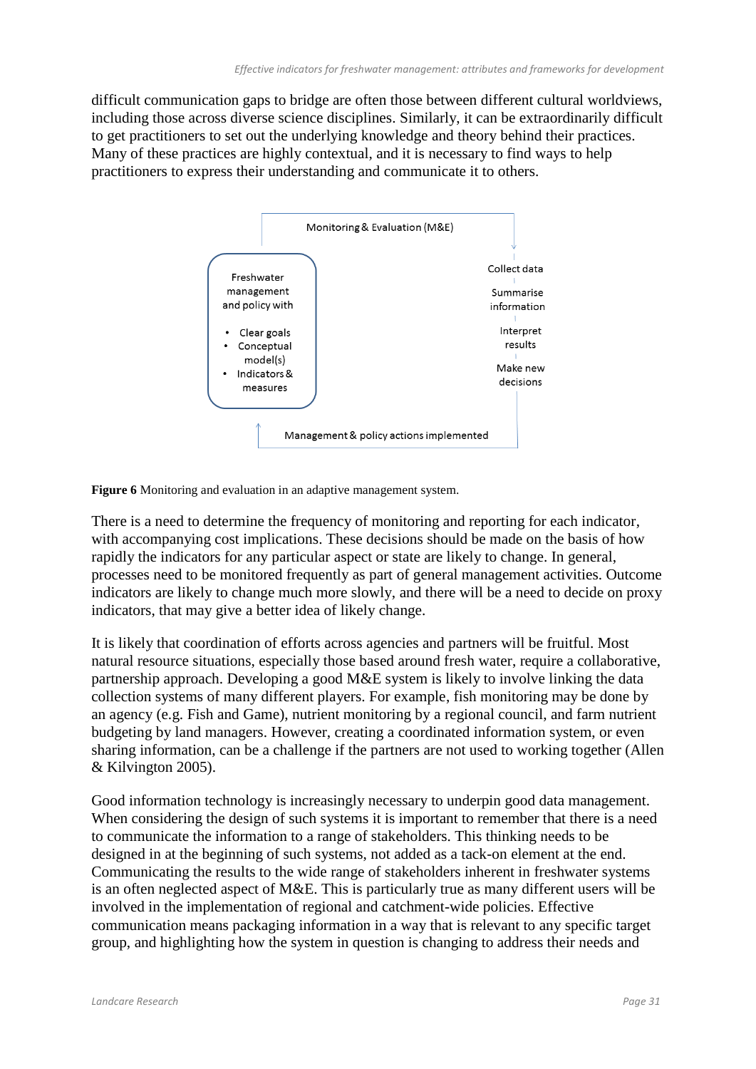difficult communication gaps to bridge are often those between different cultural worldviews, including those across diverse science disciplines. Similarly, it can be extraordinarily difficult to get practitioners to set out the underlying knowledge and theory behind their practices. Many of these practices are highly contextual, and it is necessary to find ways to help practitioners to express their understanding and communicate it to others.

Monitoring & Evaluation (M&E)

Freshwater management and policy with

- Clear goals
- Conceptual model(s)
- Indicators & measures

Collect data

Summarise information

Interpret results

Make new decisions

Management & policy actions implemented

**Figure 6** Monitoring and evaluation in an adaptive management system.

There is a need to determine the frequency of monitoring and reporting for each indicator, with accompanying cost implications. These decisions should be made on the basis of how rapidly the indicators for any particular aspect or state are likely to change. In general, processes need to be monitored frequently as part of general management activities. Outcome indicators are likely to change much more slowly, and there will be a need to decide on proxy indicators, that may give a better idea of likely change.

It is likely that coordination of efforts across agencies and partners will be fruitful. Most natural resource situations, especially those based around fresh water, require a collaborative, partnership approach. Developing a good M&E system is likely to involve linking the data collection systems of many different players. For example, fish monitoring may be done by an agency (e.g. Fish and Game), nutrient monitoring by a regional council, and farm nutrient budgeting by land managers. However, creating a coordinated information system, or even sharing information, can be a challenge if the partners are not used to working together (Allen & Kilvington 2005).

Good information technology is increasingly necessary to underpin good data management. When considering the design of such systems it is important to remember that there is a need to communicate the information to a range of stakeholders. This thinking needs to be designed in at the beginning of such systems, not added as a tack-on element at the end. Communicating the results to the wide range of stakeholders inherent in freshwater systems is an often neglected aspect of M&E. This is particularly true as many different users will be involved in the implementation of regional and catchment-wide policies. Effective communication means packaging information in a way that is relevant to any specific target group, and highlighting how the system in question is changing to address their needs and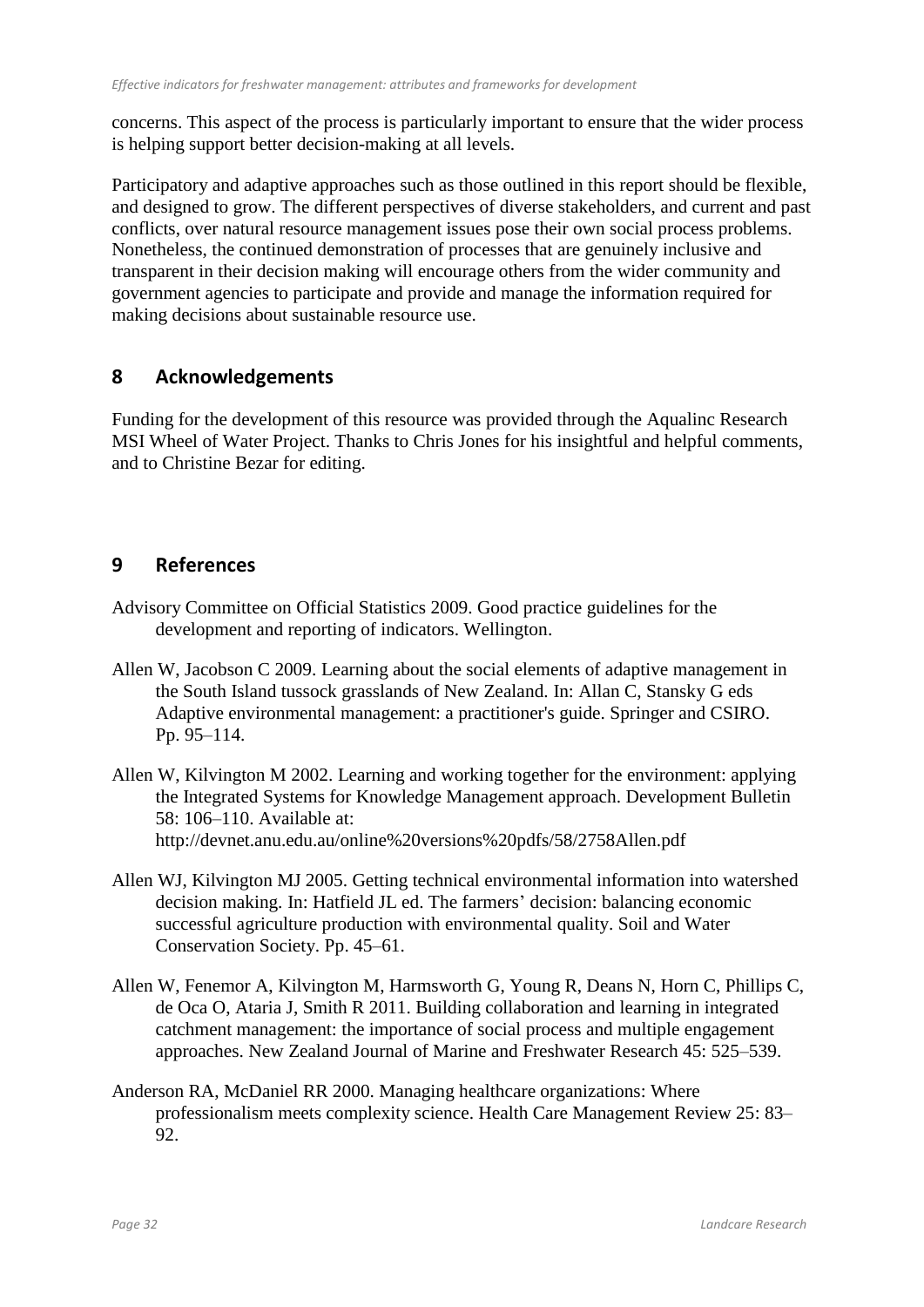concerns. This aspect of the process is particularly important to ensure that the wider process is helping support better decision-making at all levels.

Participatory and adaptive approaches such as those outlined in this report should be flexible, and designed to grow. The different perspectives of diverse stakeholders, and current and past conflicts, over natural resource management issues pose their own social process problems. Nonetheless, the continued demonstration of processes that are genuinely inclusive and transparent in their decision making will encourage others from the wider community and government agencies to participate and provide and manage the information required for making decisions about sustainable resource use.

## 8 Acknowledgements

Funding for the development of this resource was provided through the Aqualinc Research MSI Wheel of Water Project. Thanks to Chris Jones for his insightful and helpful comments, and to Christine Bezar for editing.

## 9 References

Advisory Committee on Official Statistics 2009. Good practice guidelines for the development and reporting of indicators. Wellington.

Allen W, Jacobson C 2009. Learning about the social elements of adaptive management in the South Island tussock grasslands of New Zealand. In: Allan C, Stansky G eds Adaptive environmental management: a practitioner's guide. Springer and CSIRO. Pp. 95–114.

Allen W, Kilvington M 2002. Learning and working together for the environment: applying the Integrated Systems for Knowledge Management approach. Development Bulletin 58: 106–110. Available at: http://devnet.anu.edu.au/online%20versions%20pdfs/58/2758Allen.pdf

Allen WJ, Kilvington MJ 2005. Getting technical environmental information into watershed decision making. In: Hatfield JL ed. The farmers' decision: balancing economic successful agriculture production with environmental quality. Soil and Water Conservation Society. Pp. 45–61.

Allen W, Fenemor A, Kilvington M, Harmsworth G, Young R, Deans N, Horn C, Phillips C, de Oca O, Ataria J, Smith R 2011. Building collaboration and learning in integrated catchment management: the importance of social process and multiple engagement approaches. New Zealand Journal of Marine and Freshwater Research 45: 525–539.

Anderson RA, McDaniel RR 2000. Managing healthcare organizations: Where professionalism meets complexity science. Health Care Management Review 25: 83–92.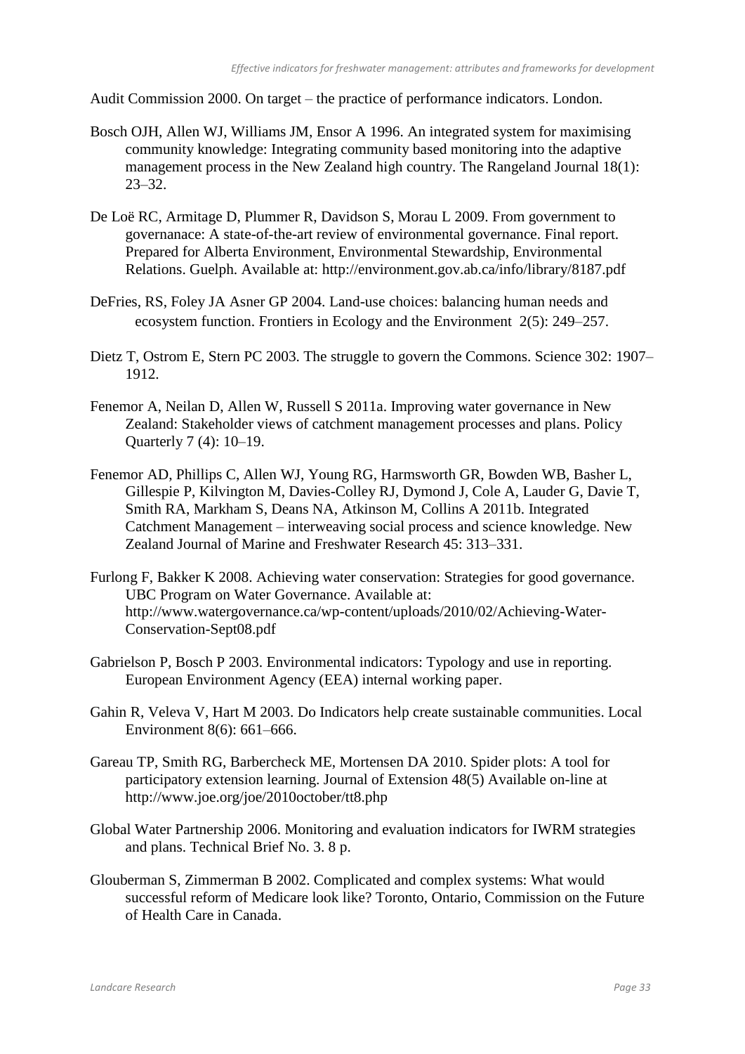Audit Commission 2000. On target – the practice of performance indicators. London.

Bosch OJH, Allen WJ, Williams JM, Ensor A 1996. An integrated system for maximising community knowledge: Integrating community based monitoring into the adaptive management process in the New Zealand high country. The Rangeland Journal 18(1): 23–32.

De Loë RC, Armitage D, Plummer R, Davidson S, Morau L 2009. From government to governanace: A state-of-the-art review of environmental governance. Final report. Prepared for Alberta Environment, Environmental Stewardship, Environmental Relations. Guelph. Available at: http://environment.gov.ab.ca/info/library/8187.pdf

DeFries, RS, Foley JA Asner GP 2004. Land-use choices: balancing human needs and ecosystem function. Frontiers in Ecology and the Environment 2(5): 249–257.

Dietz T, Ostrom E, Stern PC 2003. The struggle to govern the Commons. Science 302: 1907–1912.

Fenemor A, Neilan D, Allen W, Russell S 2011a. Improving water governance in New Zealand: Stakeholder views of catchment management processes and plans. Policy Quarterly 7 (4): 10–19.

Fenemor AD, Phillips C, Allen WJ, Young RG, Harmsworth GR, Bowden WB, Basher L, Gillespie P, Kilvington M, Davies-Colley RJ, Dymond J, Cole A, Lauder G, Davie T, Smith RA, Markham S, Deans NA, Atkinson M, Collins A 2011b. Integrated Catchment Management – interweaving social process and science knowledge. New Zealand Journal of Marine and Freshwater Research 45: 313–331.

Furlong F, Bakker K 2008. Achieving water conservation: Strategies for good governance. UBC Program on Water Governance. Available at: http://www.watergovernance.ca/wp-content/uploads/2010/02/Achieving-Water-Conservation-Sept08.pdf

Gabrielson P, Bosch P 2003. Environmental indicators: Typology and use in reporting. European Environment Agency (EEA) internal working paper.

Gahin R, Veleva V, Hart M 2003. Do Indicators help create sustainable communities. Local Environment 8(6): 661–666.

Gareau TP, Smith RG, Barbercheck ME, Mortensen DA 2010. Spider plots: A tool for participatory extension learning. Journal of Extension 48(5) Available on-line at http://www.joe.org/joe/2010october/tt8.php

Global Water Partnership 2006. Monitoring and evaluation indicators for IWRM strategies and plans. Technical Brief No. 3. 8 p.

Glouberman S, Zimmerman B 2002. Complicated and complex systems: What would successful reform of Medicare look like? Toronto, Ontario, Commission on the Future of Health Care in Canada.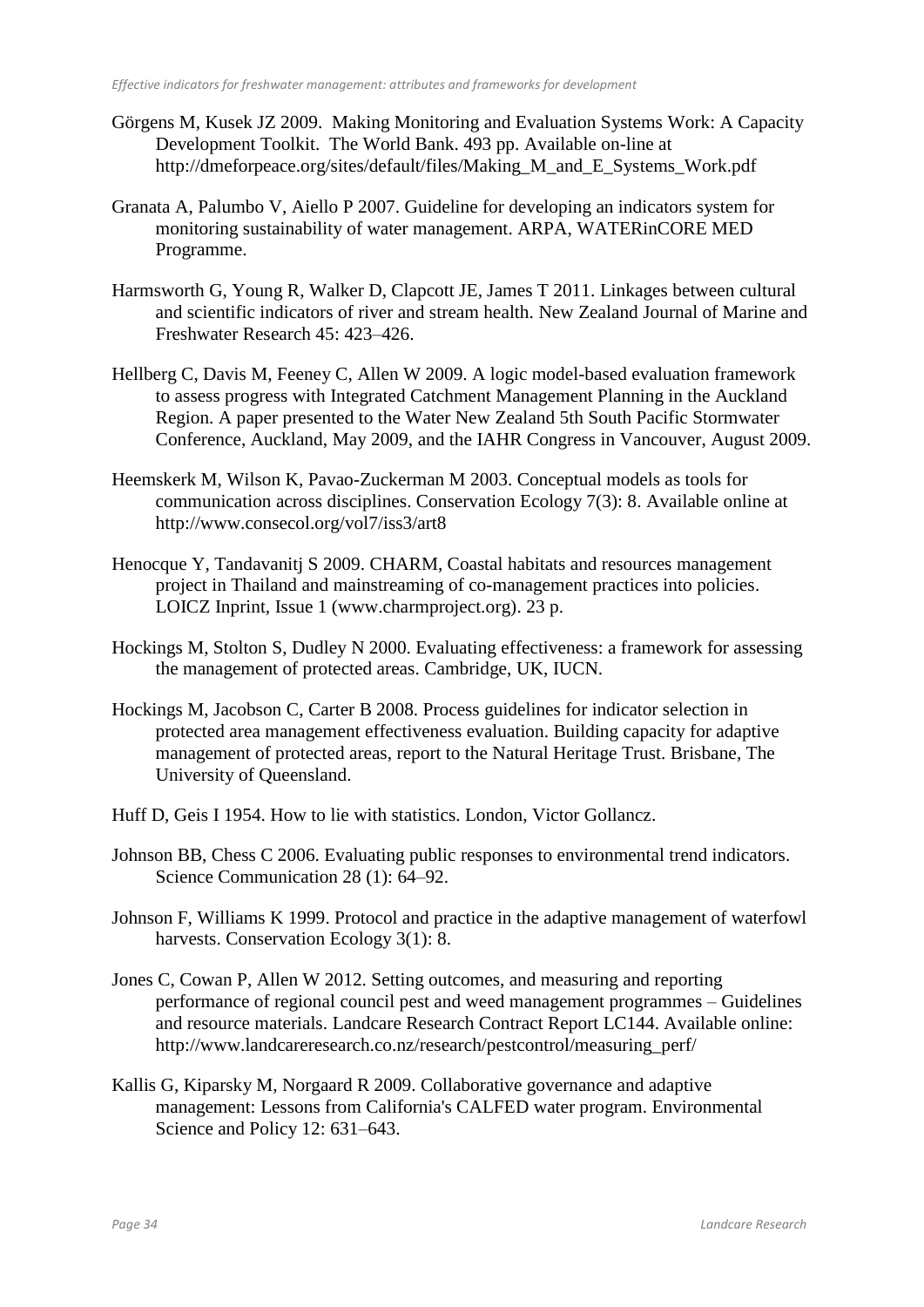Görgens M, Kusek JZ 2009. Making Monitoring and Evaluation Systems Work: A Capacity Development Toolkit. The World Bank. 493 pp. Available on-line at http://dmeforpeace.org/sites/default/files/Making_M_and_E_Systems_Work.pdf

Granata A, Palumbo V, Aiello P 2007. Guideline for developing an indicators system for monitoring sustainability of water management. ARPA, WATERinCORE MED Programme.

Harmsworth G, Young R, Walker D, Clapcott JE, James T 2011. Linkages between cultural and scientific indicators of river and stream health. New Zealand Journal of Marine and Freshwater Research 45: 423–426.

Hellberg C, Davis M, Feeney C, Allen W 2009. A logic model-based evaluation framework to assess progress with Integrated Catchment Management Planning in the Auckland Region. A paper presented to the Water New Zealand 5th South Pacific Stormwater Conference, Auckland, May 2009, and the IAHR Congress in Vancouver, August 2009.

Heemskerk M, Wilson K, Pavao-Zuckerman M 2003. Conceptual models as tools for communication across disciplines. Conservation Ecology 7(3): 8. Available online at http://www.consecol.org/vol7/iss3/art8

Henocque Y, Tandavanitj S 2009. CHARM, Coastal habitats and resources management project in Thailand and mainstreaming of co-management practices into policies. LOICZ Inprint, Issue 1 (www.charmproject.org). 23 p.

Hockings M, Stolton S, Dudley N 2000. Evaluating effectiveness: a framework for assessing the management of protected areas. Cambridge, UK, IUCN.

Hockings M, Jacobson C, Carter B 2008. Process guidelines for indicator selection in protected area management effectiveness evaluation. Building capacity for adaptive management of protected areas, report to the Natural Heritage Trust. Brisbane, The University of Queensland.

Huff D, Geis I 1954. How to lie with statistics. London, Victor Gollancz.

Johnson BB, Chess C 2006. Evaluating public responses to environmental trend indicators. Science Communication 28 (1): 64–92.

Johnson F, Williams K 1999. Protocol and practice in the adaptive management of waterfowl harvests. Conservation Ecology 3(1): 8.

Jones C, Cowan P, Allen W 2012. Setting outcomes, and measuring and reporting performance of regional council pest and weed management programmes – Guidelines and resource materials. Landcare Research Contract Report LC144. Available online: http://www.landcareresearch.co.nz/research/pestcontrol/measuring_perf/

Kallis G, Kiparsky M, Norgaard R 2009. Collaborative governance and adaptive management: Lessons from California's CALFED water program. Environmental Science and Policy 12: 631–643.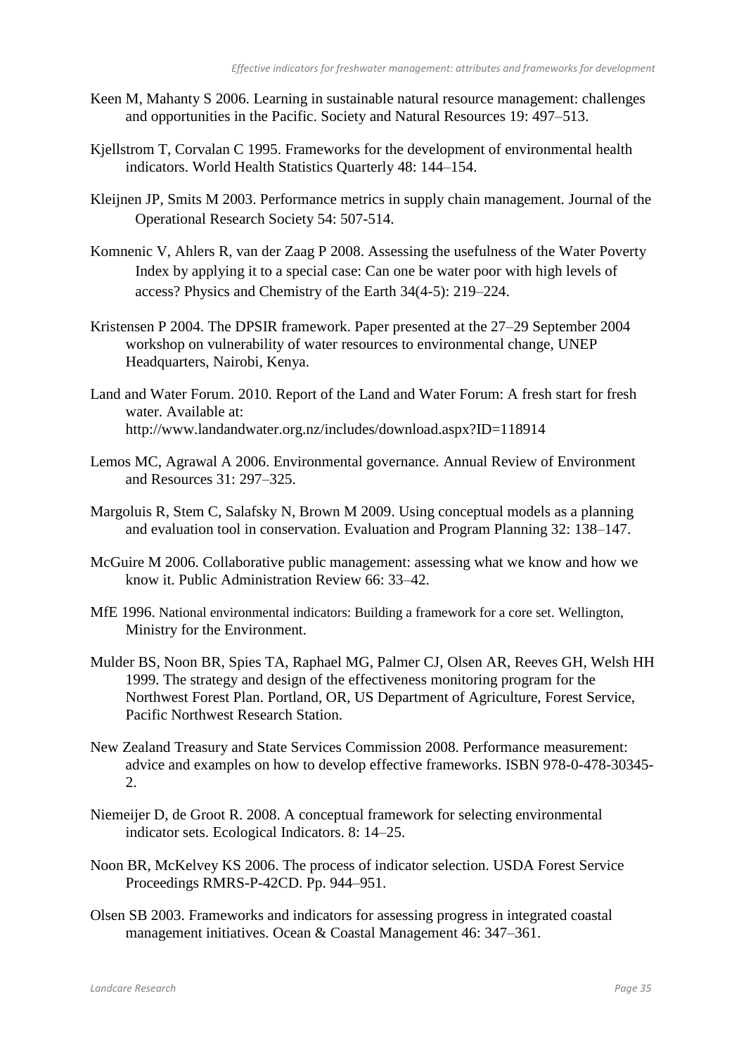Keen M, Mahanty S 2006. Learning in sustainable natural resource management: challenges and opportunities in the Pacific. Society and Natural Resources 19: 497–513.

Kjellstrom T, Corvalan C 1995. Frameworks for the development of environmental health indicators. World Health Statistics Quarterly 48: 144–154.

Kleijnen JP, Smits M 2003. Performance metrics in supply chain management. Journal of the Operational Research Society 54: 507-514.

Komnenic V, Ahlers R, van der Zaag P 2008. Assessing the usefulness of the Water Poverty Index by applying it to a special case: Can one be water poor with high levels of access? Physics and Chemistry of the Earth 34(4-5): 219–224.

Kristensen P 2004. The DPSIR framework. Paper presented at the 27–29 September 2004 workshop on vulnerability of water resources to environmental change, UNEP Headquarters, Nairobi, Kenya.

Land and Water Forum. 2010. Report of the Land and Water Forum: A fresh start for fresh water. Available at: http://www.landandwater.org.nz/includes/download.aspx?ID=118914

Lemos MC, Agrawal A 2006. Environmental governance. Annual Review of Environment and Resources 31: 297–325.

Margoluis R, Stem C, Salafsky N, Brown M 2009. Using conceptual models as a planning and evaluation tool in conservation. Evaluation and Program Planning 32: 138–147.

McGuire M 2006. Collaborative public management: assessing what we know and how we know it. Public Administration Review 66: 33–42.

MfE 1996. National environmental indicators: Building a framework for a core set. Wellington, Ministry for the Environment.

Mulder BS, Noon BR, Spies TA, Raphael MG, Palmer CJ, Olsen AR, Reeves GH, Welsh HH 1999. The strategy and design of the effectiveness monitoring program for the Northwest Forest Plan. Portland, OR, US Department of Agriculture, Forest Service, Pacific Northwest Research Station.

New Zealand Treasury and State Services Commission 2008. Performance measurement: advice and examples on how to develop effective frameworks. ISBN 978-0-478-30345-2.

Niemeijer D, de Groot R. 2008. A conceptual framework for selecting environmental indicator sets. Ecological Indicators. 8: 14–25.

Noon BR, McKelvey KS 2006. The process of indicator selection. USDA Forest Service Proceedings RMRS-P-42CD. Pp. 944–951.

Olsen SB 2003. Frameworks and indicators for assessing progress in integrated coastal management initiatives. Ocean & Coastal Management 46: 347–361.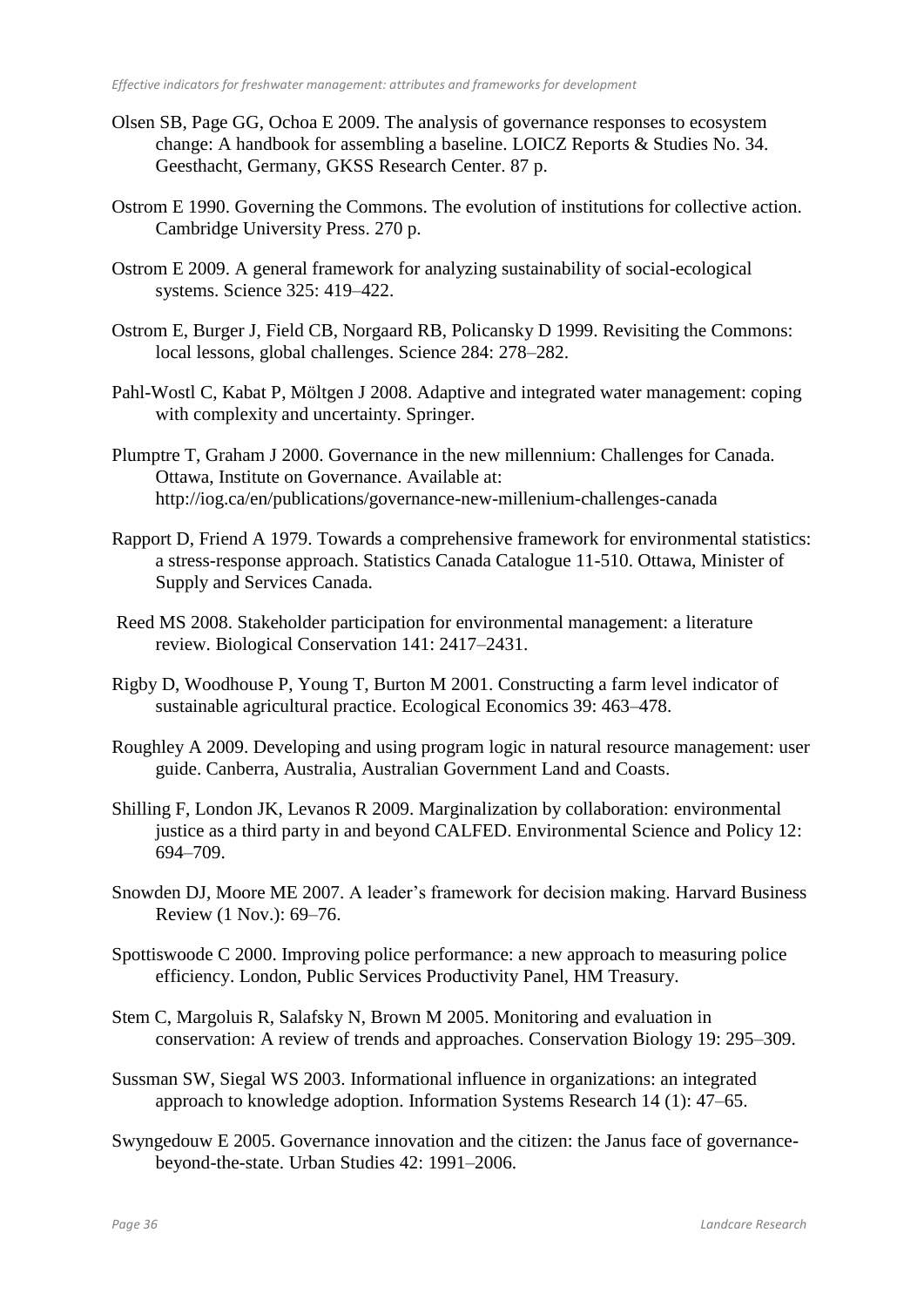Olsen SB, Page GG, Ochoa E 2009. The analysis of governance responses to ecosystem change: A handbook for assembling a baseline. LOICZ Reports & Studies No. 34. Geesthacht, Germany, GKSS Research Center. 87 p.

Ostrom E 1990. Governing the Commons. The evolution of institutions for collective action. Cambridge University Press. 270 p.

Ostrom E 2009. A general framework for analyzing sustainability of social-ecological systems. Science 325: 419–422.

Ostrom E, Burger J, Field CB, Norgaard RB, Policansky D 1999. Revisiting the Commons: local lessons, global challenges. Science 284: 278–282.

Pahl-Wostl C, Kabat P, Möltgen J 2008. Adaptive and integrated water management: coping with complexity and uncertainty. Springer.

Plumptre T, Graham J 2000. Governance in the new millennium: Challenges for Canada. Ottawa, Institute on Governance. Available at: http://iog.ca/en/publications/governance-new-millenium-challenges-canada

Rapport D, Friend A 1979. Towards a comprehensive framework for environmental statistics: a stress-response approach. Statistics Canada Catalogue 11-510. Ottawa, Minister of Supply and Services Canada.

Reed MS 2008. Stakeholder participation for environmental management: a literature review. Biological Conservation 141: 2417–2431.

Rigby D, Woodhouse P, Young T, Burton M 2001. Constructing a farm level indicator of sustainable agricultural practice. Ecological Economics 39: 463–478.

Roughley A 2009. Developing and using program logic in natural resource management: user guide. Canberra, Australia, Australian Government Land and Coasts.

Shilling F, London JK, Levanos R 2009. Marginalization by collaboration: environmental justice as a third party in and beyond CALFED. Environmental Science and Policy 12: 694–709.

Snowden DJ, Moore ME 2007. A leader's framework for decision making. Harvard Business Review (1 Nov.): 69–76.

Spottiswoode C 2000. Improving police performance: a new approach to measuring police efficiency. London, Public Services Productivity Panel, HM Treasury.

Stem C, Margoluis R, Salafsky N, Brown M 2005. Monitoring and evaluation in conservation: A review of trends and approaches. Conservation Biology 19: 295–309.

Sussman SW, Siegal WS 2003. Informational influence in organizations: an integrated approach to knowledge adoption. Information Systems Research 14 (1): 47–65.

Swyngedouw E 2005. Governance innovation and the citizen: the Janus face of governance-beyond-the-state. Urban Studies 42: 1991–2006.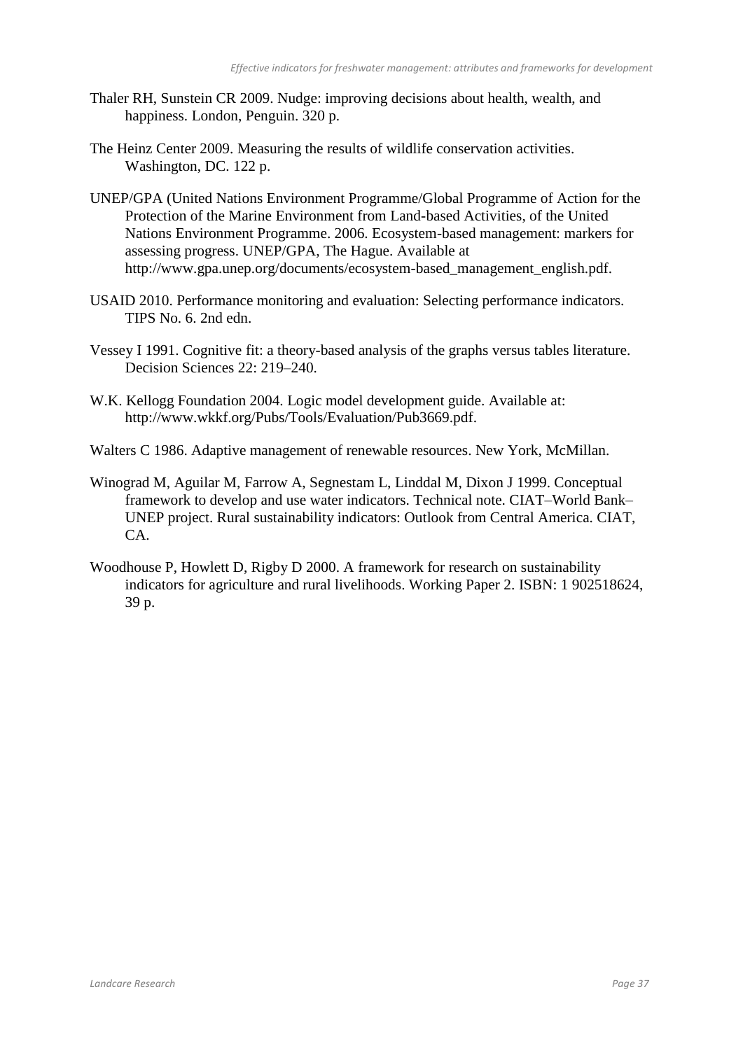Thaler RH, Sunstein CR 2009. Nudge: improving decisions about health, wealth, and happiness. London, Penguin. 320 p.

The Heinz Center 2009. Measuring the results of wildlife conservation activities. Washington, DC. 122 p.

UNEP/GPA (United Nations Environment Programme/Global Programme of Action for the Protection of the Marine Environment from Land-based Activities, of the United Nations Environment Programme. 2006. Ecosystem-based management: markers for assessing progress. UNEP/GPA, The Hague. Available at http://www.gpa.unep.org/documents/ecosystem-based_management_english.pdf.

USAID 2010. Performance monitoring and evaluation: Selecting performance indicators. TIPS No. 6. 2nd edn.

Vessey I 1991. Cognitive fit: a theory-based analysis of the graphs versus tables literature. Decision Sciences 22: 219–240.

W.K. Kellogg Foundation 2004. Logic model development guide. Available at: http://www.wkkf.org/Pubs/Tools/Evaluation/Pub3669.pdf.

Walters C 1986. Adaptive management of renewable resources. New York, McMillan.

Winograd M, Aguilar M, Farrow A, Segnestam L, Linddal M, Dixon J 1999. Conceptual framework to develop and use water indicators. Technical note. CIAT–World Bank–UNEP project. Rural sustainability indicators: Outlook from Central America. CIAT, CA.

Woodhouse P, Howlett D, Rigby D 2000. A framework for research on sustainability indicators for agriculture and rural livelihoods. Working Paper 2. ISBN: 1 902518624, 39 p.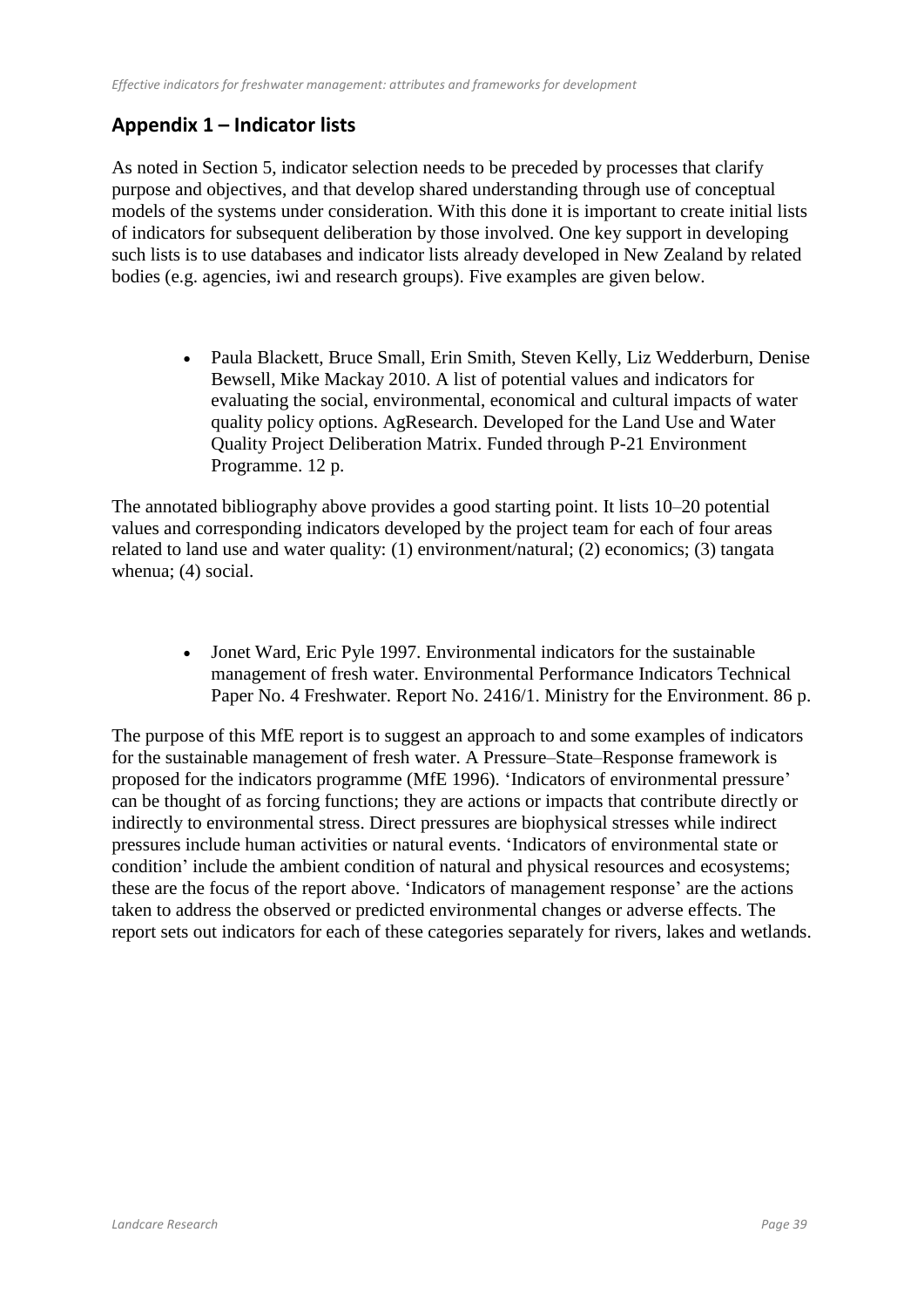## Appendix 1 – Indicator lists

As noted in Section 5, indicator selection needs to be preceded by processes that clarify purpose and objectives, and that develop shared understanding through use of conceptual models of the systems under consideration. With this done it is important to create initial lists of indicators for subsequent deliberation by those involved. One key support in developing such lists is to use databases and indicator lists already developed in New Zealand by related bodies (e.g. agencies, iwi and research groups). Five examples are given below.

- Paula Blackett, Bruce Small, Erin Smith, Steven Kelly, Liz Wedderburn, Denise Bewsell, Mike Mackay 2010. A list of potential values and indicators for evaluating the social, environmental, economical and cultural impacts of water quality policy options. AgResearch. Developed for the Land Use and Water Quality Project Deliberation Matrix. Funded through P-21 Environment Programme. 12 p.

The annotated bibliography above provides a good starting point. It lists 10–20 potential values and corresponding indicators developed by the project team for each of four areas related to land use and water quality: (1) environment/natural; (2) economics; (3) tangata whenua; (4) social.

- Jonet Ward, Eric Pyle 1997. Environmental indicators for the sustainable management of fresh water. Environmental Performance Indicators Technical Paper No. 4 Freshwater. Report No. 2416/1. Ministry for the Environment. 86 p.

The purpose of this MfE report is to suggest an approach to and some examples of indicators for the sustainable management of fresh water. A Pressure–State–Response framework is proposed for the indicators programme (MfE 1996). 'Indicators of environmental pressure' can be thought of as forcing functions; they are actions or impacts that contribute directly or indirectly to environmental stress. Direct pressures are biophysical stresses while indirect pressures include human activities or natural events. 'Indicators of environmental state or condition' include the ambient condition of natural and physical resources and ecosystems; these are the focus of the report above. 'Indicators of management response' are the actions taken to address the observed or predicted environmental changes or adverse effects. The report sets out indicators for each of these categories separately for rivers, lakes and wetlands.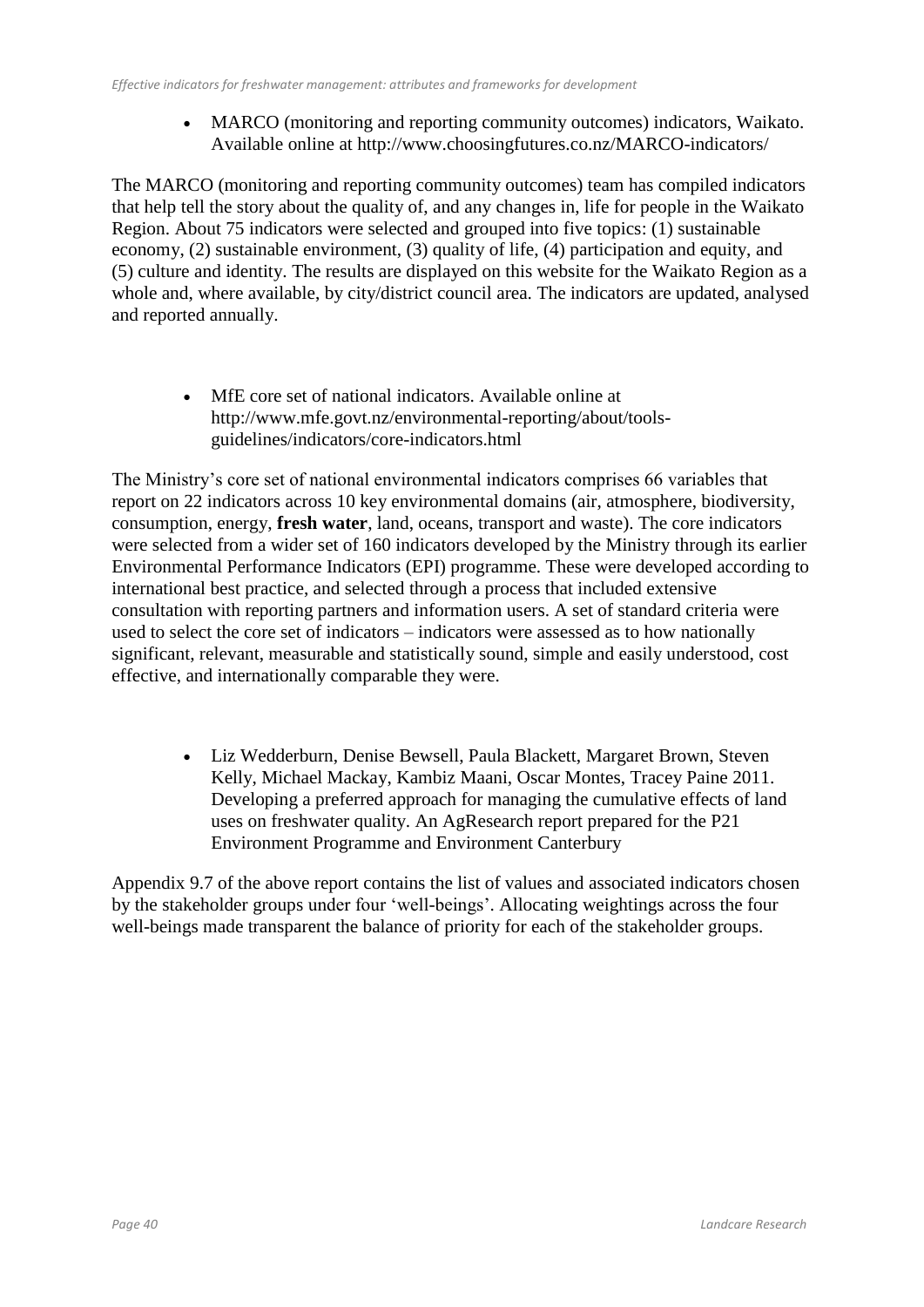- MARCO (monitoring and reporting community outcomes) indicators, Waikato. Available online at http://www.choosingfutures.co.nz/MARCO-indicators/

The MARCO (monitoring and reporting community outcomes) team has compiled indicators that help tell the story about the quality of, and any changes in, life for people in the Waikato Region. About 75 indicators were selected and grouped into five topics: (1) sustainable economy, (2) sustainable environment, (3) quality of life, (4) participation and equity, and (5) culture and identity. The results are displayed on this website for the Waikato Region as a whole and, where available, by city/district council area. The indicators are updated, analysed and reported annually.

- MfE core set of national indicators. Available online at http://www.mfe.govt.nz/environmental-reporting/about/tools-guidelines/indicators/core-indicators.html

The Ministry's core set of national environmental indicators comprises 66 variables that report on 22 indicators across 10 key environmental domains (air, atmosphere, biodiversity, consumption, energy, **fresh water**, land, oceans, transport and waste). The core indicators were selected from a wider set of 160 indicators developed by the Ministry through its earlier Environmental Performance Indicators (EPI) programme. These were developed according to international best practice, and selected through a process that included extensive consultation with reporting partners and information users. A set of standard criteria were used to select the core set of indicators – indicators were assessed as to how nationally significant, relevant, measurable and statistically sound, simple and easily understood, cost effective, and internationally comparable they were.

- Liz Wedderburn, Denise Bewsell, Paula Blackett, Margaret Brown, Steven Kelly, Michael Mackay, Kambiz Maani, Oscar Montes, Tracey Paine 2011. Developing a preferred approach for managing the cumulative effects of land uses on freshwater quality. An AgResearch report prepared for the P21 Environment Programme and Environment Canterbury

Appendix 9.7 of the above report contains the list of values and associated indicators chosen by the stakeholder groups under four 'well-beings'. Allocating weightings across the four well-beings made transparent the balance of priority for each of the stakeholder groups.